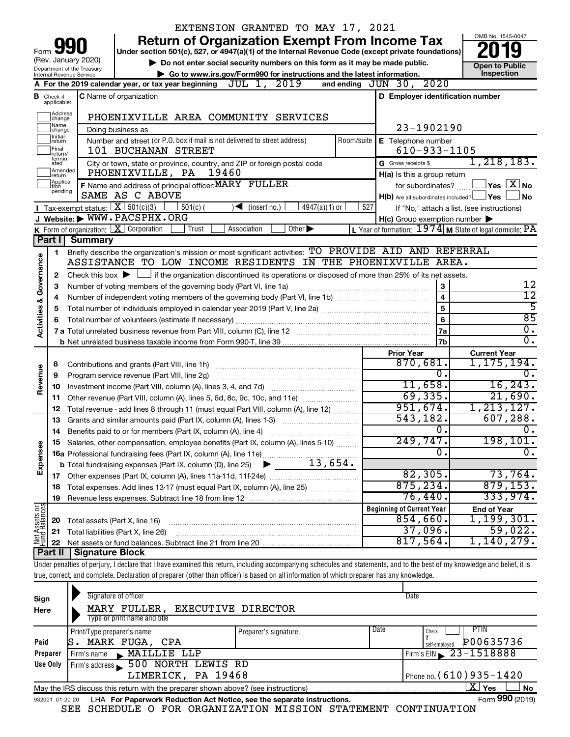EXTENSION GRANTED TO MAY 17, 2021

# Form 990 — Return of Organization Exempt From Income Tax

Under section 501(c), 527, or 4947(a)(1) of the Internal Revenue Code (except private foundations)

(Rev. January 2020) Department of the Treasury Internal Revenue Service

▶ Do not enter social security numbers on this form as it may be made public.

▶ Go to www.irs.gov/Form990 for instructions and the latest information.

OMB No. 1545-0047 — **2019** — Open to Public Inspection

**A** For the 2019 calendar year, or tax year beginning JUL 1, 2019 and ending JUN 30, 2020

**B** Check if applicable: Address change, Name change, Initial return, Final return/terminated, Amended return, Application pending

**C** Name of organization: PHOENIXVILLE AREA COMMUNITY SERVICES

Doing business as

Number and street (or P.O. box if mail is not delivered to street address): 101 BUCHANAN STREET — Room/suite

City or town, state or province, country, and ZIP or foreign postal code: PHOENIXVILLE, PA 19460

**D** Employer identification number: 23-1902190

**E** Telephone number: 610-933-1105

**G** Gross receipts $ 1,218,183.

**F** Name and address of principal officer: MARY FULLER, SAME AS C ABOVE

**H(a)** Is this a group return for subordinates? Yes [ ] No [X]

**H(b)** Are all subordinates included? Yes [ ] No [ ] If "No," attach a list. (see instructions)

**H(c)** Group exemption number ▶

**I** Tax-exempt status: [X] 501(c)(3) [ ] 501(c) ( ) ◀ (insert no.) [ ] 4947(a)(1) or [ ] 527

**J** Website: ▶ WWW.PACSPHX.ORG

**K** Form of organization: [X] Corporation [ ] Trust [ ] Association [ ] Other ▶

**L** Year of formation: 1974 **M** State of legal domicile: PA

## Part I Summary

**Activities & Governance**

1 Briefly describe the organization's mission or most significant activities: TO PROVIDE AID AND REFERRAL ASSISTANCE TO LOW INCOME RESIDENTS IN THE PHOENIXVILLE AREA.

2 Check this box ▶ [ ] if the organization discontinued its operations or disposed of more than 25% of its net assets.

| Line | Description | No. | Value |
|---|---|---|---|
| 3 | Number of voting members of the governing body (Part VI, line 1a) | 3 | 12 |
| 4 | Number of independent voting members of the governing body (Part VI, line 1b) | 4 | 12 |
| 5 | Total number of individuals employed in calendar year 2019 (Part V, line 2a) | 5 | 5 |
| 6 | Total number of volunteers (estimate if necessary) | 6 | 85 |
| 7a | Total unrelated business revenue from Part VIII, column (C), line 12 | 7a | 0. |
| 7b | Net unrelated business taxable income from Form 990-T, line 39 | 7b | 0. |

| Line | Description | Prior Year | Current Year |
|---|---|---|---|
| **Revenue** | | | |
| 8 | Contributions and grants (Part VIII, line 1h) | 870,681. | 1,175,194. |
| 9 | Program service revenue (Part VIII, line 2g) | 0. | 0. |
| 10 | Investment income (Part VIII, column (A), lines 3, 4, and 7d) | 11,658. | 16,243. |
| 11 | Other revenue (Part VIII, column (A), lines 5, 6d, 8c, 9c, 10c, and 11e) | 69,335. | 21,690. |
| 12 | Total revenue - add lines 8 through 11 (must equal Part VIII, column (A), line 12) | 951,674. | 1,213,127. |
| **Expenses** | | | |
| 13 | Grants and similar amounts paid (Part IX, column (A), lines 1-3) | 543,182. | 607,288. |
| 14 | Benefits paid to or for members (Part IX, column (A), line 4) | 0. | 0. |
| 15 | Salaries, other compensation, employee benefits (Part IX, column (A), lines 5-10) | 249,747. | 198,101. |
| 16a | Professional fundraising fees (Part IX, column (A), line 11e) | 0. | 0. |
| b | Total fundraising expenses (Part IX, column (D), line 25) ▶ 13,654. | | |
| 17 | Other expenses (Part IX, column (A), lines 11a-11d, 11f-24e) | 82,305. | 73,764. |
| 18 | Total expenses. Add lines 13-17 (must equal Part IX, column (A), line 25) | 875,234. | 879,153. |
| 19 | Revenue less expenses. Subtract line 18 from line 12 | 76,440. | 333,974. |

| Line | Net Assets or Fund Balances | Beginning of Current Year | End of Year |
|---|---|---|---|
| 20 | Total assets (Part X, line 16) | 854,660. | 1,199,301. |
| 21 | Total liabilities (Part X, line 26) | 37,096. | 59,022. |
| 22 | Net assets or fund balances. Subtract line 21 from line 20 | 817,564. | 1,140,279. |

## Part II Signature Block

Under penalties of perjury, I declare that I have examined this return, including accompanying schedules and statements, and to the best of my knowledge and belief, it is true, correct, and complete. Declaration of preparer (other than officer) is based on all information of which preparer has any knowledge.

**Sign Here**

Signature of officer — Date

MARY FULLER, EXECUTIVE DIRECTOR

Type or print name and title

**Paid Preparer Use Only**

| Print/Type preparer's name | Preparer's signature | Date | Check if self-employed | PTIN |
|---|---|---|---|---|
| S. MARK FUGA, CPA | | | | P00635736 |

Firm's name ▶ MAILLIE LLP — Firm's EIN ▶ 23-1518888

Firm's address ▶ 500 NORTH LEWIS RD, LIMERICK, PA 19468 — Phone no. (610)935-1420

May the IRS discuss this return with the preparer shown above? (see instructions) [X] Yes [ ] No

932001 01-20-20 LHA For Paperwork Reduction Act Notice, see the separate instructions. Form **990** (2019)

SEE SCHEDULE O FOR ORGANIZATION MISSION STATEMENT CONTINUATION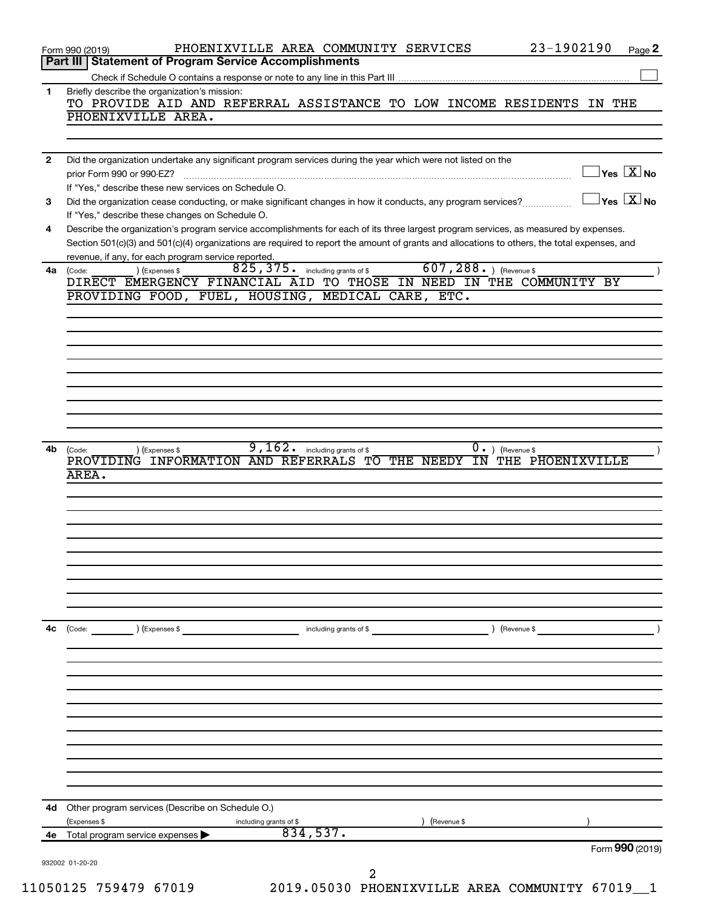Form 990 (2019) PHOENIXVILLE AREA COMMUNITY SERVICES 23-1902190

## Part III | Statement of Program Service Accomplishments

Check if Schedule O contains a response or note to any line in this Part III ☐

**1** Briefly describe the organization's mission:

TO PROVIDE AID AND REFERRAL ASSISTANCE TO LOW INCOME RESIDENTS IN THE PHOENIXVILLE AREA.

**2** Did the organization undertake any significant program services during the year which were not listed on the prior Form 990 or 990-EZ? ☐ Yes ☒ No

If "Yes," describe these new services on Schedule O.

**3** Did the organization cease conducting, or make significant changes in how it conducts, any program services? ☐ Yes ☒ No

If "Yes," describe these changes on Schedule O.

**4** Describe the organization's program service accomplishments for each of its three largest program services, as measured by expenses. Section 501(c)(3) and 501(c)(4) organizations are required to report the amount of grants and allocations to others, the total expenses, and revenue, if any, for each program service reported.

**4a** (Code: ) (Expenses $ 825,375. including grants of $ 607,288. ) (Revenue $ )

DIRECT EMERGENCY FINANCIAL AID TO THOSE IN NEED IN THE COMMUNITY BY PROVIDING FOOD, FUEL, HOUSING, MEDICAL CARE, ETC.

**4b** (Code: ) (Expenses $ 9,162. including grants of $ 0. ) (Revenue $ )

PROVIDING INFORMATION AND REFERRALS TO THE NEEDY IN THE PHOENIXVILLE AREA.

**4c** (Code: ) (Expenses $ including grants of $ ) (Revenue $ )

**4d** Other program services (Describe on Schedule O.)

(Expenses $ including grants of $ ) (Revenue $ )

**4e** Total program service expenses ▶ 834,537.

Form **990** (2019)

932002 01-20-20

11050125 759479 67019 2019.05030 PHOENIXVILLE AREA COMMUNITY 67019__1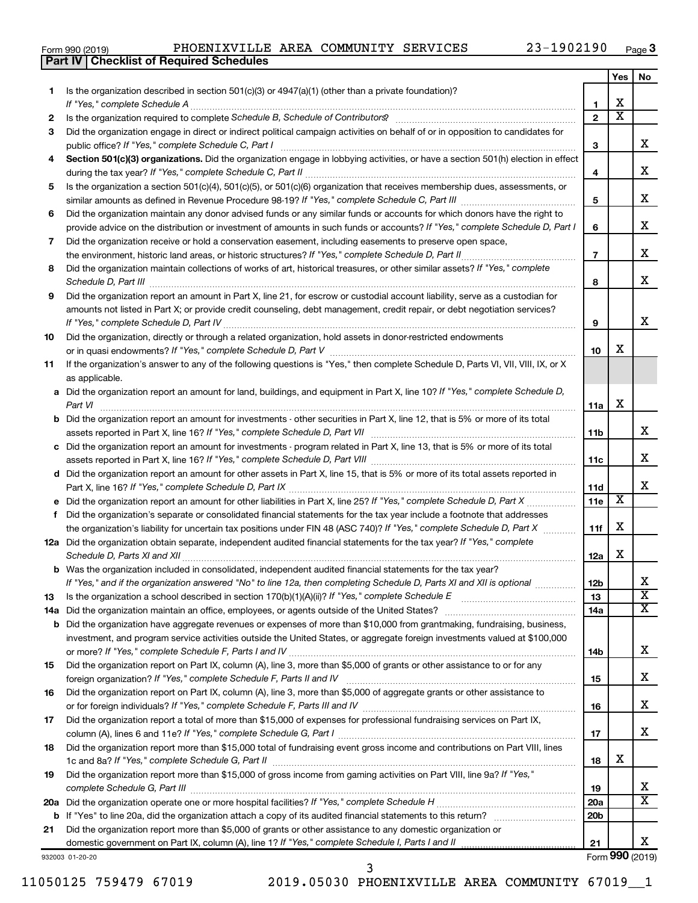Form 990 (2019) PHOENIXVILLE AREA COMMUNITY SERVICES 23-1902190 Page 3

## Part IV Checklist of Required Schedules

| | | | Yes | No |
|---|---|---|---|---|
| 1 | Is the organization described in section 501(c)(3) or 4947(a)(1) (other than a private foundation)? *If "Yes," complete Schedule A* | 1 | X | |
| 2 | Is the organization required to complete *Schedule B, Schedule of Contributors*? | 2 | X | |
| 3 | Did the organization engage in direct or indirect political campaign activities on behalf of or in opposition to candidates for public office? *If "Yes," complete Schedule C, Part I* | 3 | | X |
| 4 | **Section 501(c)(3) organizations.** Did the organization engage in lobbying activities, or have a section 501(h) election in effect during the tax year? *If "Yes," complete Schedule C, Part II* | 4 | | X |
| 5 | Is the organization a section 501(c)(4), 501(c)(5), or 501(c)(6) organization that receives membership dues, assessments, or similar amounts as defined in Revenue Procedure 98-19? *If "Yes," complete Schedule C, Part III* | 5 | | X |
| 6 | Did the organization maintain any donor advised funds or any similar funds or accounts for which donors have the right to provide advice on the distribution or investment of amounts in such funds or accounts? *If "Yes," complete Schedule D, Part I* | 6 | | X |
| 7 | Did the organization receive or hold a conservation easement, including easements to preserve open space, the environment, historic land areas, or historic structures? *If "Yes," complete Schedule D, Part II* | 7 | | X |
| 8 | Did the organization maintain collections of works of art, historical treasures, or other similar assets? *If "Yes," complete Schedule D, Part III* | 8 | | X |
| 9 | Did the organization report an amount in Part X, line 21, for escrow or custodial account liability, serve as a custodian for amounts not listed in Part X; or provide credit counseling, debt management, credit repair, or debt negotiation services? *If "Yes," complete Schedule D, Part IV* | 9 | | X |
| 10 | Did the organization, directly or through a related organization, hold assets in donor-restricted endowments or in quasi endowments? *If "Yes," complete Schedule D, Part V* | 10 | X | |
| 11 | If the organization's answer to any of the following questions is "Yes," then complete Schedule D, Parts VI, VII, VIII, IX, or X as applicable. | | | |
| a | Did the organization report an amount for land, buildings, and equipment in Part X, line 10? *If "Yes," complete Schedule D, Part VI* | 11a | X | |
| b | Did the organization report an amount for investments - other securities in Part X, line 12, that is 5% or more of its total assets reported in Part X, line 16? *If "Yes," complete Schedule D, Part VII* | 11b | | X |
| c | Did the organization report an amount for investments - program related in Part X, line 13, that is 5% or more of its total assets reported in Part X, line 16? *If "Yes," complete Schedule D, Part VIII* | 11c | | X |
| d | Did the organization report an amount for other assets in Part X, line 15, that is 5% or more of its total assets reported in Part X, line 16? *If "Yes," complete Schedule D, Part IX* | 11d | | X |
| e | Did the organization report an amount for other liabilities in Part X, line 25? *If "Yes," complete Schedule D, Part X* | 11e | X | |
| f | Did the organization's separate or consolidated financial statements for the tax year include a footnote that addresses the organization's liability for uncertain tax positions under FIN 48 (ASC 740)? *If "Yes," complete Schedule D, Part X* | 11f | X | |
| 12a | Did the organization obtain separate, independent audited financial statements for the tax year? *If "Yes," complete Schedule D, Parts XI and XII* | 12a | X | |
| b | Was the organization included in consolidated, independent audited financial statements for the tax year? *If "Yes," and if the organization answered "No" to line 12a, then completing Schedule D, Parts XI and XII is optional* | 12b | | X |
| 13 | Is the organization a school described in section 170(b)(1)(A)(ii)? *If "Yes," complete Schedule E* | 13 | | X |
| 14a | Did the organization maintain an office, employees, or agents outside of the United States? | 14a | | X |
| b | Did the organization have aggregate revenues or expenses of more than $10,000 from grantmaking, fundraising, business, investment, and program service activities outside the United States, or aggregate foreign investments valued at $100,000 or more? *If "Yes," complete Schedule F, Parts I and IV* | 14b | | X |
| 15 | Did the organization report on Part IX, column (A), line 3, more than $5,000 of grants or other assistance to or for any foreign organization? *If "Yes," complete Schedule F, Parts II and IV* | 15 | | X |
| 16 | Did the organization report on Part IX, column (A), line 3, more than $5,000 of aggregate grants or other assistance to or for foreign individuals? *If "Yes," complete Schedule F, Parts III and IV* | 16 | | X |
| 17 | Did the organization report a total of more than $15,000 of expenses for professional fundraising services on Part IX, column (A), lines 6 and 11e? *If "Yes," complete Schedule G, Part I* | 17 | | X |
| 18 | Did the organization report more than $15,000 total of fundraising event gross income and contributions on Part VIII, lines 1c and 8a? *If "Yes," complete Schedule G, Part II* | 18 | X | |
| 19 | Did the organization report more than $15,000 of gross income from gaming activities on Part VIII, line 9a? *If "Yes," complete Schedule G, Part III* | 19 | | X |
| 20a | Did the organization operate one or more hospital facilities? *If "Yes," complete Schedule H* | 20a | | X |
| b | If "Yes" to line 20a, did the organization attach a copy of its audited financial statements to this return? | 20b | | |
| 21 | Did the organization report more than $5,000 of grants or other assistance to any domestic organization or domestic government on Part IX, column (A), line 1? *If "Yes," complete Schedule I, Parts I and II* | 21 | | X |

932003 01-20-20 Form 990 (2019)

11050125 759479 67019 2019.05030 PHOENIXVILLE AREA COMMUNITY 67019__1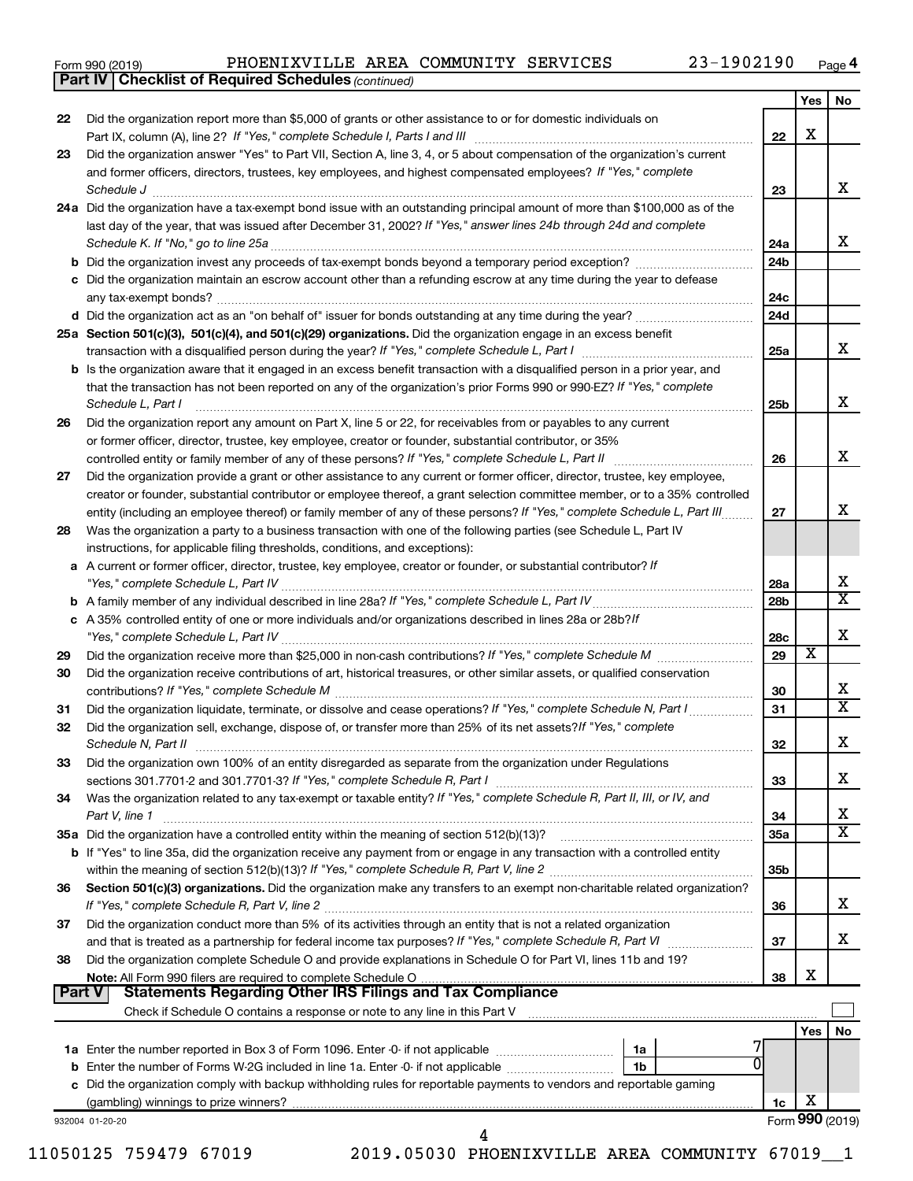Form 990 (2019) PHOENIXVILLE AREA COMMUNITY SERVICES 23-1902190 Page 4

**Part IV | Checklist of Required Schedules** *(continued)*

| | | | Yes | No |
|---|---|---|---|---|
| 22 | Did the organization report more than $5,000 of grants or other assistance to or for domestic individuals on Part IX, column (A), line 2? *If "Yes," complete Schedule I, Parts I and III* | 22 | X | |
| 23 | Did the organization answer "Yes" to Part VII, Section A, line 3, 4, or 5 about compensation of the organization's current and former officers, directors, trustees, key employees, and highest compensated employees? *If "Yes," complete Schedule J* | 23 | | X |
| 24a | Did the organization have a tax-exempt bond issue with an outstanding principal amount of more than $100,000 as of the last day of the year, that was issued after December 31, 2002? *If "Yes," answer lines 24b through 24d and complete Schedule K. If "No," go to line 25a* | 24a | | X |
| b | Did the organization invest any proceeds of tax-exempt bonds beyond a temporary period exception? | 24b | | |
| c | Did the organization maintain an escrow account other than a refunding escrow at any time during the year to defease any tax-exempt bonds? | 24c | | |
| d | Did the organization act as an "on behalf of" issuer for bonds outstanding at any time during the year? | 24d | | |
| 25a | **Section 501(c)(3), 501(c)(4), and 501(c)(29) organizations.** Did the organization engage in an excess benefit transaction with a disqualified person during the year? *If "Yes," complete Schedule L, Part I* | 25a | | X |
| b | Is the organization aware that it engaged in an excess benefit transaction with a disqualified person in a prior year, and that the transaction has not been reported on any of the organization's prior Forms 990 or 990-EZ? *If "Yes," complete Schedule L, Part I* | 25b | | X |
| 26 | Did the organization report any amount on Part X, line 5 or 22, for receivables from or payables to any current or former officer, director, trustee, key employee, creator or founder, substantial contributor, or 35% controlled entity or family member of any of these persons? *If "Yes," complete Schedule L, Part II* | 26 | | X |
| 27 | Did the organization provide a grant or other assistance to any current or former officer, director, trustee, key employee, creator or founder, substantial contributor or employee thereof, a grant selection committee member, or to a 35% controlled entity (including an employee thereof) or family member of any of these persons? *If "Yes," complete Schedule L, Part III* | 27 | | X |
| 28 | Was the organization a party to a business transaction with one of the following parties (see Schedule L, Part IV instructions, for applicable filing thresholds, conditions, and exceptions): | | | |
| a | A current or former officer, director, trustee, key employee, creator or founder, or substantial contributor? *If "Yes," complete Schedule L, Part IV* | 28a | | X |
| b | A family member of any individual described in line 28a? *If "Yes," complete Schedule L, Part IV* | 28b | | X |
| c | A 35% controlled entity of one or more individuals and/or organizations described in lines 28a or 28b? *If "Yes," complete Schedule L, Part IV* | 28c | | X |
| 29 | Did the organization receive more than $25,000 in non-cash contributions? *If "Yes," complete Schedule M* | 29 | X | |
| 30 | Did the organization receive contributions of art, historical treasures, or other similar assets, or qualified conservation contributions? *If "Yes," complete Schedule M* | 30 | | X |
| 31 | Did the organization liquidate, terminate, or dissolve and cease operations? *If "Yes," complete Schedule N, Part I* | 31 | | X |
| 32 | Did the organization sell, exchange, dispose of, or transfer more than 25% of its net assets? *If "Yes," complete Schedule N, Part II* | 32 | | X |
| 33 | Did the organization own 100% of an entity disregarded as separate from the organization under Regulations sections 301.7701-2 and 301.7701-3? *If "Yes," complete Schedule R, Part I* | 33 | | X |
| 34 | Was the organization related to any tax-exempt or taxable entity? *If "Yes," complete Schedule R, Part II, III, or IV, and Part V, line 1* | 34 | | X |
| 35a | Did the organization have a controlled entity within the meaning of section 512(b)(13)? | 35a | | X |
| b | If "Yes" to line 35a, did the organization receive any payment from or engage in any transaction with a controlled entity within the meaning of section 512(b)(13)? *If "Yes," complete Schedule R, Part V, line 2* | 35b | | |
| 36 | **Section 501(c)(3) organizations.** Did the organization make any transfers to an exempt non-charitable related organization? *If "Yes," complete Schedule R, Part V, line 2* | 36 | | X |
| 37 | Did the organization conduct more than 5% of its activities through an entity that is not a related organization and that is treated as a partnership for federal income tax purposes? *If "Yes," complete Schedule R, Part VI* | 37 | | X |
| 38 | Did the organization complete Schedule O and provide explanations in Schedule O for Part VI, lines 11b and 19? **Note:** All Form 990 filers are required to complete Schedule O | 38 | X | |

**Part V | Statements Regarding Other IRS Filings and Tax Compliance**

Check if Schedule O contains a response or note to any line in this Part V

| | | | | | Yes | No |
|---|---|---|---|---|---|---|
| 1a | Enter the number reported in Box 3 of Form 1096. Enter -0- if not applicable | 1a | 7 | | | |
| b | Enter the number of Forms W-2G included in line 1a. Enter -0- if not applicable | 1b | 0 | | | |
| c | Did the organization comply with backup withholding rules for reportable payments to vendors and reportable gaming (gambling) winnings to prize winners? | | | 1c | X | |

932004 01-20-20

Form **990** (2019)

11050125 759479 67019 2019.05030 PHOENIXVILLE AREA COMMUNITY 67019__1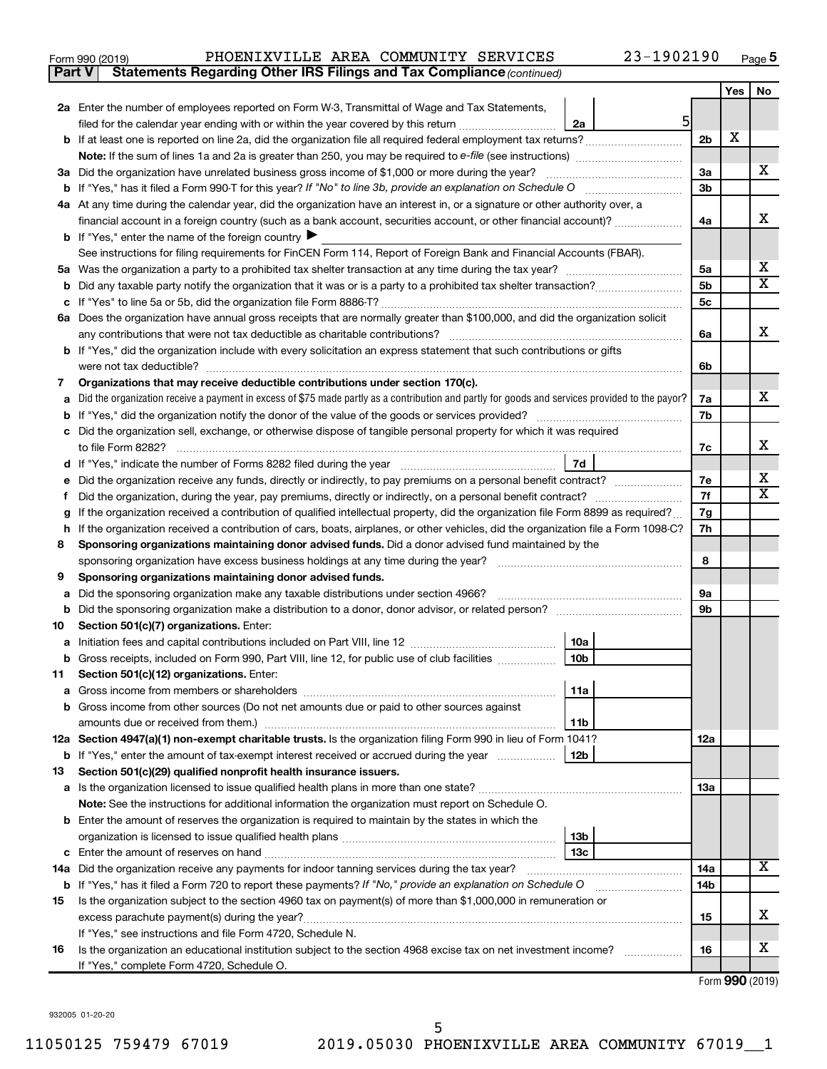Form 990 (2019) PHOENIXVILLE AREA COMMUNITY SERVICES 23-1902190 Page 5

**Part V Statements Regarding Other IRS Filings and Tax Compliance** *(continued)*

| | | | | Yes | No |
|---|---|---|---|---|---|
| **2a** | Enter the number of employees reported on Form W-3, Transmittal of Wage and Tax Statements, filed for the calendar year ending with or within the year covered by this return | 2a | 5 | | |
| **b** | If at least one is reported on line 2a, did the organization file all required federal employment tax returns? | | 2b | X | |
| | **Note:** If the sum of lines 1a and 2a is greater than 250, you may be required to *e-file* (see instructions) | | | | |
| **3a** | Did the organization have unrelated business gross income of $1,000 or more during the year? | | 3a | | X |
| **b** | If "Yes," has it filed a Form 990-T for this year? *If "No" to line 3b, provide an explanation on Schedule O* | | 3b | | |
| **4a** | At any time during the calendar year, did the organization have an interest in, or a signature or other authority over, a financial account in a foreign country (such as a bank account, securities account, or other financial account)? | | 4a | | X |
| **b** | If "Yes," enter the name of the foreign country ▶ | | | | |
| | See instructions for filing requirements for FinCEN Form 114, Report of Foreign Bank and Financial Accounts (FBAR). | | | | |
| **5a** | Was the organization a party to a prohibited tax shelter transaction at any time during the tax year? | | 5a | | X |
| **b** | Did any taxable party notify the organization that it was or is a party to a prohibited tax shelter transaction? | | 5b | | X |
| **c** | If "Yes" to line 5a or 5b, did the organization file Form 8886-T? | | 5c | | |
| **6a** | Does the organization have annual gross receipts that are normally greater than $100,000, and did the organization solicit any contributions that were not tax deductible as charitable contributions? | | 6a | | X |
| **b** | If "Yes," did the organization include with every solicitation an express statement that such contributions or gifts were not tax deductible? | | 6b | | |
| **7** | **Organizations that may receive deductible contributions under section 170(c).** | | | | |
| **a** | Did the organization receive a payment in excess of $75 made partly as a contribution and partly for goods and services provided to the payor? | | 7a | | X |
| **b** | If "Yes," did the organization notify the donor of the value of the goods or services provided? | | 7b | | |
| **c** | Did the organization sell, exchange, or otherwise dispose of tangible personal property for which it was required to file Form 8282? | | 7c | | X |
| **d** | If "Yes," indicate the number of Forms 8282 filed during the year | 7d | | | |
| **e** | Did the organization receive any funds, directly or indirectly, to pay premiums on a personal benefit contract? | | 7e | | X |
| **f** | Did the organization, during the year, pay premiums, directly or indirectly, on a personal benefit contract? | | 7f | | X |
| **g** | If the organization received a contribution of qualified intellectual property, did the organization file Form 8899 as required? | | 7g | | |
| **h** | If the organization received a contribution of cars, boats, airplanes, or other vehicles, did the organization file a Form 1098-C? | | 7h | | |
| **8** | **Sponsoring organizations maintaining donor advised funds.** Did a donor advised fund maintained by the sponsoring organization have excess business holdings at any time during the year? | | 8 | | |
| **9** | **Sponsoring organizations maintaining donor advised funds.** | | | | |
| **a** | Did the sponsoring organization make any taxable distributions under section 4966? | | 9a | | |
| **b** | Did the sponsoring organization make a distribution to a donor, donor advisor, or related person? | | 9b | | |
| **10** | **Section 501(c)(7) organizations.** Enter: | | | | |
| **a** | Initiation fees and capital contributions included on Part VIII, line 12 | 10a | | | |
| **b** | Gross receipts, included on Form 990, Part VIII, line 12, for public use of club facilities | 10b | | | |
| **11** | **Section 501(c)(12) organizations.** Enter: | | | | |
| **a** | Gross income from members or shareholders | 11a | | | |
| **b** | Gross income from other sources (Do not net amounts due or paid to other sources against amounts due or received from them.) | 11b | | | |
| **12a** | **Section 4947(a)(1) non-exempt charitable trusts.** Is the organization filing Form 990 in lieu of Form 1041? | | 12a | | |
| **b** | If "Yes," enter the amount of tax-exempt interest received or accrued during the year | 12b | | | |
| **13** | **Section 501(c)(29) qualified nonprofit health insurance issuers.** | | | | |
| **a** | Is the organization licensed to issue qualified health plans in more than one state? | | 13a | | |
| | **Note:** See the instructions for additional information the organization must report on Schedule O. | | | | |
| **b** | Enter the amount of reserves the organization is required to maintain by the states in which the organization is licensed to issue qualified health plans | 13b | | | |
| **c** | Enter the amount of reserves on hand | 13c | | | |
| **14a** | Did the organization receive any payments for indoor tanning services during the tax year? | | 14a | | X |
| **b** | If "Yes," has it filed a Form 720 to report these payments? *If "No," provide an explanation on Schedule O* | | 14b | | |
| **15** | Is the organization subject to the section 4960 tax on payment(s) of more than $1,000,000 in remuneration or excess parachute payment(s) during the year? | | 15 | | X |
| | If "Yes," see instructions and file Form 4720, Schedule N. | | | | |
| **16** | Is the organization an educational institution subject to the section 4968 excise tax on net investment income? | | 16 | | X |
| | If "Yes," complete Form 4720, Schedule O. | | | | |

Form **990** (2019)

932005 01-20-20

11050125 759479 67019 2019.05030 PHOENIXVILLE AREA COMMUNITY 67019__1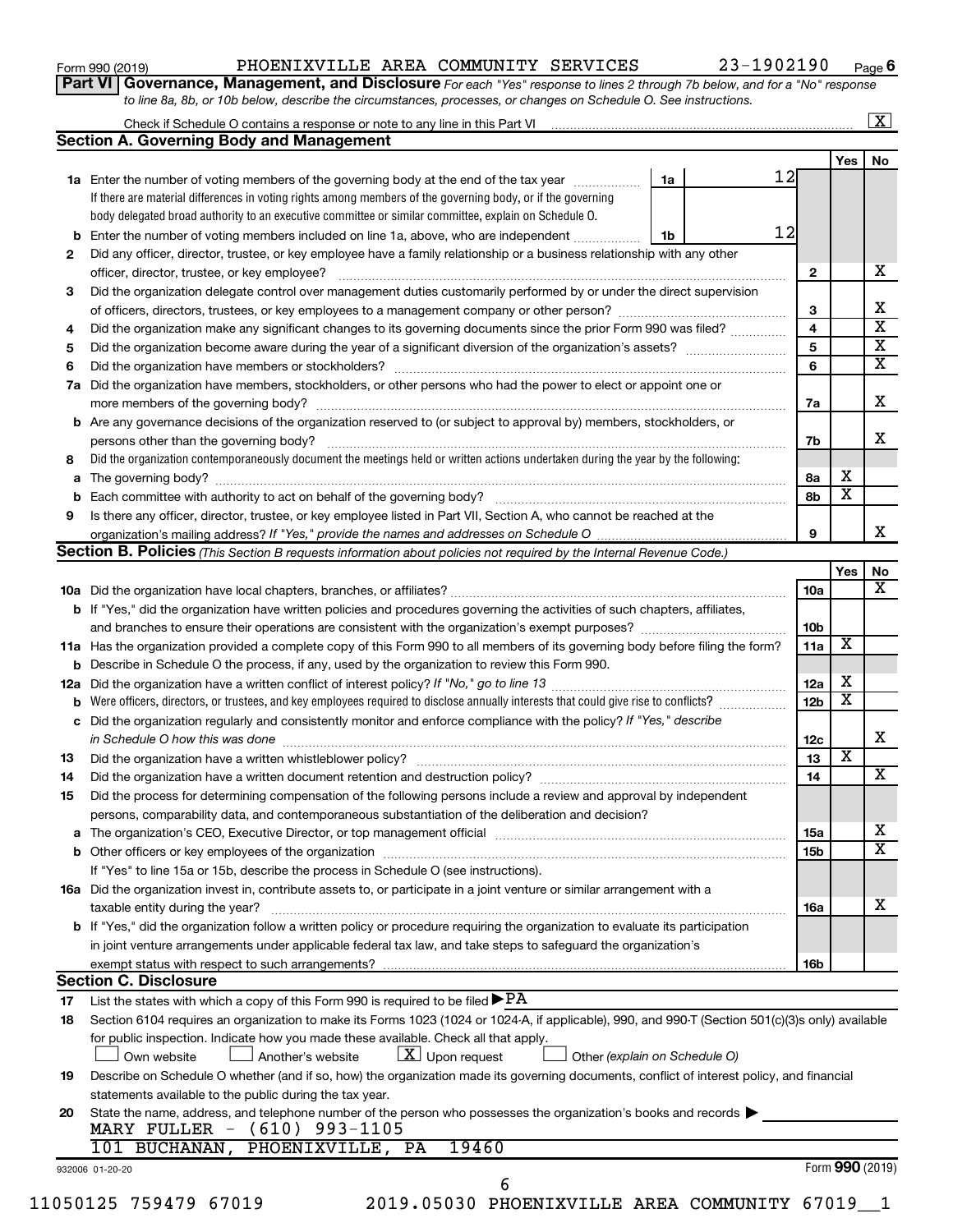Form 990 (2019) PHOENIXVILLE AREA COMMUNITY SERVICES 23-1902190 Page 6

**Part VI Governance, Management, and Disclosure** *For each "Yes" response to lines 2 through 7b below, and for a "No" response to line 8a, 8b, or 10b below, describe the circumstances, processes, or changes on Schedule O. See instructions.*

Check if Schedule O contains a response or note to any line in this Part VI [X]

## Section A. Governing Body and Management

| | | | | Yes | No |
|---|---|---|---|---|---|
| **1a** | Enter the number of voting members of the governing body at the end of the tax year. If there are material differences in voting rights among members of the governing body, or if the governing body delegated broad authority to an executive committee or similar committee, explain on Schedule O. | 1a | 12 | | |
| **b** | Enter the number of voting members included on line 1a, above, who are independent | 1b | 12 | | |
| **2** | Did any officer, director, trustee, or key employee have a family relationship or a business relationship with any other officer, director, trustee, or key employee? | | 2 | | X |
| **3** | Did the organization delegate control over management duties customarily performed by or under the direct supervision of officers, directors, trustees, or key employees to a management company or other person? | | 3 | | X |
| **4** | Did the organization make any significant changes to its governing documents since the prior Form 990 was filed? | | 4 | | X |
| **5** | Did the organization become aware during the year of a significant diversion of the organization's assets? | | 5 | | X |
| **6** | Did the organization have members or stockholders? | | 6 | | X |
| **7a** | Did the organization have members, stockholders, or other persons who had the power to elect or appoint one or more members of the governing body? | | 7a | | X |
| **b** | Are any governance decisions of the organization reserved to (or subject to approval by) members, stockholders, or persons other than the governing body? | | 7b | | X |
| **8** | Did the organization contemporaneously document the meetings held or written actions undertaken during the year by the following: | | | | |
| **a** | The governing body? | | 8a | X | |
| **b** | Each committee with authority to act on behalf of the governing body? | | 8b | X | |
| **9** | Is there any officer, director, trustee, or key employee listed in Part VII, Section A, who cannot be reached at the organization's mailing address? *If "Yes," provide the names and addresses on Schedule O* | | 9 | | X |

## Section B. Policies *(This Section B requests information about policies not required by the Internal Revenue Code.)*

| | | | Yes | No |
|---|---|---|---|---|
| **10a** | Did the organization have local chapters, branches, or affiliates? | 10a | | X |
| **b** | If "Yes," did the organization have written policies and procedures governing the activities of such chapters, affiliates, and branches to ensure their operations are consistent with the organization's exempt purposes? | 10b | | |
| **11a** | Has the organization provided a complete copy of this Form 990 to all members of its governing body before filing the form? | 11a | X | |
| **b** | Describe in Schedule O the process, if any, used by the organization to review this Form 990. | | | |
| **12a** | Did the organization have a written conflict of interest policy? *If "No," go to line 13* | 12a | X | |
| **b** | Were officers, directors, or trustees, and key employees required to disclose annually interests that could give rise to conflicts? | 12b | X | |
| **c** | Did the organization regularly and consistently monitor and enforce compliance with the policy? *If "Yes," describe in Schedule O how this was done* | 12c | | X |
| **13** | Did the organization have a written whistleblower policy? | 13 | X | |
| **14** | Did the organization have a written document retention and destruction policy? | 14 | | X |
| **15** | Did the process for determining compensation of the following persons include a review and approval by independent persons, comparability data, and contemporaneous substantiation of the deliberation and decision? | | | |
| **a** | The organization's CEO, Executive Director, or top management official | 15a | | X |
| **b** | Other officers or key employees of the organization. If "Yes" to line 15a or 15b, describe the process in Schedule O (see instructions). | 15b | | X |
| **16a** | Did the organization invest in, contribute assets to, or participate in a joint venture or similar arrangement with a taxable entity during the year? | 16a | | X |
| **b** | If "Yes," did the organization follow a written policy or procedure requiring the organization to evaluate its participation in joint venture arrangements under applicable federal tax law, and take steps to safeguard the organization's exempt status with respect to such arrangements? | 16b | | |

## Section C. Disclosure

**17** List the states with which a copy of this Form 990 is required to be filed ▶ PA

**18** Section 6104 requires an organization to make its Forms 1023 (1024 or 1024-A, if applicable), 990, and 990-T (Section 501(c)(3)s only) available for public inspection. Indicate how you made these available. Check all that apply.

[ ] Own website [ ] Another's website [X] Upon request [ ] Other *(explain on Schedule O)*

**19** Describe on Schedule O whether (and if so, how) the organization made its governing documents, conflict of interest policy, and financial statements available to the public during the tax year.

**20** State the name, address, and telephone number of the person who possesses the organization's books and records ▶

MARY FULLER - (610) 993-1105
101 BUCHANAN, PHOENIXVILLE, PA 19460

932006 01-20-20 Form **990** (2019)

11050125 759479 67019 2019.05030 PHOENIXVILLE AREA COMMUNITY 67019__1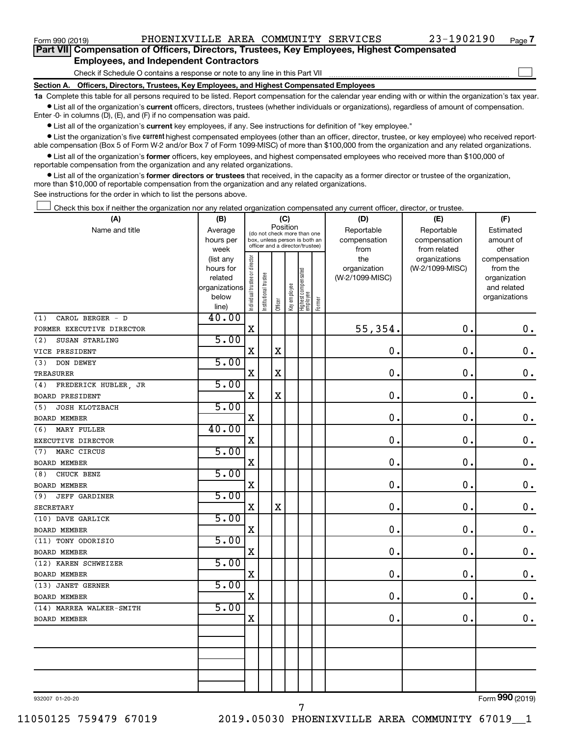Form 990 (2019) PHOENIXVILLE AREA COMMUNITY SERVICES 23-1902190 Page 7

## Part VII Compensation of Officers, Directors, Trustees, Key Employees, Highest Compensated Employees, and Independent Contractors

Check if Schedule O contains a response or note to any line in this Part VII ☐

### Section A. Officers, Directors, Trustees, Key Employees, and Highest Compensated Employees

**1a** Complete this table for all persons required to be listed. Report compensation for the calendar year ending with or within the organization's tax year.

- List all of the organization's **current** officers, directors, trustees (whether individuals or organizations), regardless of amount of compensation. Enter -0- in columns (D), (E), and (F) if no compensation was paid.
- List all of the organization's **current** key employees, if any. See instructions for definition of "key employee."
- List the organization's five **current** highest compensated employees (other than an officer, director, trustee, or key employee) who received reportable compensation (Box 5 of Form W-2 and/or Box 7 of Form 1099-MISC) of more than $100,000 from the organization and any related organizations.
- List all of the organization's **former** officers, key employees, and highest compensated employees who received more than $100,000 of reportable compensation from the organization and any related organizations.
- List all of the organization's **former directors or trustees** that received, in the capacity as a former director or trustee of the organization, more than $10,000 of reportable compensation from the organization and any related organizations.

See instructions for the order in which to list the persons above.

☐ Check this box if neither the organization nor any related organization compensated any current officer, director, or trustee.

| (A) Name and title | (B) Average hours per week (list any hours for related organizations below line) | (C) Position (do not check more than one box, unless person is both an officer and a director/trustee): Individual trustee or director | Institutional trustee | Officer | Key employee | Highest compensated employee | Former | (D) Reportable compensation from the organization (W-2/1099-MISC) | (E) Reportable compensation from related organizations (W-2/1099-MISC) | (F) Estimated amount of other compensation from the organization and related organizations |
|---|---|---|---|---|---|---|---|---|---|---|
| (1) CAROL BERGER - D<br>FORMER EXECUTIVE DIRECTOR | 40.00 | X | | | | | | 55,354. | 0. | 0. |
| (2) SUSAN STARLING<br>VICE PRESIDENT | 5.00 | X | | X | | | | 0. | 0. | 0. |
| (3) DON DEWEY<br>TREASURER | 5.00 | X | | X | | | | 0. | 0. | 0. |
| (4) FREDERICK HUBLER, JR<br>BOARD PRESIDENT | 5.00 | X | | X | | | | 0. | 0. | 0. |
| (5) JOSH KLOTZBACH<br>BOARD MEMBER | 5.00 | X | | | | | | 0. | 0. | 0. |
| (6) MARY FULLER<br>EXECUTIVE DIRECTOR | 40.00 | X | | | | | | 0. | 0. | 0. |
| (7) MARC CIRCUS<br>BOARD MEMBER | 5.00 | X | | | | | | 0. | 0. | 0. |
| (8) CHUCK BENZ<br>BOARD MEMBER | 5.00 | X | | | | | | 0. | 0. | 0. |
| (9) JEFF GARDINER<br>SECRETARY | 5.00 | X | | X | | | | 0. | 0. | 0. |
| (10) DAVE GARLICK<br>BOARD MEMBER | 5.00 | X | | | | | | 0. | 0. | 0. |
| (11) TONY ODORISIO<br>BOARD MEMBER | 5.00 | X | | | | | | 0. | 0. | 0. |
| (12) KAREN SCHWEIZER<br>BOARD MEMBER | 5.00 | X | | | | | | 0. | 0. | 0. |
| (13) JANET GERNER<br>BOARD MEMBER | 5.00 | X | | | | | | 0. | 0. | 0. |
| (14) MARREA WALKER-SMITH<br>BOARD MEMBER | 5.00 | X | | | | | | 0. | 0. | 0. |
| | | | | | | | | | | |
| | | | | | | | | | | |
| | | | | | | | | | | |

932007 01-20-20

Form 990 (2019)

11050125 759479 67019 2019.05030 PHOENIXVILLE AREA COMMUNITY 67019__1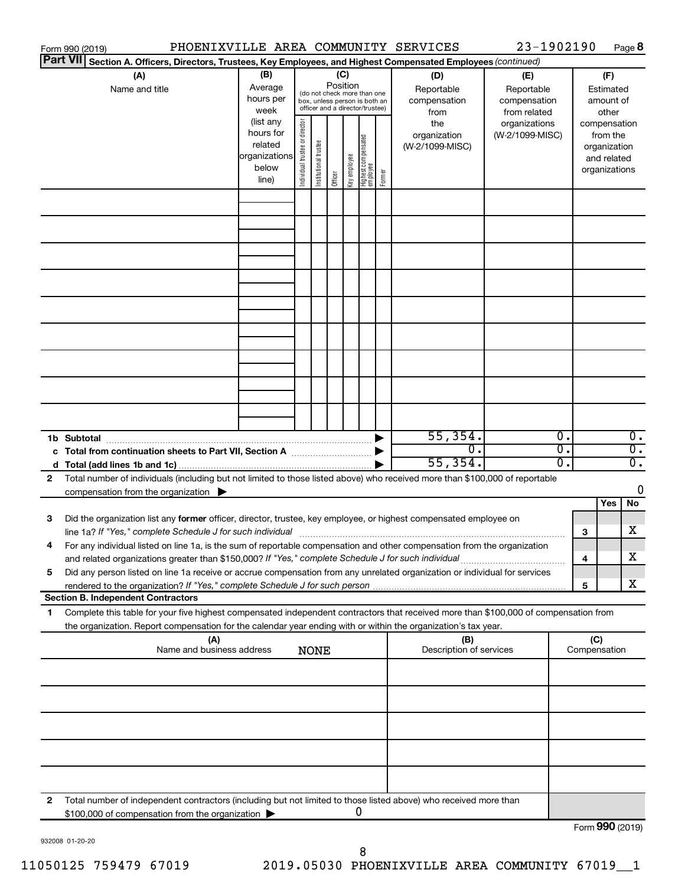Form 990 (2019) PHOENIXVILLE AREA COMMUNITY SERVICES 23-1902190 Page **8**

**Part VII** **Section A. Officers, Directors, Trustees, Key Employees, and Highest Compensated Employees** *(continued)*

| (A) Name and title | (B) Average hours per week (list any hours for related organizations below line) | (C) Position (do not check more than one box, unless person is both an officer and a director/trustee): Individual trustee or director | Institutional trustee | Officer | Key employee | Highest compensated employee | Former | (D) Reportable compensation from the organization (W-2/1099-MISC) | (E) Reportable compensation from related organizations (W-2/1099-MISC) | (F) Estimated amount of other compensation from the organization and related organizations |
|---|---|---|---|---|---|---|---|---|---|---|
| | | | | | | | | | | |
| | | | | | | | | | | |
| | | | | | | | | | | |
| | | | | | | | | | | |
| | | | | | | | | | | |
| | | | | | | | | | | |
| | | | | | | | | | | |
| | | | | | | | | | | |
| | | | | | | | | | | |
| **1b Subtotal** | | | | | | | ▶ | 55,354. | 0. | 0. |
| **c Total from continuation sheets to Part VII, Section A** | | | | | | | ▶ | 0. | 0. | 0. |
| **d Total (add lines 1b and 1c)** | | | | | | | ▶ | 55,354. | 0. | 0. |

**2** Total number of individuals (including but not limited to those listed above) who received more than $100,000 of reportable compensation from the organization ▶ 0

| | | | Yes | No |
|---|---|---|---|---|
| **3** | Did the organization list any **former** officer, director, trustee, key employee, or highest compensated employee on line 1a? *If "Yes," complete Schedule J for such individual* | **3** | | X |
| **4** | For any individual listed on line 1a, is the sum of reportable compensation and other compensation from the organization and related organizations greater than $150,000? *If "Yes," complete Schedule J for such individual* | **4** | | X |
| **5** | Did any person listed on line 1a receive or accrue compensation from any unrelated organization or individual for services rendered to the organization? *If "Yes," complete Schedule J for such person* | **5** | | X |

**Section B. Independent Contractors**

**1** Complete this table for your five highest compensated independent contractors that received more than $100,000 of compensation from the organization. Report compensation for the calendar year ending with or within the organization's tax year.

| (A) Name and business address | (B) Description of services | (C) Compensation |
|---|---|---|
| NONE | | |
| | | |
| | | |
| | | |
| | | |

**2** Total number of independent contractors (including but not limited to those listed above) who received more than $100,000 of compensation from the organization ▶ 0

Form **990** (2019)

932008 01-20-20

11050125 759479 67019 2019.05030 PHOENIXVILLE AREA COMMUNITY 67019__1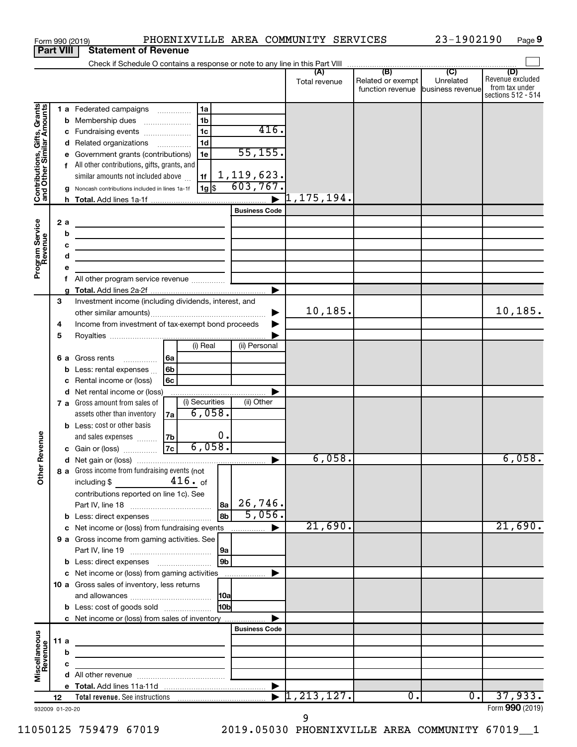Form 990 (2019) PHOENIXVILLE AREA COMMUNITY SERVICES 23-1902190 Page 9

## Part VIII Statement of Revenue

Check if Schedule O contains a response or note to any line in this Part VIII ☐

| | | | | (A) Total revenue | (B) Related or exempt function revenue | (C) Unrelated business revenue | (D) Revenue excluded from tax under sections 512 - 514 |
|---|---|---|---|---|---|---|---|
| **Contributions, Gifts, Grants and Other Similar Amounts** | 1 a Federated campaigns | 1a | | | | | |
| | b Membership dues | 1b | | | | | |
| | c Fundraising events | 1c | 416. | | | | |
| | d Related organizations | 1d | | | | | |
| | e Government grants (contributions) | 1e | 55,155. | | | | |
| | f All other contributions, gifts, grants, and similar amounts not included above | 1f | 1,119,623. | | | | |
| | g Noncash contributions included in lines 1a-1f | 1g $ | 603,767. | | | | |
| | h **Total.** Add lines 1a-1f | | | 1,175,194. | | | |
| **Program Service Revenue** | | | Business Code | | | | |
| | 2 a | | | | | | |
| | b | | | | | | |
| | c | | | | | | |
| | d | | | | | | |
| | e | | | | | | |
| | f All other program service revenue | | | | | | |
| | g **Total.** Add lines 2a-2f | | | | | | |
| | 3 Investment income (including dividends, interest, and other similar amounts) | | | 10,185. | | | 10,185. |
| | 4 Income from investment of tax-exempt bond proceeds | | | | | | |
| | 5 Royalties | | | | | | |
| | | | (i) Real / (ii) Personal | | | | |
| | 6 a Gross rents | 6a | | | | | |
| | b Less: rental expenses | 6b | | | | | |
| | c Rental income or (loss) | 6c | | | | | |
| | d Net rental income or (loss) | | | | | | |
| | | | (i) Securities / (ii) Other | | | | |
| | 7 a Gross amount from sales of assets other than inventory | 7a | 6,058. | | | | |
| | b Less: cost or other basis and sales expenses | 7b | 0. | | | | |
| | c Gain or (loss) | 7c | 6,058. | | | | |
| **Other Revenue** | d Net gain or (loss) | | | 6,058. | | | 6,058. |
| | 8 a Gross income from fundraising events (not including $ 416. of contributions reported on line 1c). See Part IV, line 18 | 8a | 26,746. | | | | |
| | b Less: direct expenses | 8b | 5,056. | | | | |
| | c Net income or (loss) from fundraising events | | | 21,690. | | | 21,690. |
| | 9 a Gross income from gaming activities. See Part IV, line 19 | 9a | | | | | |
| | b Less: direct expenses | 9b | | | | | |
| | c Net income or (loss) from gaming activities | | | | | | |
| | 10 a Gross sales of inventory, less returns and allowances | 10a | | | | | |
| | b Less: cost of goods sold | 10b | | | | | |
| | c Net income or (loss) from sales of inventory | | | | | | |
| **Miscellaneous Revenue** | | | Business Code | | | | |
| | 11 a | | | | | | |
| | b | | | | | | |
| | c | | | | | | |
| | d All other revenue | | | | | | |
| | e **Total.** Add lines 11a-11d | | | | | | |
| | 12 **Total revenue.** See instructions | | | 1,213,127. | 0. | 0. | 37,933. |

932009 01-20-20 Form **990** (2019)

11050125 759479 67019 2019.05030 PHOENIXVILLE AREA COMMUNITY 67019__1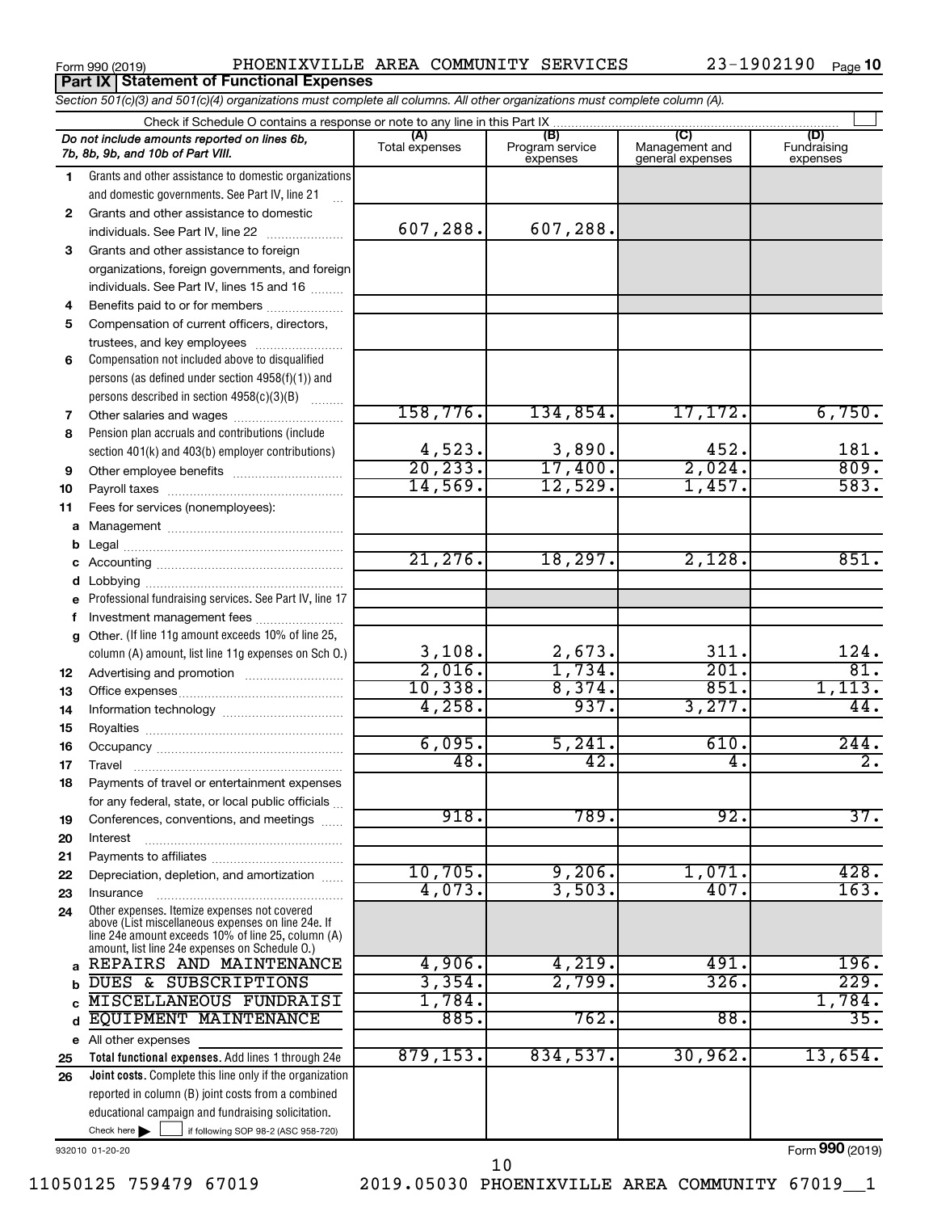Form 990 (2019) PHOENIXVILLE AREA COMMUNITY SERVICES 23-1902190 Page **10**

## Part IX Statement of Functional Expenses

*Section 501(c)(3) and 501(c)(4) organizations must complete all columns. All other organizations must complete column (A).*

Check if Schedule O contains a response or note to any line in this Part IX

| *Do not include amounts reported on lines 6b, 7b, 8b, 9b, and 10b of Part VIII.* | (A) Total expenses | (B) Program service expenses | (C) Management and general expenses | (D) Fundraising expenses |
|---|---|---|---|---|
| **1** Grants and other assistance to domestic organizations and domestic governments. See Part IV, line 21 | | | | |
| **2** Grants and other assistance to domestic individuals. See Part IV, line 22 | 607,288. | 607,288. | | |
| **3** Grants and other assistance to foreign organizations, foreign governments, and foreign individuals. See Part IV, lines 15 and 16 | | | | |
| **4** Benefits paid to or for members | | | | |
| **5** Compensation of current officers, directors, trustees, and key employees | | | | |
| **6** Compensation not included above to disqualified persons (as defined under section 4958(f)(1)) and persons described in section 4958(c)(3)(B) | | | | |
| **7** Other salaries and wages | 158,776. | 134,854. | 17,172. | 6,750. |
| **8** Pension plan accruals and contributions (include section 401(k) and 403(b) employer contributions) | 4,523. | 3,890. | 452. | 181. |
| **9** Other employee benefits | 20,233. | 17,400. | 2,024. | 809. |
| **10** Payroll taxes | 14,569. | 12,529. | 1,457. | 583. |
| **11** Fees for services (nonemployees): | | | | |
| **a** Management | | | | |
| **b** Legal | | | | |
| **c** Accounting | 21,276. | 18,297. | 2,128. | 851. |
| **d** Lobbying | | | | |
| **e** Professional fundraising services. See Part IV, line 17 | | | | |
| **f** Investment management fees | | | | |
| **g** Other. (If line 11g amount exceeds 10% of line 25, column (A) amount, list line 11g expenses on Sch O.) | 3,108. | 2,673. | 311. | 124. |
| **12** Advertising and promotion | 2,016. | 1,734. | 201. | 81. |
| **13** Office expenses | 10,338. | 8,374. | 851. | 1,113. |
| **14** Information technology | 4,258. | 937. | 3,277. | 44. |
| **15** Royalties | | | | |
| **16** Occupancy | 6,095. | 5,241. | 610. | 244. |
| **17** Travel | 48. | 42. | 4. | 2. |
| **18** Payments of travel or entertainment expenses for any federal, state, or local public officials | | | | |
| **19** Conferences, conventions, and meetings | 918. | 789. | 92. | 37. |
| **20** Interest | | | | |
| **21** Payments to affiliates | | | | |
| **22** Depreciation, depletion, and amortization | 10,705. | 9,206. | 1,071. | 428. |
| **23** Insurance | 4,073. | 3,503. | 407. | 163. |
| **24** Other expenses. Itemize expenses not covered above (List miscellaneous expenses on line 24e. If line 24e amount exceeds 10% of line 25, column (A) amount, list line 24e expenses on Schedule O.) | | | | |
| **a** REPAIRS AND MAINTENANCE | 4,906. | 4,219. | 491. | 196. |
| **b** DUES & SUBSCRIPTIONS | 3,354. | 2,799. | 326. | 229. |
| **c** MISCELLANEOUS FUNDRAISI | 1,784. | | | 1,784. |
| **d** EQUIPMENT MAINTENANCE | 885. | 762. | 88. | 35. |
| **e** All other expenses | | | | |
| **25 Total functional expenses.** Add lines 1 through 24e | 879,153. | 834,537. | 30,962. | 13,654. |
| **26 Joint costs.** Complete this line only if the organization reported in column (B) joint costs from a combined educational campaign and fundraising solicitation. Check here ☐ if following SOP 98-2 (ASC 958-720) | | | | |

932010 01-20-20 Form **990** (2019)

11050125 759479 67019 2019.05030 PHOENIXVILLE AREA COMMUNITY 67019__1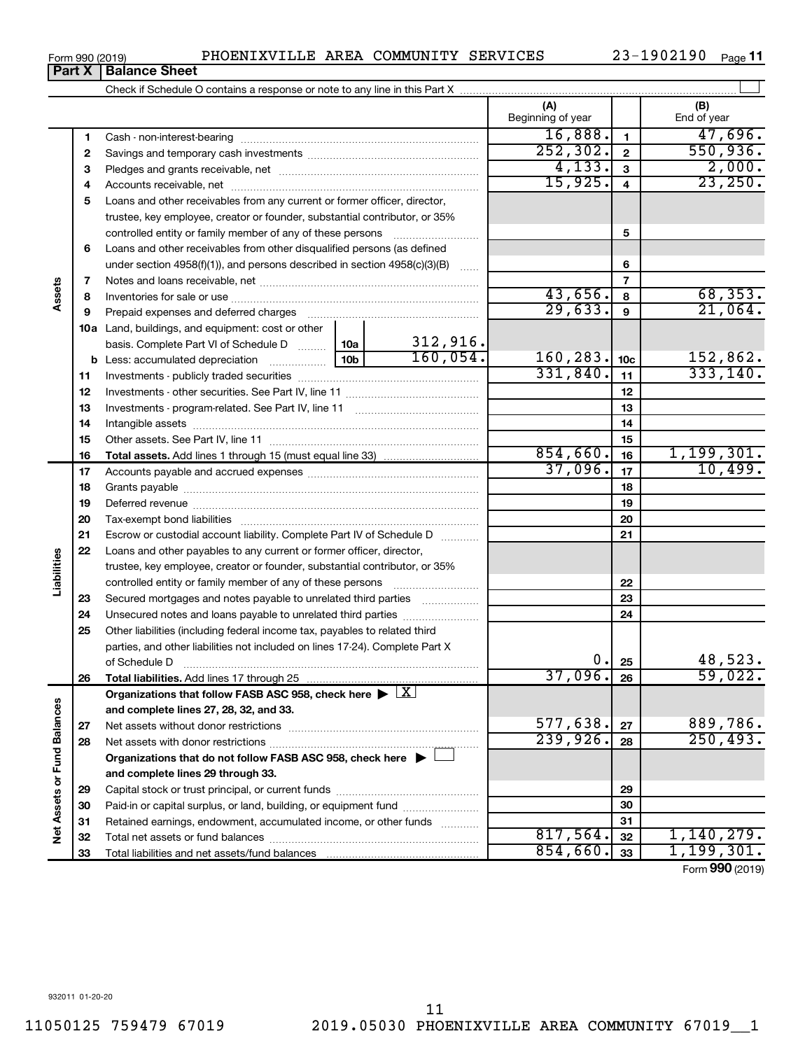Form 990 (2019) PHOENIXVILLE AREA COMMUNITY SERVICES 23-1902190

## Part X Balance Sheet

Check if Schedule O contains a response or note to any line in this Part X

| | | | | (A) Beginning of year | | (B) End of year |
|---|---|---|---|---|---|---|
| Assets | 1 | Cash - non-interest-bearing | | 16,888. | 1 | 47,696. |
| | 2 | Savings and temporary cash investments | | 252,302. | 2 | 550,936. |
| | 3 | Pledges and grants receivable, net | | 4,133. | 3 | 2,000. |
| | 4 | Accounts receivable, net | | 15,925. | 4 | 23,250. |
| | 5 | Loans and other receivables from any current or former officer, director, trustee, key employee, creator or founder, substantial contributor, or 35% controlled entity or family member of any of these persons | | | 5 | |
| | 6 | Loans and other receivables from other disqualified persons (as defined under section 4958(f)(1)), and persons described in section 4958(c)(3)(B) | | | 6 | |
| | 7 | Notes and loans receivable, net | | | 7 | |
| | 8 | Inventories for sale or use | | 43,656. | 8 | 68,353. |
| | 9 | Prepaid expenses and deferred charges | | 29,633. | 9 | 21,064. |
| | 10a | Land, buildings, and equipment: cost or other basis. Complete Part VI of Schedule D | 10a 312,916. | | | |
| | b | Less: accumulated depreciation | 10b 160,054. | 160,283. | 10c | 152,862. |
| | 11 | Investments - publicly traded securities | | 331,840. | 11 | 333,140. |
| | 12 | Investments - other securities. See Part IV, line 11 | | | 12 | |
| | 13 | Investments - program-related. See Part IV, line 11 | | | 13 | |
| | 14 | Intangible assets | | | 14 | |
| | 15 | Other assets. See Part IV, line 11 | | | 15 | |
| | 16 | **Total assets.** Add lines 1 through 15 (must equal line 33) | | 854,660. | 16 | 1,199,301. |
| Liabilities | 17 | Accounts payable and accrued expenses | | 37,096. | 17 | 10,499. |
| | 18 | Grants payable | | | 18 | |
| | 19 | Deferred revenue | | | 19 | |
| | 20 | Tax-exempt bond liabilities | | | 20 | |
| | 21 | Escrow or custodial account liability. Complete Part IV of Schedule D | | | 21 | |
| | 22 | Loans and other payables to any current or former officer, director, trustee, key employee, creator or founder, substantial contributor, or 35% controlled entity or family member of any of these persons | | | 22 | |
| | 23 | Secured mortgages and notes payable to unrelated third parties | | | 23 | |
| | 24 | Unsecured notes and loans payable to unrelated third parties | | | 24 | |
| | 25 | Other liabilities (including federal income tax, payables to related third parties, and other liabilities not included on lines 17-24). Complete Part X of Schedule D | | 0. | 25 | 48,523. |
| | 26 | **Total liabilities.** Add lines 17 through 25 | | 37,096. | 26 | 59,022. |
| Net Assets or Fund Balances | | **Organizations that follow FASB ASC 958, check here ▶ [X] and complete lines 27, 28, 32, and 33.** | | | | |
| | 27 | Net assets without donor restrictions | | 577,638. | 27 | 889,786. |
| | 28 | Net assets with donor restrictions | | 239,926. | 28 | 250,493. |
| | | **Organizations that do not follow FASB ASC 958, check here ▶ [ ] and complete lines 29 through 33.** | | | | |
| | 29 | Capital stock or trust principal, or current funds | | | 29 | |
| | 30 | Paid-in or capital surplus, or land, building, or equipment fund | | | 30 | |
| | 31 | Retained earnings, endowment, accumulated income, or other funds | | | 31 | |
| | 32 | Total net assets or fund balances | | 817,564. | 32 | 1,140,279. |
| | 33 | Total liabilities and net assets/fund balances | | 854,660. | 33 | 1,199,301. |

Form **990** (2019)

932011 01-20-20

11050125 759479 67019 2019.05030 PHOENIXVILLE AREA COMMUNITY 67019__1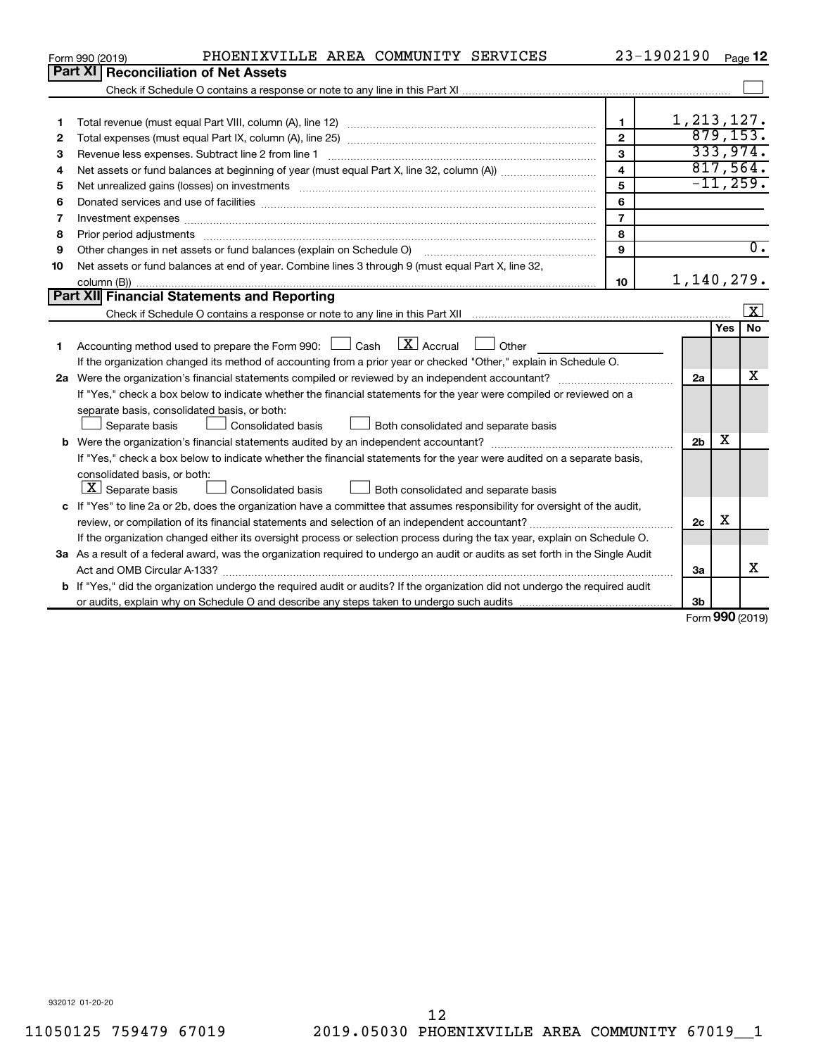Form 990 (2019) PHOENIXVILLE AREA COMMUNITY SERVICES 23-1902190 Page 12

## Part XI Reconciliation of Net Assets

Check if Schedule O contains a response or note to any line in this Part XI ☐

| | | | |
|---|---|---|---|
| 1 | Total revenue (must equal Part VIII, column (A), line 12) | 1 | 1,213,127. |
| 2 | Total expenses (must equal Part IX, column (A), line 25) | 2 | 879,153. |
| 3 | Revenue less expenses. Subtract line 2 from line 1 | 3 | 333,974. |
| 4 | Net assets or fund balances at beginning of year (must equal Part X, line 32, column (A)) | 4 | 817,564. |
| 5 | Net unrealized gains (losses) on investments | 5 | -11,259. |
| 6 | Donated services and use of facilities | 6 | |
| 7 | Investment expenses | 7 | |
| 8 | Prior period adjustments | 8 | |
| 9 | Other changes in net assets or fund balances (explain on Schedule O) | 9 | 0. |
| 10 | Net assets or fund balances at end of year. Combine lines 3 through 9 (must equal Part X, line 32, column (B)) | 10 | 1,140,279. |

## Part XII Financial Statements and Reporting

Check if Schedule O contains a response or note to any line in this Part XII ☒

| | | | Yes | No |
|---|---|---|---|---|
| 1 | Accounting method used to prepare the Form 990: ☐ Cash ☒ Accrual ☐ Other<br>If the organization changed its method of accounting from a prior year or checked "Other," explain in Schedule O. | | | |
| 2a | Were the organization's financial statements compiled or reviewed by an independent accountant?<br>If "Yes," check a box below to indicate whether the financial statements for the year were compiled or reviewed on a separate basis, consolidated basis, or both:<br>☐ Separate basis ☐ Consolidated basis ☐ Both consolidated and separate basis | 2a | | X |
| b | Were the organization's financial statements audited by an independent accountant?<br>If "Yes," check a box below to indicate whether the financial statements for the year were audited on a separate basis, consolidated basis, or both:<br>☒ Separate basis ☐ Consolidated basis ☐ Both consolidated and separate basis | 2b | X | |
| c | If "Yes" to line 2a or 2b, does the organization have a committee that assumes responsibility for oversight of the audit, review, or compilation of its financial statements and selection of an independent accountant?<br>If the organization changed either its oversight process or selection process during the tax year, explain on Schedule O. | 2c | X | |
| 3a | As a result of a federal award, was the organization required to undergo an audit or audits as set forth in the Single Audit Act and OMB Circular A-133? | 3a | | X |
| b | If "Yes," did the organization undergo the required audit or audits? If the organization did not undergo the required audit or audits, explain why on Schedule O and describe any steps taken to undergo such audits | 3b | | |

Form 990 (2019)

932012 01-20-20

11050125 759479 67019 2019.05030 PHOENIXVILLE AREA COMMUNITY 67019__1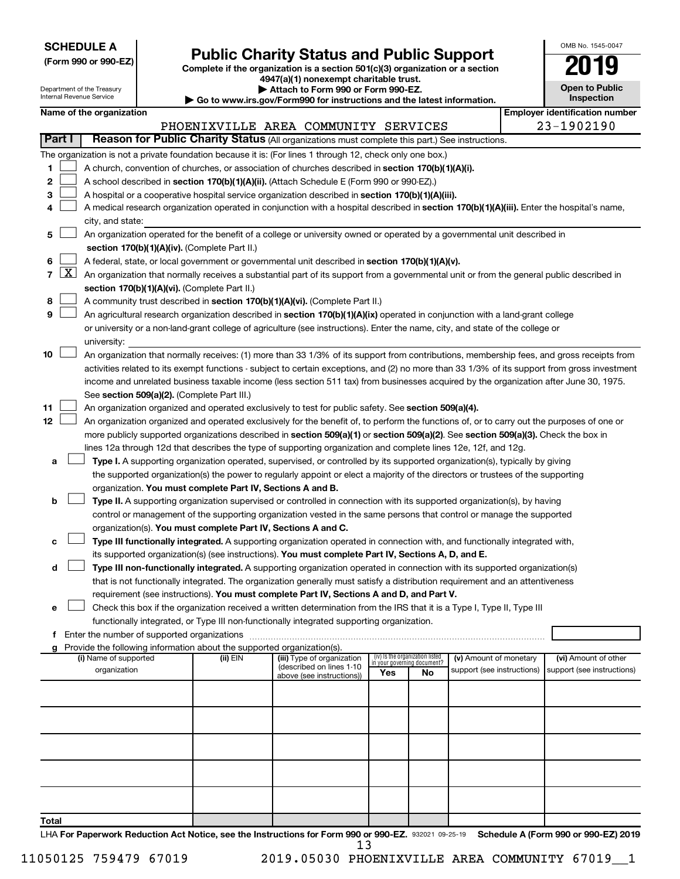**SCHEDULE A**
**(Form 990 or 990-EZ)**

Department of the Treasury
Internal Revenue Service

# Public Charity Status and Public Support

**Complete if the organization is a section 501(c)(3) organization or a section 4947(a)(1) nonexempt charitable trust.**
**▶ Attach to Form 990 or Form 990-EZ.**
**▶ Go to www.irs.gov/Form990 for instructions and the latest information.**

OMB No. 1545-0047
**2019**
**Open to Public Inspection**

**Name of the organization:** PHOENIXVILLE AREA COMMUNITY SERVICES
**Employer identification number:** 23-1902190

## Part I — Reason for Public Charity Status (All organizations must complete this part.) See instructions.

The organization is not a private foundation because it is: (For lines 1 through 12, check only one box.)

1. ☐ A church, convention of churches, or association of churches described in **section 170(b)(1)(A)(i).**
2. ☐ A school described in **section 170(b)(1)(A)(ii).** (Attach Schedule E (Form 990 or 990-EZ).)
3. ☐ A hospital or a cooperative hospital service organization described in **section 170(b)(1)(A)(iii).**
4. ☐ A medical research organization operated in conjunction with a hospital described in **section 170(b)(1)(A)(iii).** Enter the hospital's name, city, and state:
5. ☐ An organization operated for the benefit of a college or university owned or operated by a governmental unit described in **section 170(b)(1)(A)(iv).** (Complete Part II.)
6. ☐ A federal, state, or local government or governmental unit described in **section 170(b)(1)(A)(v).**
7. ☒ An organization that normally receives a substantial part of its support from a governmental unit or from the general public described in **section 170(b)(1)(A)(vi).** (Complete Part II.)
8. ☐ A community trust described in **section 170(b)(1)(A)(vi).** (Complete Part II.)
9. ☐ An agricultural research organization described in **section 170(b)(1)(A)(ix)** operated in conjunction with a land-grant college or university or a non-land-grant college of agriculture (see instructions). Enter the name, city, and state of the college or university:
10. ☐ An organization that normally receives: (1) more than 33 1/3% of its support from contributions, membership fees, and gross receipts from activities related to its exempt functions - subject to certain exceptions, and (2) no more than 33 1/3% of its support from gross investment income and unrelated business taxable income (less section 511 tax) from businesses acquired by the organization after June 30, 1975. See **section 509(a)(2).** (Complete Part III.)
11. ☐ An organization organized and operated exclusively to test for public safety. See **section 509(a)(4).**
12. ☐ An organization organized and operated exclusively for the benefit of, to perform the functions of, or to carry out the purposes of one or more publicly supported organizations described in **section 509(a)(1)** or **section 509(a)(2).** See **section 509(a)(3).** Check the box in lines 12a through 12d that describes the type of supporting organization and complete lines 12e, 12f, and 12g.
   - **a** ☐ **Type I.** A supporting organization operated, supervised, or controlled by its supported organization(s), typically by giving the supported organization(s) the power to regularly appoint or elect a majority of the directors or trustees of the supporting organization. **You must complete Part IV, Sections A and B.**
   - **b** ☐ **Type II.** A supporting organization supervised or controlled in connection with its supported organization(s), by having control or management of the supporting organization vested in the same persons that control or manage the supported organization(s). **You must complete Part IV, Sections A and C.**
   - **c** ☐ **Type III functionally integrated.** A supporting organization operated in connection with, and functionally integrated with, its supported organization(s) (see instructions). **You must complete Part IV, Sections A, D, and E.**
   - **d** ☐ **Type III non-functionally integrated.** A supporting organization operated in connection with its supported organization(s) that is not functionally integrated. The organization generally must satisfy a distribution requirement and an attentiveness requirement (see instructions). **You must complete Part IV, Sections A and D, and Part V.**
   - **e** ☐ Check this box if the organization received a written determination from the IRS that it is a Type I, Type II, Type III functionally integrated, or Type III non-functionally integrated supporting organization.
   - **f** Enter the number of supported organizations
   - **g** Provide the following information about the supported organization(s).

| (i) Name of supported organization | (ii) EIN | (iii) Type of organization (described on lines 1-10 above (see instructions)) | (iv) Is the organization listed in your governing document? Yes | No | (v) Amount of monetary support (see instructions) | (vi) Amount of other support (see instructions) |
|---|---|---|---|---|---|---|
| | | | | | | |
| | | | | | | |
| | | | | | | |
| | | | | | | |
| | | | | | | |
| **Total** | | | | | | |

LHA **For Paperwork Reduction Act Notice, see the Instructions for Form 990 or 990-EZ.** 932021 09-25-19 **Schedule A (Form 990 or 990-EZ) 2019**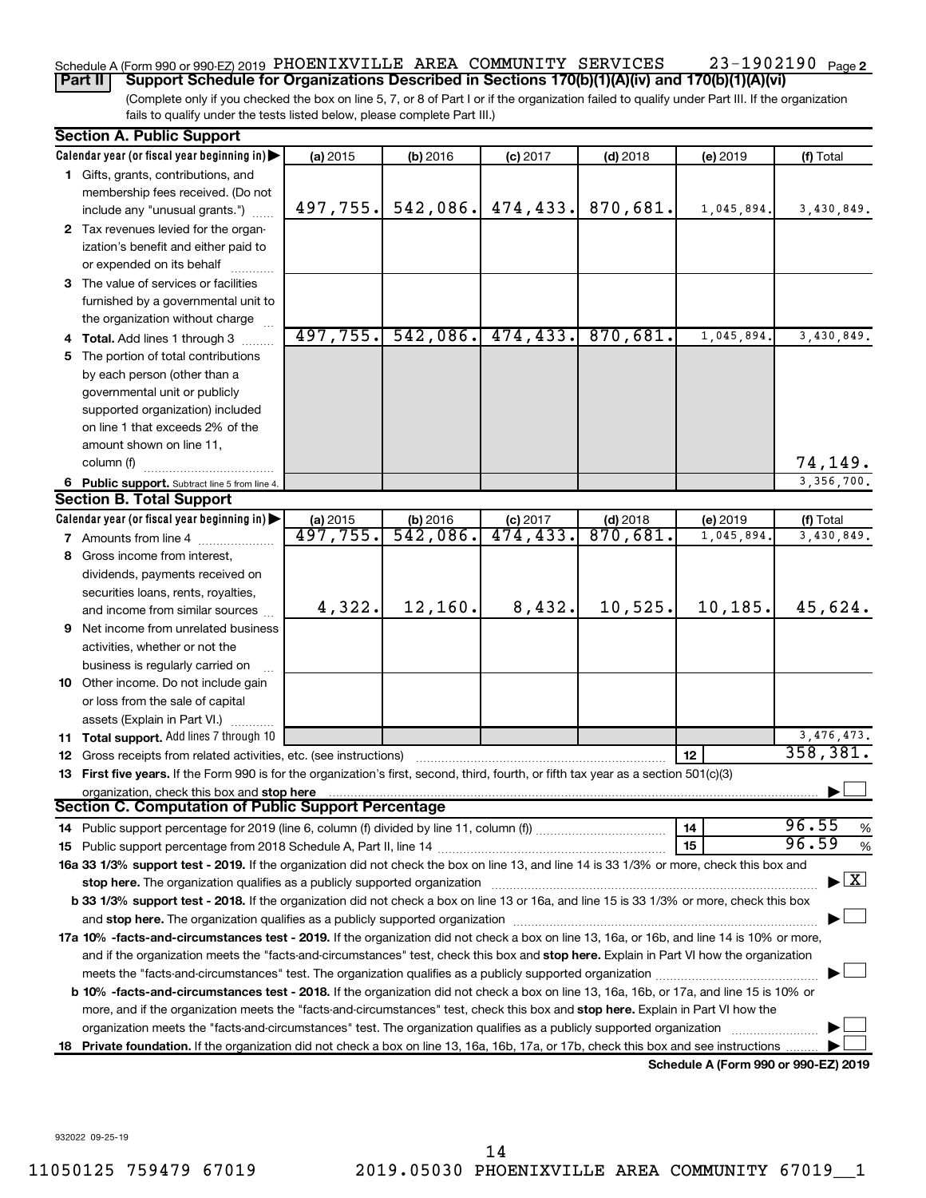Schedule A (Form 990 or 990-EZ) 2019 PHOENIXVILLE AREA COMMUNITY SERVICES 23-1902190 Page 2

**Part II** **Support Schedule for Organizations Described in Sections 170(b)(1)(A)(iv) and 170(b)(1)(A)(vi)**

(Complete only if you checked the box on line 5, 7, or 8 of Part I or if the organization failed to qualify under Part III. If the organization fails to qualify under the tests listed below, please complete Part III.)

## Section A. Public Support

| Calendar year (or fiscal year beginning in) ▶ | (a) 2015 | (b) 2016 | (c) 2017 | (d) 2018 | (e) 2019 | (f) Total |
|---|---|---|---|---|---|---|
| **1** Gifts, grants, contributions, and membership fees received. (Do not include any "unusual grants.") | 497,755. | 542,086. | 474,433. | 870,681. | 1,045,894. | 3,430,849. |
| **2** Tax revenues levied for the organization's benefit and either paid to or expended on its behalf | | | | | | |
| **3** The value of services or facilities furnished by a governmental unit to the organization without charge | | | | | | |
| **4 Total.** Add lines 1 through 3 | 497,755. | 542,086. | 474,433. | 870,681. | 1,045,894. | 3,430,849. |
| **5** The portion of total contributions by each person (other than a governmental unit or publicly supported organization) included on line 1 that exceeds 2% of the amount shown on line 11, column (f) | | | | | | 74,149. |
| **6 Public support.** Subtract line 5 from line 4. | | | | | | 3,356,700. |

## Section B. Total Support

| Calendar year (or fiscal year beginning in) ▶ | (a) 2015 | (b) 2016 | (c) 2017 | (d) 2018 | (e) 2019 | (f) Total |
|---|---|---|---|---|---|---|
| **7** Amounts from line 4 | 497,755. | 542,086. | 474,433. | 870,681. | 1,045,894. | 3,430,849. |
| **8** Gross income from interest, dividends, payments received on securities loans, rents, royalties, and income from similar sources | 4,322. | 12,160. | 8,432. | 10,525. | 10,185. | 45,624. |
| **9** Net income from unrelated business activities, whether or not the business is regularly carried on | | | | | | |
| **10** Other income. Do not include gain or loss from the sale of capital assets (Explain in Part VI.) | | | | | | |
| **11 Total support.** Add lines 7 through 10 | | | | | | 3,476,473. |

**12** Gross receipts from related activities, etc. (see instructions) | **12** | 358,381.

**13 First five years.** If the Form 990 is for the organization's first, second, third, fourth, or fifth tax year as a section 501(c)(3) organization, check this box and **stop here** ☐

## Section C. Computation of Public Support Percentage

**14** Public support percentage for 2019 (line 6, column (f) divided by line 11, column (f)) | **14** | 96.55 %

**15** Public support percentage from 2018 Schedule A, Part II, line 14 | **15** | 96.59 %

**16a 33 1/3% support test - 2019.** If the organization did not check the box on line 13, and line 14 is 33 1/3% or more, check this box and **stop here.** The organization qualifies as a publicly supported organization ☒

**b 33 1/3% support test - 2018.** If the organization did not check a box on line 13 or 16a, and line 15 is 33 1/3% or more, check this box and **stop here.** The organization qualifies as a publicly supported organization ☐

**17a 10% -facts-and-circumstances test - 2019.** If the organization did not check a box on line 13, 16a, or 16b, and line 14 is 10% or more, and if the organization meets the "facts-and-circumstances" test, check this box and **stop here.** Explain in Part VI how the organization meets the "facts-and-circumstances" test. The organization qualifies as a publicly supported organization ☐

**b 10% -facts-and-circumstances test - 2018.** If the organization did not check a box on line 13, 16a, 16b, or 17a, and line 15 is 10% or more, and if the organization meets the "facts-and-circumstances" test, check this box and **stop here.** Explain in Part VI how the organization meets the "facts-and-circumstances" test. The organization qualifies as a publicly supported organization ☐

**18 Private foundation.** If the organization did not check a box on line 13, 16a, 16b, 17a, or 17b, check this box and see instructions ☐

**Schedule A (Form 990 or 990-EZ) 2019**

932022 09-25-19

11050125 759479 67019 2019.05030 PHOENIXVILLE AREA COMMUNITY 67019__1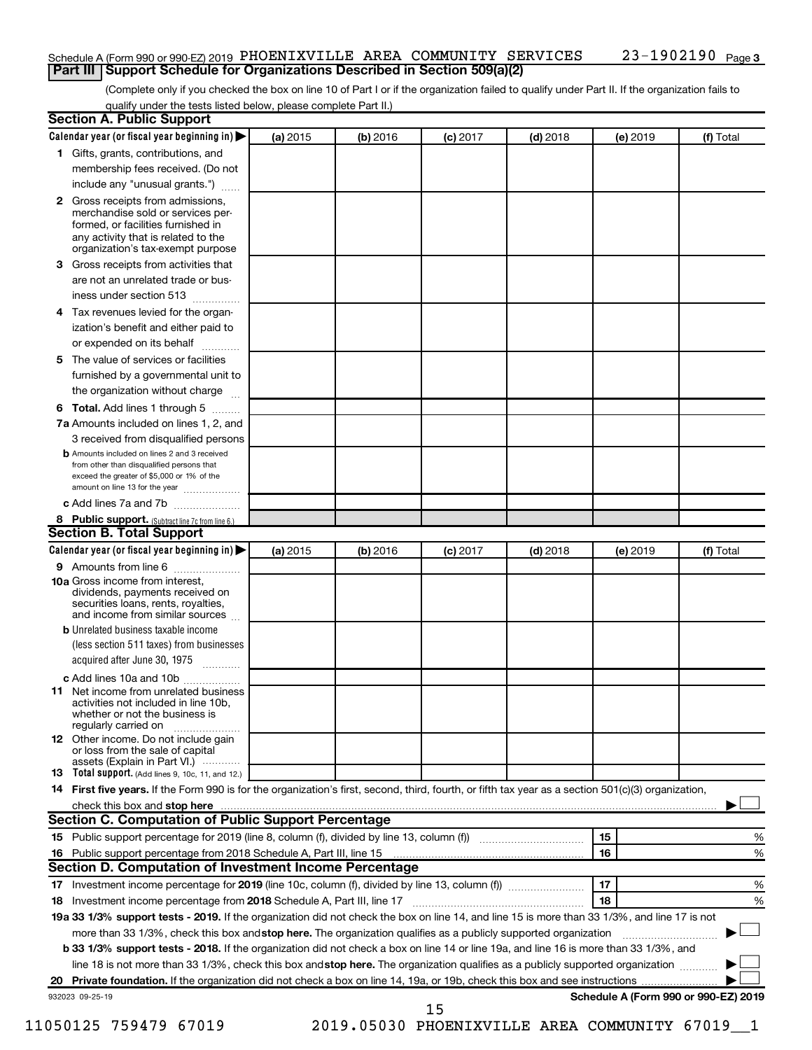Schedule A (Form 990 or 990-EZ) 2019 PHOENIXVILLE AREA COMMUNITY SERVICES 23-1902190 Page 3

## Part III Support Schedule for Organizations Described in Section 509(a)(2)

(Complete only if you checked the box on line 10 of Part I or if the organization failed to qualify under Part II. If the organization fails to qualify under the tests listed below, please complete Part II.)

### Section A. Public Support

| Calendar year (or fiscal year beginning in) ▶ | (a) 2015 | (b) 2016 | (c) 2017 | (d) 2018 | (e) 2019 | (f) Total |
|---|---|---|---|---|---|---|
| **1** Gifts, grants, contributions, and membership fees received. (Do not include any "unusual grants.") | | | | | | |
| **2** Gross receipts from admissions, merchandise sold or services performed, or facilities furnished in any activity that is related to the organization's tax-exempt purpose | | | | | | |
| **3** Gross receipts from activities that are not an unrelated trade or business under section 513 | | | | | | |
| **4** Tax revenues levied for the organization's benefit and either paid to or expended on its behalf | | | | | | |
| **5** The value of services or facilities furnished by a governmental unit to the organization without charge | | | | | | |
| **6 Total.** Add lines 1 through 5 | | | | | | |
| **7a** Amounts included on lines 1, 2, and 3 received from disqualified persons | | | | | | |
| **b** Amounts included on lines 2 and 3 received from other than disqualified persons that exceed the greater of $5,000 or 1% of the amount on line 13 for the year | | | | | | |
| **c** Add lines 7a and 7b | | | | | | |
| **8 Public support.** (Subtract line 7c from line 6.) | | | | | | |

### Section B. Total Support

| Calendar year (or fiscal year beginning in) ▶ | (a) 2015 | (b) 2016 | (c) 2017 | (d) 2018 | (e) 2019 | (f) Total |
|---|---|---|---|---|---|---|
| **9** Amounts from line 6 | | | | | | |
| **10a** Gross income from interest, dividends, payments received on securities loans, rents, royalties, and income from similar sources | | | | | | |
| **b** Unrelated business taxable income (less section 511 taxes) from businesses acquired after June 30, 1975 | | | | | | |
| **c** Add lines 10a and 10b | | | | | | |
| **11** Net income from unrelated business activities not included in line 10b, whether or not the business is regularly carried on | | | | | | |
| **12** Other income. Do not include gain or loss from the sale of capital assets (Explain in Part VI.) | | | | | | |
| **13 Total support.** (Add lines 9, 10c, 11, and 12.) | | | | | | |

**14 First five years.** If the Form 990 is for the organization's first, second, third, fourth, or fifth tax year as a section 501(c)(3) organization, check this box and **stop here** ▶ ☐

### Section C. Computation of Public Support Percentage

| | | | |
|---|---|---|---|
| **15** | Public support percentage for 2019 (line 8, column (f), divided by line 13, column (f)) | 15 | % |
| **16** | Public support percentage from 2018 Schedule A, Part III, line 15 | 16 | % |

### Section D. Computation of Investment Income Percentage

| | | | |
|---|---|---|---|
| **17** | Investment income percentage for **2019** (line 10c, column (f), divided by line 13, column (f)) | 17 | % |
| **18** | Investment income percentage from **2018** Schedule A, Part III, line 17 | 18 | % |

**19a 33 1/3% support tests - 2019.** If the organization did not check the box on line 14, and line 15 is more than 33 1/3%, and line 17 is not more than 33 1/3%, check this box and **stop here.** The organization qualifies as a publicly supported organization ▶ ☐

**b 33 1/3% support tests - 2018.** If the organization did not check a box on line 14 or line 19a, and line 16 is more than 33 1/3%, and line 18 is not more than 33 1/3%, check this box and **stop here.** The organization qualifies as a publicly supported organization ▶ ☐

**20 Private foundation.** If the organization did not check a box on line 14, 19a, or 19b, check this box and see instructions ▶ ☐

932023 09-25-19 **Schedule A (Form 990 or 990-EZ) 2019**

11050125 759479 67019 2019.05030 PHOENIXVILLE AREA COMMUNITY 67019__1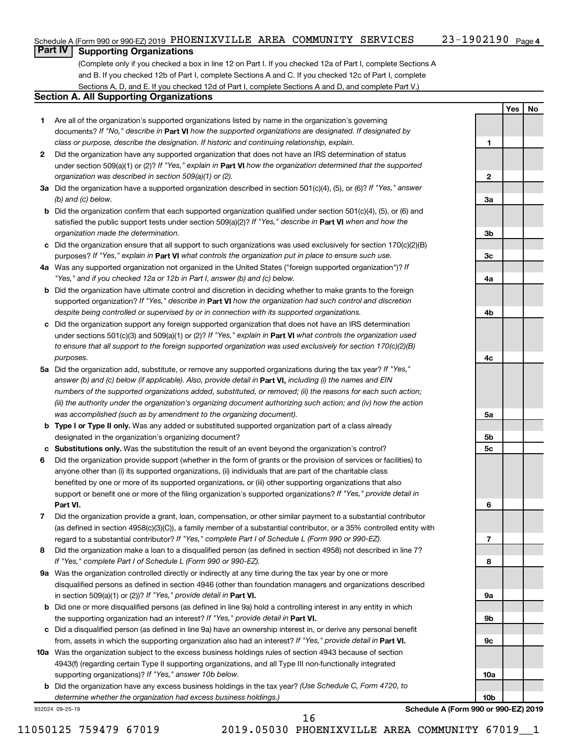Schedule A (Form 990 or 990-EZ) 2019 PHOENIXVILLE AREA COMMUNITY SERVICES 23-1902190 Page 4

## Part IV Supporting Organizations

(Complete only if you checked a box in line 12 on Part I. If you checked 12a of Part I, complete Sections A and B. If you checked 12b of Part I, complete Sections A and C. If you checked 12c of Part I, complete Sections A, D, and E. If you checked 12d of Part I, complete Sections A and D, and complete Part V.)

### Section A. All Supporting Organizations

| | | | Yes | No |
|---|---|---|---|---|
| **1** | Are all of the organization's supported organizations listed by name in the organization's governing documents? *If "No," describe in* **Part VI** *how the supported organizations are designated. If designated by class or purpose, describe the designation. If historic and continuing relationship, explain.* | **1** | | |
| **2** | Did the organization have any supported organization that does not have an IRS determination of status under section 509(a)(1) or (2)? *If "Yes," explain in* **Part VI** *how the organization determined that the supported organization was described in section 509(a)(1) or (2).* | **2** | | |
| **3a** | Did the organization have a supported organization described in section 501(c)(4), (5), or (6)? *If "Yes," answer (b) and (c) below.* | **3a** | | |
| **b** | Did the organization confirm that each supported organization qualified under section 501(c)(4), (5), or (6) and satisfied the public support tests under section 509(a)(2)? *If "Yes," describe in* **Part VI** *when and how the organization made the determination.* | **3b** | | |
| **c** | Did the organization ensure that all support to such organizations was used exclusively for section 170(c)(2)(B) purposes? *If "Yes," explain in* **Part VI** *what controls the organization put in place to ensure such use.* | **3c** | | |
| **4a** | Was any supported organization not organized in the United States ("foreign supported organization")? *If "Yes," and if you checked 12a or 12b in Part I, answer (b) and (c) below.* | **4a** | | |
| **b** | Did the organization have ultimate control and discretion in deciding whether to make grants to the foreign supported organization? *If "Yes," describe in* **Part VI** *how the organization had such control and discretion despite being controlled or supervised by or in connection with its supported organizations.* | **4b** | | |
| **c** | Did the organization support any foreign supported organization that does not have an IRS determination under sections 501(c)(3) and 509(a)(1) or (2)? *If "Yes," explain in* **Part VI** *what controls the organization used to ensure that all support to the foreign supported organization was used exclusively for section 170(c)(2)(B) purposes.* | **4c** | | |
| **5a** | Did the organization add, substitute, or remove any supported organizations during the tax year? *If "Yes," answer (b) and (c) below (if applicable). Also, provide detail in* **Part VI,** *including (i) the names and EIN numbers of the supported organizations added, substituted, or removed; (ii) the reasons for each such action; (iii) the authority under the organization's organizing document authorizing such action; and (iv) how the action was accomplished (such as by amendment to the organizing document).* | **5a** | | |
| **b** | **Type I or Type II only.** Was any added or substituted supported organization part of a class already designated in the organization's organizing document? | **5b** | | |
| **c** | **Substitutions only.** Was the substitution the result of an event beyond the organization's control? | **5c** | | |
| **6** | Did the organization provide support (whether in the form of grants or the provision of services or facilities) to anyone other than (i) its supported organizations, (ii) individuals that are part of the charitable class benefited by one or more of its supported organizations, or (iii) other supporting organizations that also support or benefit one or more of the filing organization's supported organizations? *If "Yes," provide detail in* **Part VI.** | **6** | | |
| **7** | Did the organization provide a grant, loan, compensation, or other similar payment to a substantial contributor (as defined in section 4958(c)(3)(C)), a family member of a substantial contributor, or a 35% controlled entity with regard to a substantial contributor? *If "Yes," complete Part I of Schedule L (Form 990 or 990-EZ).* | **7** | | |
| **8** | Did the organization make a loan to a disqualified person (as defined in section 4958) not described in line 7? *If "Yes," complete Part I of Schedule L (Form 990 or 990-EZ).* | **8** | | |
| **9a** | Was the organization controlled directly or indirectly at any time during the tax year by one or more disqualified persons as defined in section 4946 (other than foundation managers and organizations described in section 509(a)(1) or (2))? *If "Yes," provide detail in* **Part VI.** | **9a** | | |
| **b** | Did one or more disqualified persons (as defined in line 9a) hold a controlling interest in any entity in which the supporting organization had an interest? *If "Yes," provide detail in* **Part VI.** | **9b** | | |
| **c** | Did a disqualified person (as defined in line 9a) have an ownership interest in, or derive any personal benefit from, assets in which the supporting organization also had an interest? *If "Yes," provide detail in* **Part VI.** | **9c** | | |
| **10a** | Was the organization subject to the excess business holdings rules of section 4943 because of section 4943(f) (regarding certain Type II supporting organizations, and all Type III non-functionally integrated supporting organizations)? *If "Yes," answer 10b below.* | **10a** | | |
| **b** | Did the organization have any excess business holdings in the tax year? *(Use Schedule C, Form 4720, to determine whether the organization had excess business holdings.)* | **10b** | | |

932024 09-25-19 **Schedule A (Form 990 or 990-EZ) 2019**

11050125 759479 67019 2019.05030 PHOENIXVILLE AREA COMMUNITY 67019__1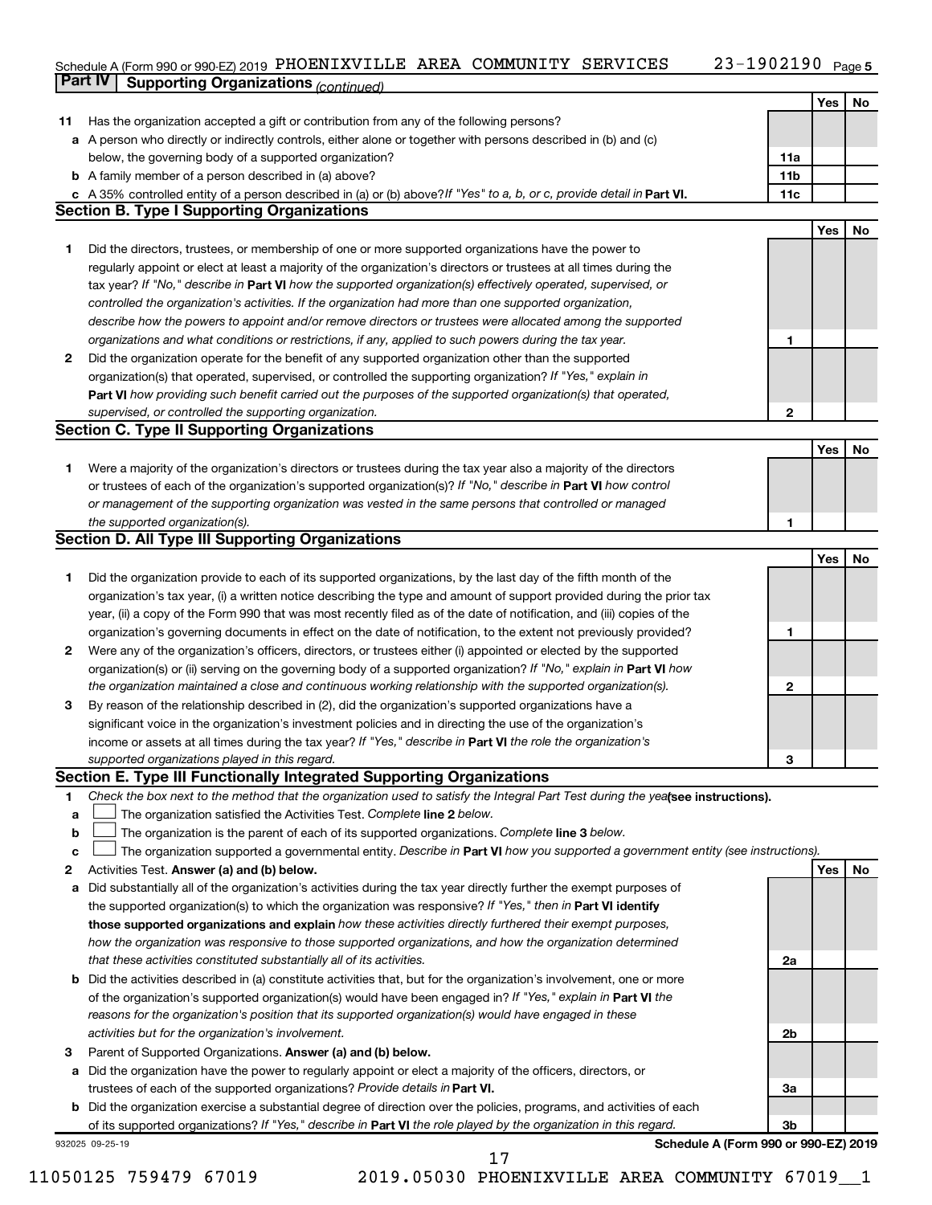Schedule A (Form 990 or 990-EZ) 2019 PHOENIXVILLE AREA COMMUNITY SERVICES 23-1902190 Page 5

**Part IV | Supporting Organizations** *(continued)*

| | | | Yes | No |
|---|---|---|---|---|
| **11** | Has the organization accepted a gift or contribution from any of the following persons? | | | |
| **a** | A person who directly or indirectly controls, either alone or together with persons described in (b) and (c) below, the governing body of a supported organization? | **11a** | | |
| **b** | A family member of a person described in (a) above? | **11b** | | |
| **c** | A 35% controlled entity of a person described in (a) or (b) above? *If "Yes" to a, b, or c, provide detail in* **Part VI.** | **11c** | | |

**Section B. Type I Supporting Organizations**

| | | | Yes | No |
|---|---|---|---|---|
| **1** | Did the directors, trustees, or membership of one or more supported organizations have the power to regularly appoint or elect at least a majority of the organization's directors or trustees at all times during the tax year? *If "No," describe in* **Part VI** *how the supported organization(s) effectively operated, supervised, or controlled the organization's activities. If the organization had more than one supported organization, describe how the powers to appoint and/or remove directors or trustees were allocated among the supported organizations and what conditions or restrictions, if any, applied to such powers during the tax year.* | **1** | | |
| **2** | Did the organization operate for the benefit of any supported organization other than the supported organization(s) that operated, supervised, or controlled the supporting organization? *If "Yes," explain in* **Part VI** *how providing such benefit carried out the purposes of the supported organization(s) that operated, supervised, or controlled the supporting organization.* | **2** | | |

**Section C. Type II Supporting Organizations**

| | | | Yes | No |
|---|---|---|---|---|
| **1** | Were a majority of the organization's directors or trustees during the tax year also a majority of the directors or trustees of each of the organization's supported organization(s)? *If "No," describe in* **Part VI** *how control or management of the supporting organization was vested in the same persons that controlled or managed the supported organization(s).* | **1** | | |

**Section D. All Type III Supporting Organizations**

| | | | Yes | No |
|---|---|---|---|---|
| **1** | Did the organization provide to each of its supported organizations, by the last day of the fifth month of the organization's tax year, (i) a written notice describing the type and amount of support provided during the prior tax year, (ii) a copy of the Form 990 that was most recently filed as of the date of notification, and (iii) copies of the organization's governing documents in effect on the date of notification, to the extent not previously provided? | **1** | | |
| **2** | Were any of the organization's officers, directors, or trustees either (i) appointed or elected by the supported organization(s) or (ii) serving on the governing body of a supported organization? *If "No," explain in* **Part VI** *how the organization maintained a close and continuous working relationship with the supported organization(s).* | **2** | | |
| **3** | By reason of the relationship described in (2), did the organization's supported organizations have a significant voice in the organization's investment policies and in directing the use of the organization's income or assets at all times during the tax year? *If "Yes," describe in* **Part VI** *the role the organization's supported organizations played in this regard.* | **3** | | |

**Section E. Type III Functionally Integrated Supporting Organizations**

**1** *Check the box next to the method that the organization used to satisfy the Integral Part Test during the year* **(see instructions).**

- **a** ☐ The organization satisfied the Activities Test. *Complete* **line 2** *below.*
- **b** ☐ The organization is the parent of each of its supported organizations. *Complete* **line 3** *below.*
- **c** ☐ The organization supported a governmental entity. *Describe in* **Part VI** *how you supported a government entity (see instructions).*

| | | | Yes | No |
|---|---|---|---|---|
| **2** | Activities Test. **Answer (a) and (b) below.** | | | |
| **a** | Did substantially all of the organization's activities during the tax year directly further the exempt purposes of the supported organization(s) to which the organization was responsive? *If "Yes," then in* **Part VI identify those supported organizations and explain** *how these activities directly furthered their exempt purposes, how the organization was responsive to those supported organizations, and how the organization determined that these activities constituted substantially all of its activities.* | **2a** | | |
| **b** | Did the activities described in (a) constitute activities that, but for the organization's involvement, one or more of the organization's supported organization(s) would have been engaged in? *If "Yes," explain in* **Part VI** *the reasons for the organization's position that its supported organization(s) would have engaged in these activities but for the organization's involvement.* | **2b** | | |
| **3** | Parent of Supported Organizations. **Answer (a) and (b) below.** | | | |
| **a** | Did the organization have the power to regularly appoint or elect a majority of the officers, directors, or trustees of each of the supported organizations? *Provide details in* **Part VI.** | **3a** | | |
| **b** | Did the organization exercise a substantial degree of direction over the policies, programs, and activities of each of its supported organizations? *If "Yes," describe in* **Part VI** *the role played by the organization in this regard.* | **3b** | | |

932025 09-25-19 **Schedule A (Form 990 or 990-EZ) 2019**

11050125 759479 67019 2019.05030 PHOENIXVILLE AREA COMMUNITY 67019__1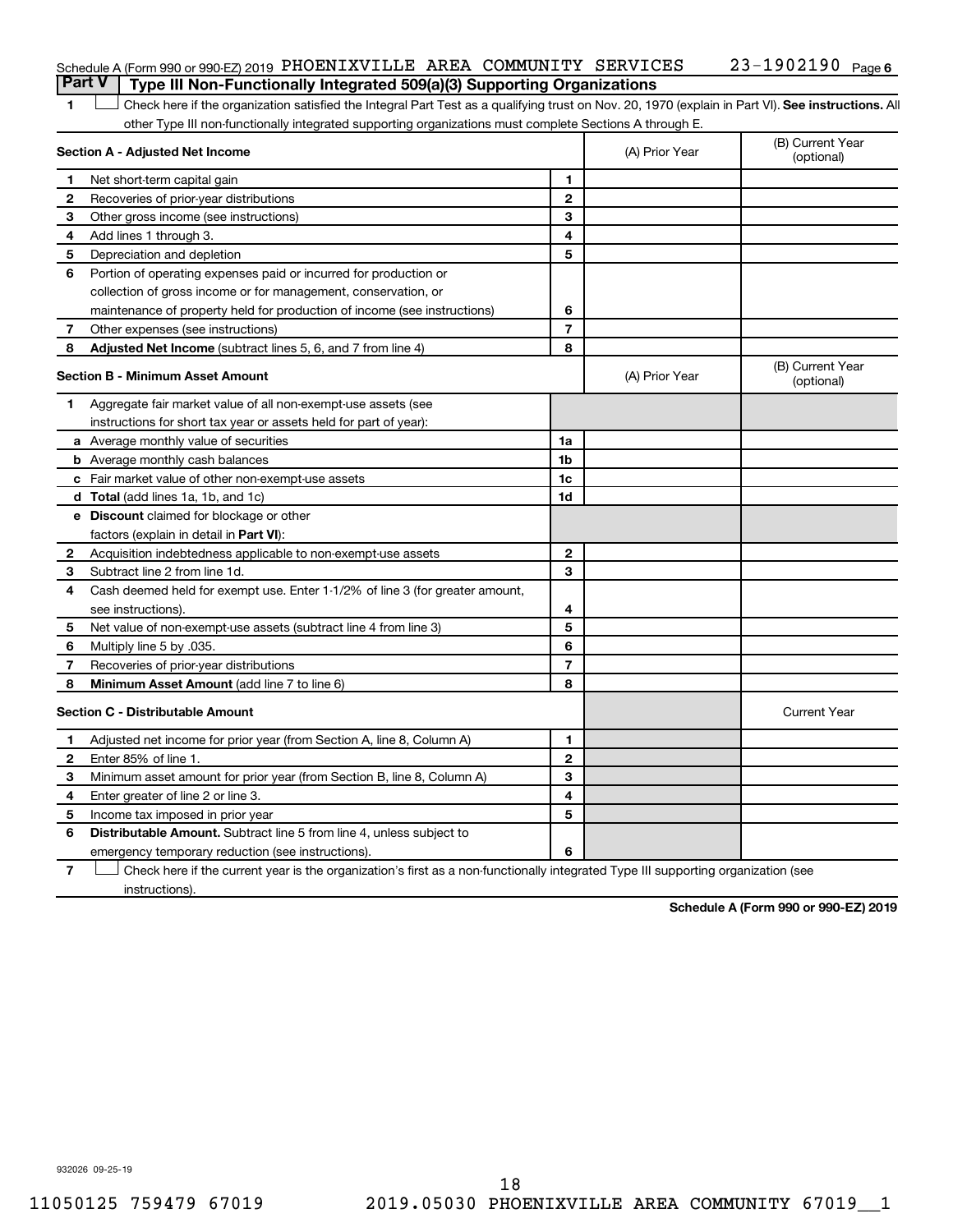Schedule A (Form 990 or 990-EZ) 2019 PHOENIXVILLE AREA COMMUNITY SERVICES 23-1902190 Page 6

## Part V | Type III Non-Functionally Integrated 509(a)(3) Supporting Organizations

**1** ☐ Check here if the organization satisfied the Integral Part Test as a qualifying trust on Nov. 20, 1970 (explain in Part VI). **See instructions.** All other Type III non-functionally integrated supporting organizations must complete Sections A through E.

| Section A - Adjusted Net Income | | | (A) Prior Year | (B) Current Year (optional) |
|---|---|---|---|---|
| 1 | Net short-term capital gain | 1 | | |
| 2 | Recoveries of prior-year distributions | 2 | | |
| 3 | Other gross income (see instructions) | 3 | | |
| 4 | Add lines 1 through 3. | 4 | | |
| 5 | Depreciation and depletion | 5 | | |
| 6 | Portion of operating expenses paid or incurred for production or collection of gross income or for management, conservation, or maintenance of property held for production of income (see instructions) | 6 | | |
| 7 | Other expenses (see instructions) | 7 | | |
| 8 | **Adjusted Net Income** (subtract lines 5, 6, and 7 from line 4) | 8 | | |

| Section B - Minimum Asset Amount | | | (A) Prior Year | (B) Current Year (optional) |
|---|---|---|---|---|
| 1 | Aggregate fair market value of all non-exempt-use assets (see instructions for short tax year or assets held for part of year): | | | |
| a | Average monthly value of securities | 1a | | |
| b | Average monthly cash balances | 1b | | |
| c | Fair market value of other non-exempt-use assets | 1c | | |
| d | **Total** (add lines 1a, 1b, and 1c) | 1d | | |
| e | **Discount** claimed for blockage or other factors (explain in detail in **Part VI**): | | | |
| 2 | Acquisition indebtedness applicable to non-exempt-use assets | 2 | | |
| 3 | Subtract line 2 from line 1d. | 3 | | |
| 4 | Cash deemed held for exempt use. Enter 1-1/2% of line 3 (for greater amount, see instructions). | 4 | | |
| 5 | Net value of non-exempt-use assets (subtract line 4 from line 3) | 5 | | |
| 6 | Multiply line 5 by .035. | 6 | | |
| 7 | Recoveries of prior-year distributions | 7 | | |
| 8 | **Minimum Asset Amount** (add line 7 to line 6) | 8 | | |

| Section C - Distributable Amount | | | | Current Year |
|---|---|---|---|---|
| 1 | Adjusted net income for prior year (from Section A, line 8, Column A) | 1 | | |
| 2 | Enter 85% of line 1. | 2 | | |
| 3 | Minimum asset amount for prior year (from Section B, line 8, Column A) | 3 | | |
| 4 | Enter greater of line 2 or line 3. | 4 | | |
| 5 | Income tax imposed in prior year | 5 | | |
| 6 | **Distributable Amount.** Subtract line 5 from line 4, unless subject to emergency temporary reduction (see instructions). | 6 | | |

**7** ☐ Check here if the current year is the organization's first as a non-functionally integrated Type III supporting organization (see instructions).

**Schedule A (Form 990 or 990-EZ) 2019**

932026 09-25-19

11050125 759479 67019 2019.05030 PHOENIXVILLE AREA COMMUNITY 67019__1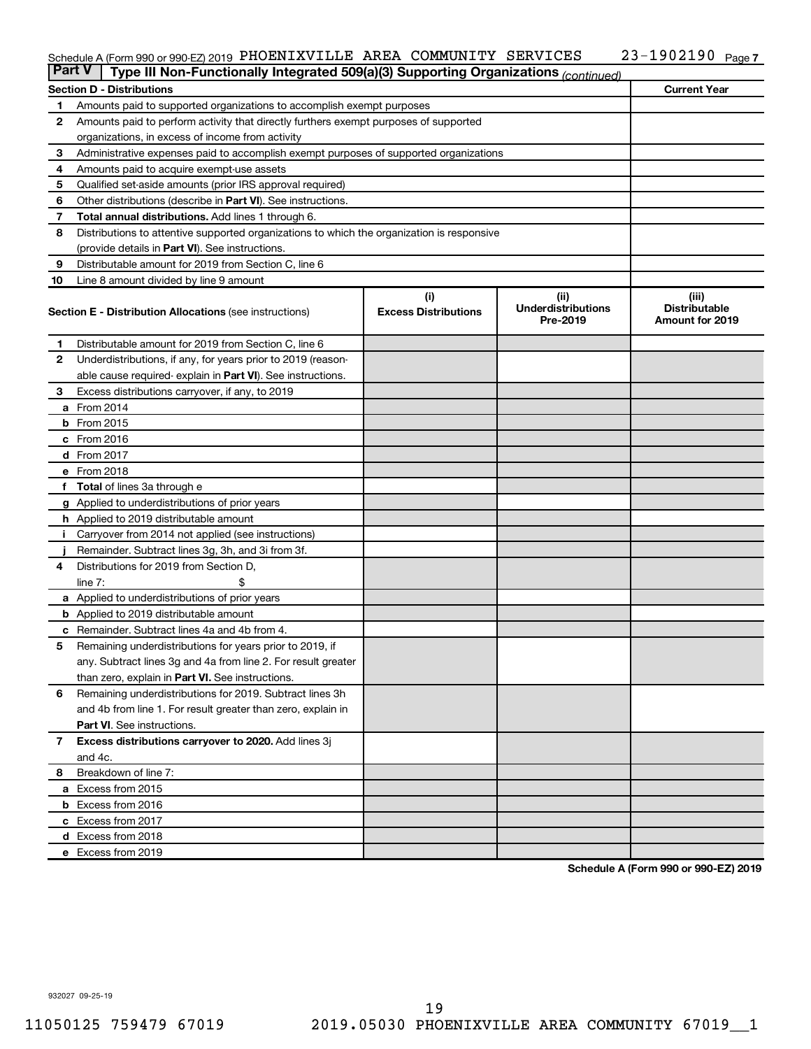Schedule A (Form 990 or 990-EZ) 2019 PHOENIXVILLE AREA COMMUNITY SERVICES 23-1902190 Page 7

**Part V | Type III Non-Functionally Integrated 509(a)(3) Supporting Organizations** *(continued)*

| | Section D - Distributions | Current Year |
|---|---|---|
| 1 | Amounts paid to supported organizations to accomplish exempt purposes | |
| 2 | Amounts paid to perform activity that directly furthers exempt purposes of supported organizations, in excess of income from activity | |
| 3 | Administrative expenses paid to accomplish exempt purposes of supported organizations | |
| 4 | Amounts paid to acquire exempt-use assets | |
| 5 | Qualified set-aside amounts (prior IRS approval required) | |
| 6 | Other distributions (describe in **Part VI**). See instructions. | |
| 7 | **Total annual distributions.** Add lines 1 through 6. | |
| 8 | Distributions to attentive supported organizations to which the organization is responsive (provide details in **Part VI**). See instructions. | |
| 9 | Distributable amount for 2019 from Section C, line 6 | |
| 10 | Line 8 amount divided by line 9 amount | |

| | Section E - Distribution Allocations (see instructions) | (i) Excess Distributions | (ii) Underdistributions Pre-2019 | (iii) Distributable Amount for 2019 |
|---|---|---|---|---|
| 1 | Distributable amount for 2019 from Section C, line 6 | | | |
| 2 | Underdistributions, if any, for years prior to 2019 (reasonable cause required- explain in **Part VI**). See instructions. | | | |
| 3 | Excess distributions carryover, if any, to 2019 | | | |
| a | From 2014 | | | |
| b | From 2015 | | | |
| c | From 2016 | | | |
| d | From 2017 | | | |
| e | From 2018 | | | |
| f | **Total** of lines 3a through e | | | |
| g | Applied to underdistributions of prior years | | | |
| h | Applied to 2019 distributable amount | | | |
| i | Carryover from 2014 not applied (see instructions) | | | |
| j | Remainder. Subtract lines 3g, 3h, and 3i from 3f. | | | |
| 4 | Distributions for 2019 from Section D, line 7: $ | | | |
| a | Applied to underdistributions of prior years | | | |
| b | Applied to 2019 distributable amount | | | |
| c | Remainder. Subtract lines 4a and 4b from 4. | | | |
| 5 | Remaining underdistributions for years prior to 2019, if any. Subtract lines 3g and 4a from line 2. For result greater than zero, explain in **Part VI.** See instructions. | | | |
| 6 | Remaining underdistributions for 2019. Subtract lines 3h and 4b from line 1. For result greater than zero, explain in **Part VI**. See instructions. | | | |
| 7 | **Excess distributions carryover to 2020.** Add lines 3j and 4c. | | | |
| 8 | Breakdown of line 7: | | | |
| a | Excess from 2015 | | | |
| b | Excess from 2016 | | | |
| c | Excess from 2017 | | | |
| d | Excess from 2018 | | | |
| e | Excess from 2019 | | | |

**Schedule A (Form 990 or 990-EZ) 2019**

932027 09-25-19

11050125 759479 67019 2019.05030 PHOENIXVILLE AREA COMMUNITY 67019__1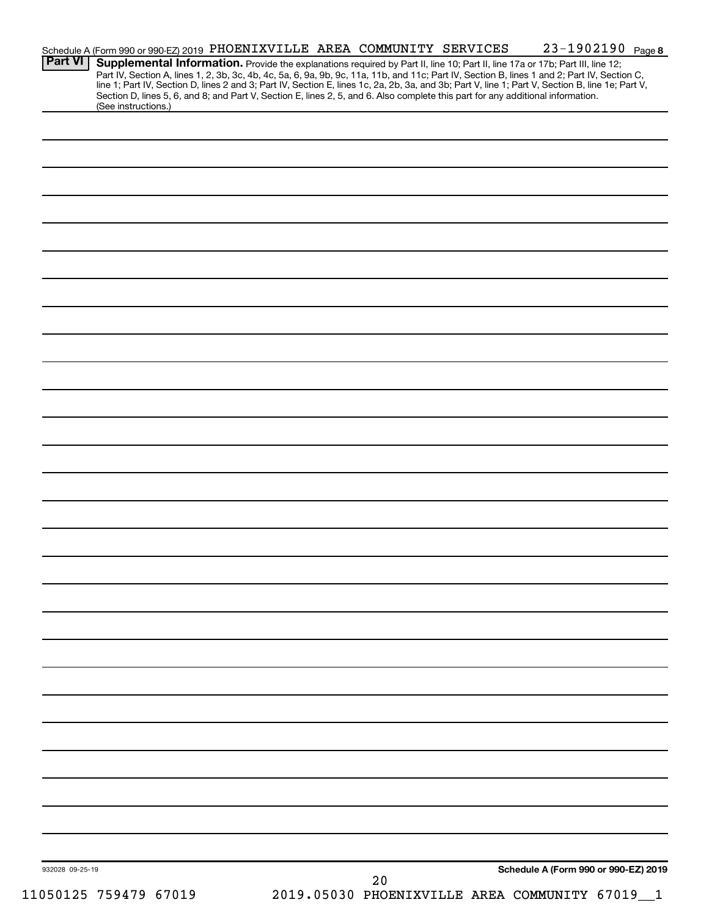Schedule A (Form 990 or 990-EZ) 2019 PHOENIXVILLE AREA COMMUNITY SERVICES 23-1902190 Page 8

**Part VI** **Supplemental Information.** Provide the explanations required by Part II, line 10; Part II, line 17a or 17b; Part III, line 12; Part IV, Section A, lines 1, 2, 3b, 3c, 4b, 4c, 5a, 6, 9a, 9b, 9c, 11a, 11b, and 11c; Part IV, Section B, lines 1 and 2; Part IV, Section C, line 1; Part IV, Section D, lines 2 and 3; Part IV, Section E, lines 1c, 2a, 2b, 3a, and 3b; Part V, line 1; Part V, Section B, line 1e; Part V, Section D, lines 5, 6, and 8; and Part V, Section E, lines 2, 5, and 6. Also complete this part for any additional information. (See instructions.)

932028 09-25-19

Schedule A (Form 990 or 990-EZ) 2019

11050125 759479 67019 2019.05030 PHOENIXVILLE AREA COMMUNITY 67019__1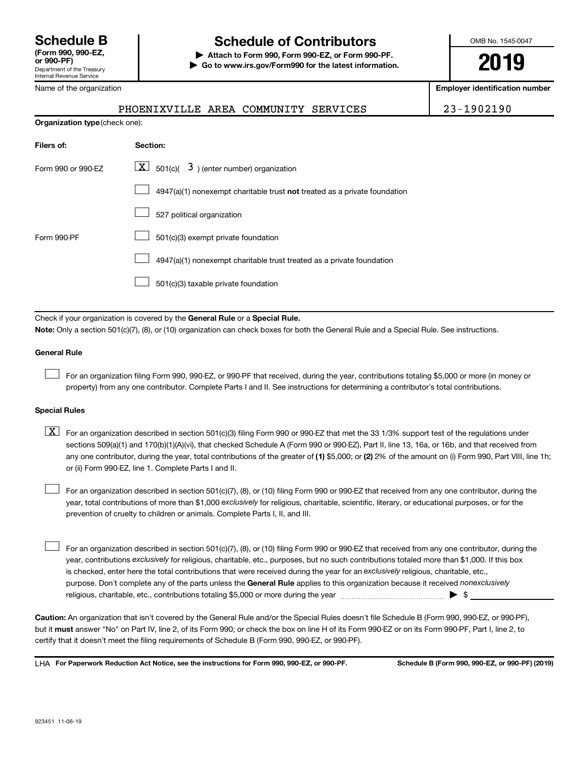**Schedule B**
**(Form 990, 990-EZ, or 990-PF)**
Department of the Treasury
Internal Revenue Service

# Schedule of Contributors

▶ **Attach to Form 990, Form 990-EZ, or Form 990-PF.**
▶ **Go to www.irs.gov/Form990 for the latest information.**

OMB No. 1545-0047

**2019**

Name of the organization: PHOENIXVILLE AREA COMMUNITY SERVICES

**Employer identification number:** 23-1902190

**Organization type** (check one):

| **Filers of:** | **Section:** |
|---|---|
| Form 990 or 990-EZ | [X] 501(c)( 3 ) (enter number) organization |
| | [ ] 4947(a)(1) nonexempt charitable trust **not** treated as a private foundation |
| | [ ] 527 political organization |
| Form 990-PF | [ ] 501(c)(3) exempt private foundation |
| | [ ] 4947(a)(1) nonexempt charitable trust treated as a private foundation |
| | [ ] 501(c)(3) taxable private foundation |

Check if your organization is covered by the **General Rule** or a **Special Rule.**

**Note:** Only a section 501(c)(7), (8), or (10) organization can check boxes for both the General Rule and a Special Rule. See instructions.

**General Rule**

[ ] For an organization filing Form 990, 990-EZ, or 990-PF that received, during the year, contributions totaling $5,000 or more (in money or property) from any one contributor. Complete Parts I and II. See instructions for determining a contributor's total contributions.

**Special Rules**

[X] For an organization described in section 501(c)(3) filing Form 990 or 990-EZ that met the 33 1/3% support test of the regulations under sections 509(a)(1) and 170(b)(1)(A)(vi), that checked Schedule A (Form 990 or 990-EZ), Part II, line 13, 16a, or 16b, and that received from any one contributor, during the year, total contributions of the greater of **(1)** $5,000; or **(2)** 2% of the amount on (i) Form 990, Part VIII, line 1h; or (ii) Form 990-EZ, line 1. Complete Parts I and II.

[ ] For an organization described in section 501(c)(7), (8), or (10) filing Form 990 or 990-EZ that received from any one contributor, during the year, total contributions of more than $1,000 *exclusively* for religious, charitable, scientific, literary, or educational purposes, or for the prevention of cruelty to children or animals. Complete Parts I, II, and III.

[ ] For an organization described in section 501(c)(7), (8), or (10) filing Form 990 or 990-EZ that received from any one contributor, during the year, contributions *exclusively* for religious, charitable, etc., purposes, but no such contributions totaled more than $1,000. If this box is checked, enter here the total contributions that were received during the year for an *exclusively* religious, charitable, etc., purpose. Don't complete any of the parts unless the **General Rule** applies to this organization because it received *nonexclusively* religious, charitable, etc., contributions totaling $5,000 or more during the year ▶ $ \_\_\_\_\_\_\_\_\_\_

**Caution:** An organization that isn't covered by the General Rule and/or the Special Rules doesn't file Schedule B (Form 990, 990-EZ, or 990-PF), but it **must** answer "No" on Part IV, line 2, of its Form 990; or check the box on line H of its Form 990-EZ or on its Form 990-PF, Part I, line 2, to certify that it doesn't meet the filing requirements of Schedule B (Form 990, 990-EZ, or 990-PF).

LHA **For Paperwork Reduction Act Notice, see the instructions for Form 990, 990-EZ, or 990-PF.** **Schedule B (Form 990, 990-EZ, or 990-PF) (2019)**

923451 11-06-19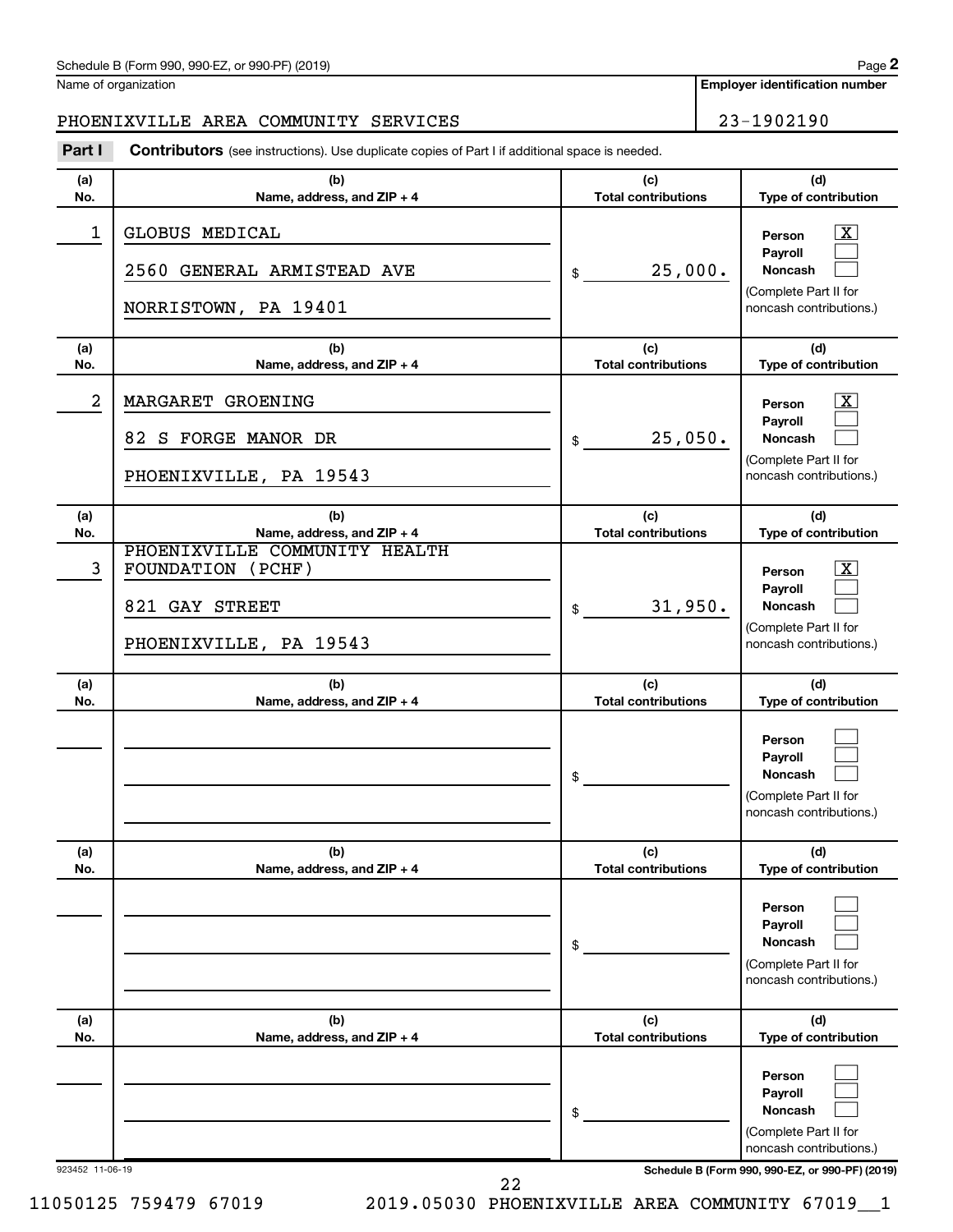Schedule B (Form 990, 990-EZ, or 990-PF) (2019)

Name of organization: PHOENIXVILLE AREA COMMUNITY SERVICES

Employer identification number: 23-1902190

## Part I — Contributors (see instructions). Use duplicate copies of Part I if additional space is needed.

| (a) No. | (b) Name, address, and ZIP + 4 | (c) Total contributions | (d) Type of contribution |
|---|---|---|---|
| 1 | GLOBUS MEDICAL<br>2560 GENERAL ARMISTEAD AVE<br>NORRISTOWN, PA 19401 | $ 25,000. | Person [X]<br>Payroll [ ]<br>Noncash [ ]<br>(Complete Part II for noncash contributions.) |
| 2 | MARGARET GROENING<br>82 S FORGE MANOR DR<br>PHOENIXVILLE, PA 19543 | $ 25,050. | Person [X]<br>Payroll [ ]<br>Noncash [ ]<br>(Complete Part II for noncash contributions.) |
| 3 | PHOENIXVILLE COMMUNITY HEALTH FOUNDATION (PCHF)<br>821 GAY STREET<br>PHOENIXVILLE, PA 19543 | $ 31,950. | Person [X]<br>Payroll [ ]<br>Noncash [ ]<br>(Complete Part II for noncash contributions.) |
| | | $ | Person [ ]<br>Payroll [ ]<br>Noncash [ ]<br>(Complete Part II for noncash contributions.) |
| | | $ | Person [ ]<br>Payroll [ ]<br>Noncash [ ]<br>(Complete Part II for noncash contributions.) |
| | | $ | Person [ ]<br>Payroll [ ]<br>Noncash [ ]<br>(Complete Part II for noncash contributions.) |

923452 11-06-19

Schedule B (Form 990, 990-EZ, or 990-PF) (2019)

11050125 759479 67019 2019.05030 PHOENIXVILLE AREA COMMUNITY 67019__1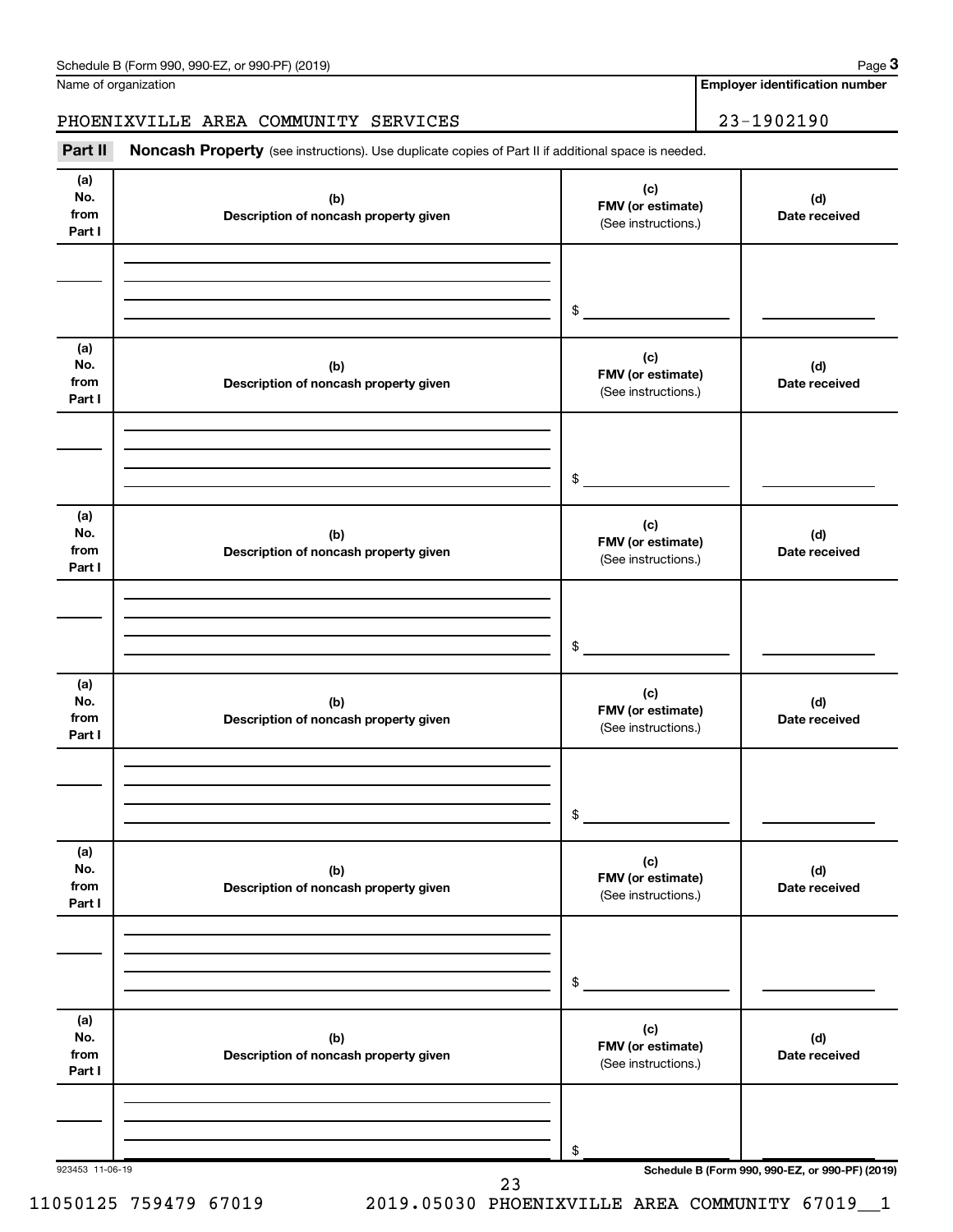Schedule B (Form 990, 990-EZ, or 990-PF) (2019) Page **3**

Name of organization | **Employer identification number**

PHOENIXVILLE AREA COMMUNITY SERVICES | 23-1902190

**Part II** **Noncash Property** (see instructions). Use duplicate copies of Part II if additional space is needed.

| (a) No. from Part I | (b) Description of noncash property given | (c) FMV (or estimate) (See instructions.) | (d) Date received |
|---|---|---|---|
| | | $ | |

| (a) No. from Part I | (b) Description of noncash property given | (c) FMV (or estimate) (See instructions.) | (d) Date received |
|---|---|---|---|
| | | $ | |

| (a) No. from Part I | (b) Description of noncash property given | (c) FMV (or estimate) (See instructions.) | (d) Date received |
|---|---|---|---|
| | | $ | |

| (a) No. from Part I | (b) Description of noncash property given | (c) FMV (or estimate) (See instructions.) | (d) Date received |
|---|---|---|---|
| | | $ | |

| (a) No. from Part I | (b) Description of noncash property given | (c) FMV (or estimate) (See instructions.) | (d) Date received |
|---|---|---|---|
| | | $ | |

| (a) No. from Part I | (b) Description of noncash property given | (c) FMV (or estimate) (See instructions.) | (d) Date received |
|---|---|---|---|
| | | $ | |

923453 11-06-19 **Schedule B (Form 990, 990-EZ, or 990-PF) (2019)**

11050125 759479 67019 2019.05030 PHOENIXVILLE AREA COMMUNITY 67019__1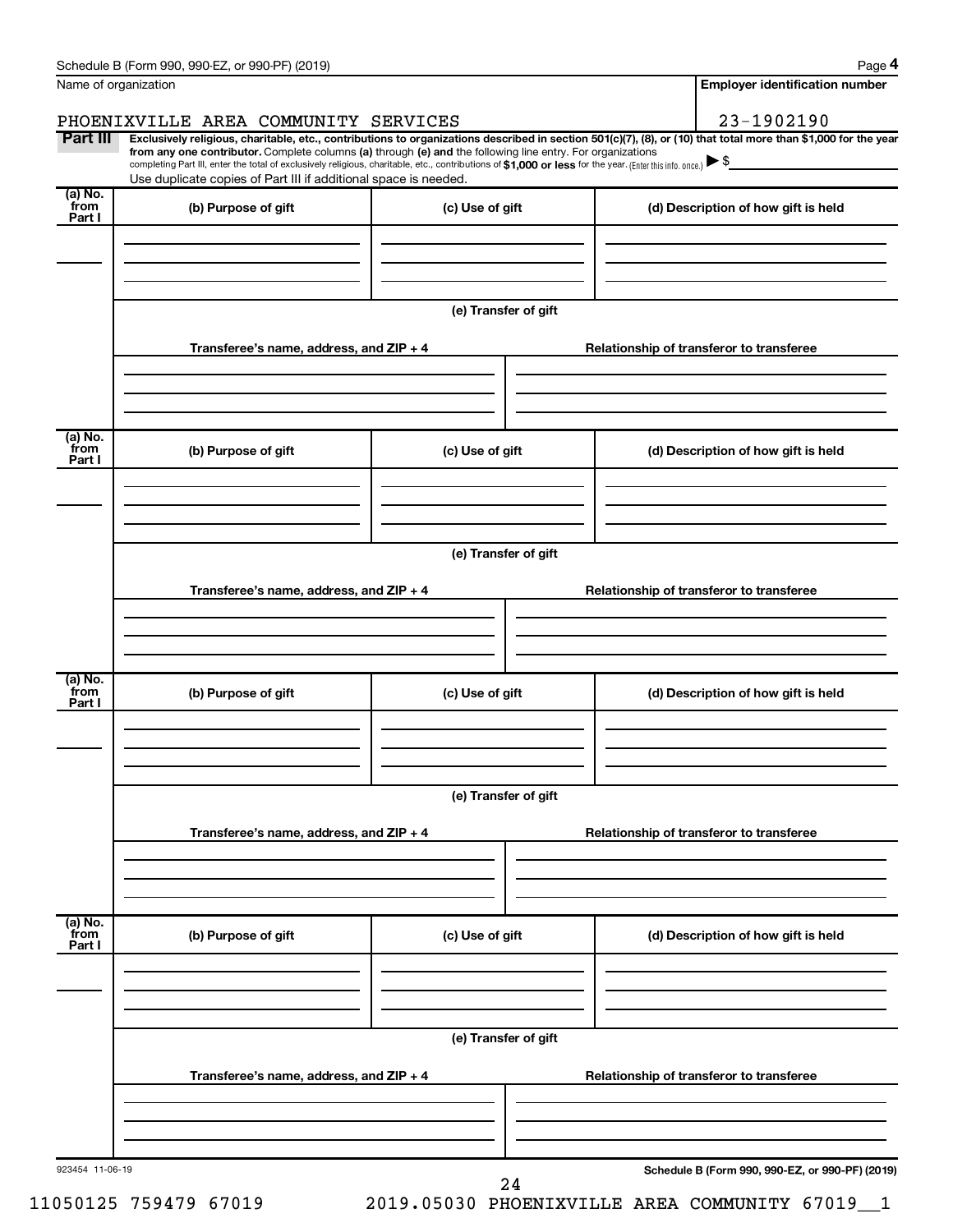Name of organization

PHOENIXVILLE AREA COMMUNITY SERVICES

Employer identification number

23-1902190

**Part III** **Exclusively religious, charitable, etc., contributions to organizations described in section 501(c)(7), (8), or (10) that total more than $1,000 for the year from any one contributor.** Complete columns **(a)** through **(e)** and the following line entry. For organizations completing Part III, enter the total of exclusively religious, charitable, etc., contributions of **$1,000 or less** for the year. (Enter this info. once.) ▶ $

Use duplicate copies of Part III if additional space is needed.

| (a) No. from Part I | (b) Purpose of gift | (c) Use of gift | (d) Description of how gift is held |
|---|---|---|---|
| | | | |

(e) Transfer of gift

| Transferee's name, address, and ZIP + 4 | Relationship of transferor to transferee |
|---|---|
| | |

| (a) No. from Part I | (b) Purpose of gift | (c) Use of gift | (d) Description of how gift is held |
|---|---|---|---|
| | | | |

(e) Transfer of gift

| Transferee's name, address, and ZIP + 4 | Relationship of transferor to transferee |
|---|---|
| | |

| (a) No. from Part I | (b) Purpose of gift | (c) Use of gift | (d) Description of how gift is held |
|---|---|---|---|
| | | | |

(e) Transfer of gift

| Transferee's name, address, and ZIP + 4 | Relationship of transferor to transferee |
|---|---|
| | |

| (a) No. from Part I | (b) Purpose of gift | (c) Use of gift | (d) Description of how gift is held |
|---|---|---|---|
| | | | |

(e) Transfer of gift

| Transferee's name, address, and ZIP + 4 | Relationship of transferor to transferee |
|---|---|
| | |

923454 11-06-19

**Schedule B (Form 990, 990-EZ, or 990-PF) (2019)**

11050125 759479 67019 2019.05030 PHOENIXVILLE AREA COMMUNITY 67019__1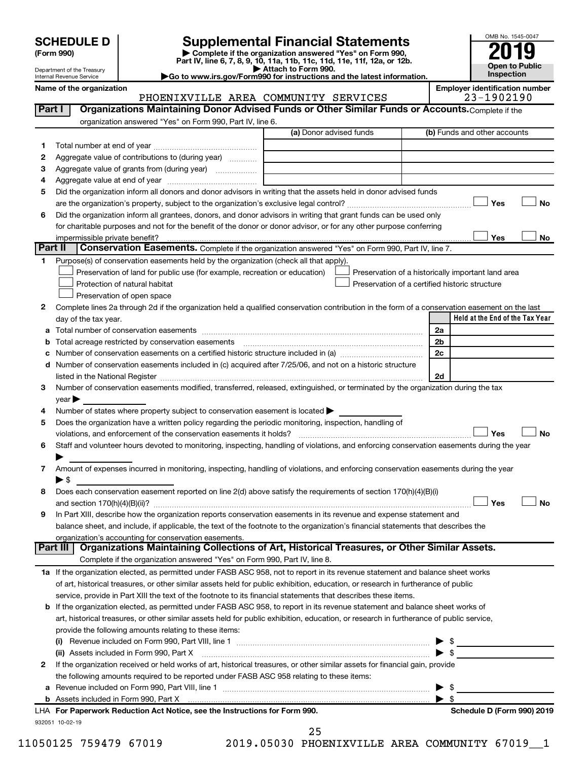# SCHEDULE D (Form 990)

Department of the Treasury
Internal Revenue Service

# Supplemental Financial Statements

▶ Complete if the organization answered "Yes" on Form 990, Part IV, line 6, 7, 8, 9, 10, 11a, 11b, 11c, 11d, 11e, 11f, 12a, or 12b.
▶ Attach to Form 990.
▶Go to www.irs.gov/Form990 for instructions and the latest information.

OMB No. 1545-0047

**2019**

**Open to Public Inspection**

Name of the organization: PHOENIXVILLE AREA COMMUNITY SERVICES

Employer identification number: 23-1902190

## Part I — Organizations Maintaining Donor Advised Funds or Other Similar Funds or Accounts.

Complete if the organization answered "Yes" on Form 990, Part IV, line 6.

| | | (a) Donor advised funds | (b) Funds and other accounts |
|---|---|---|---|
| 1 | Total number at end of year | | |
| 2 | Aggregate value of contributions to (during year) | | |
| 3 | Aggregate value of grants from (during year) | | |
| 4 | Aggregate value at end of year | | |

5 Did the organization inform all donors and donor advisors in writing that the assets held in donor advised funds are the organization's property, subject to the organization's exclusive legal control? ☐ Yes ☐ No

6 Did the organization inform all grantees, donors, and donor advisors in writing that grant funds can be used only for charitable purposes and not for the benefit of the donor or donor advisor, or for any other purpose conferring impermissible private benefit? ☐ Yes ☐ No

## Part II — Conservation Easements.

Complete if the organization answered "Yes" on Form 990, Part IV, line 7.

1 Purpose(s) of conservation easements held by the organization (check all that apply).

- ☐ Preservation of land for public use (for example, recreation or education)
- ☐ Protection of natural habitat
- ☐ Preservation of open space
- ☐ Preservation of a historically important land area
- ☐ Preservation of a certified historic structure

2 Complete lines 2a through 2d if the organization held a qualified conservation contribution in the form of a conservation easement on the last day of the tax year.

| | | | Held at the End of the Tax Year |
|---|---|---|---|
| a | Total number of conservation easements | 2a | |
| b | Total acreage restricted by conservation easements | 2b | |
| c | Number of conservation easements on a certified historic structure included in (a) | 2c | |
| d | Number of conservation easements included in (c) acquired after 7/25/06, and not on a historic structure listed in the National Register | 2d | |

3 Number of conservation easements modified, transferred, released, extinguished, or terminated by the organization during the tax year ▶

4 Number of states where property subject to conservation easement is located ▶

5 Does the organization have a written policy regarding the periodic monitoring, inspection, handling of violations, and enforcement of the conservation easements it holds? ☐ Yes ☐ No

6 Staff and volunteer hours devoted to monitoring, inspecting, handling of violations, and enforcing conservation easements during the year ▶

7 Amount of expenses incurred in monitoring, inspecting, handling of violations, and enforcing conservation easements during the year ▶ $

8 Does each conservation easement reported on line 2(d) above satisfy the requirements of section 170(h)(4)(B)(i) and section 170(h)(4)(B)(ii)? ☐ Yes ☐ No

9 In Part XIII, describe how the organization reports conservation easements in its revenue and expense statement and balance sheet, and include, if applicable, the text of the footnote to the organization's financial statements that describes the organization's accounting for conservation easements.

## Part III — Organizations Maintaining Collections of Art, Historical Treasures, or Other Similar Assets.

Complete if the organization answered "Yes" on Form 990, Part IV, line 8.

1a If the organization elected, as permitted under FASB ASC 958, not to report in its revenue statement and balance sheet works of art, historical treasures, or other similar assets held for public exhibition, education, or research in furtherance of public service, provide in Part XIII the text of the footnote to its financial statements that describes these items.

b If the organization elected, as permitted under FASB ASC 958, to report in its revenue statement and balance sheet works of art, historical treasures, or other similar assets held for public exhibition, education, or research in furtherance of public service, provide the following amounts relating to these items:

(i) Revenue included on Form 990, Part VIII, line 1 ▶ $

(ii) Assets included in Form 990, Part X ▶ $

2 If the organization received or held works of art, historical treasures, or other similar assets for financial gain, provide the following amounts required to be reported under FASB ASC 958 relating to these items:

a Revenue included on Form 990, Part VIII, line 1 ▶ $

b Assets included in Form 990, Part X ▶ $

LHA For Paperwork Reduction Act Notice, see the Instructions for Form 990. Schedule D (Form 990) 2019

932051 10-02-19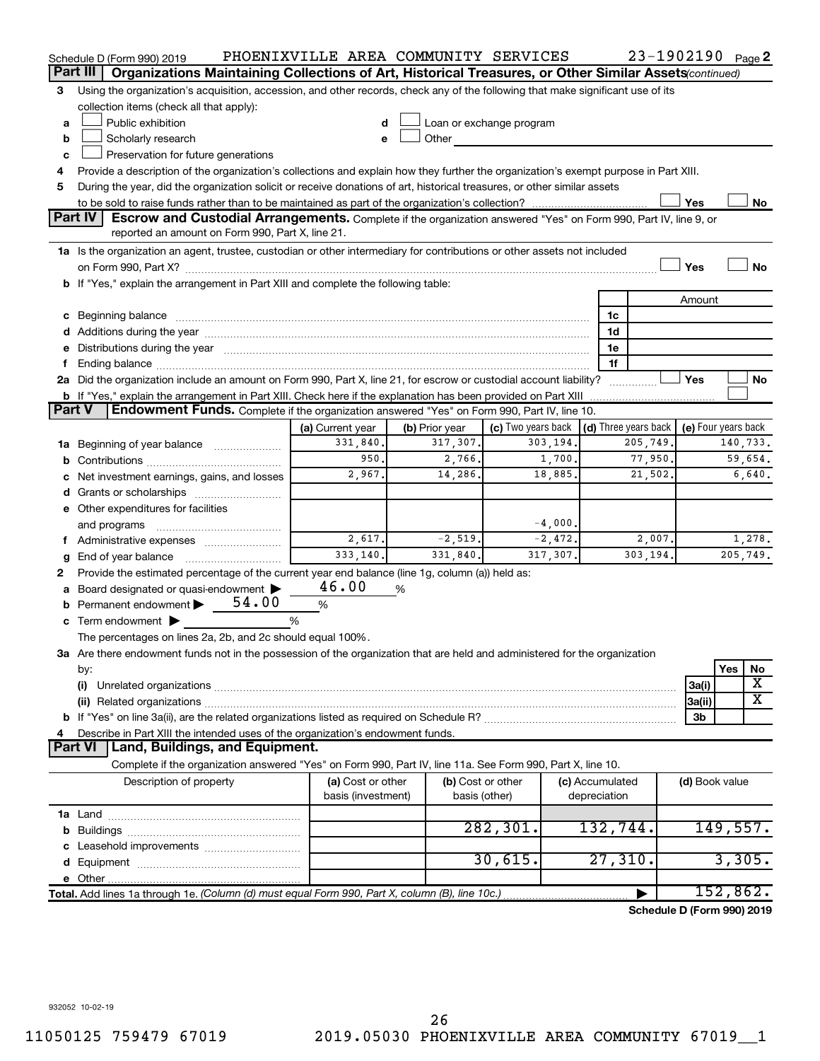Schedule D (Form 990) 2019 PHOENIXVILLE AREA COMMUNITY SERVICES 23-1902190 Page 2

## Part III Organizations Maintaining Collections of Art, Historical Treasures, or Other Similar Assets *(continued)*

3 Using the organization's acquisition, accession, and other records, check any of the following that make significant use of its collection items (check all that apply):

- a ☐ Public exhibition
- b ☐ Scholarly research
- c ☐ Preservation for future generations
- d ☐ Loan or exchange program
- e ☐ Other

4 Provide a description of the organization's collections and explain how they further the organization's exempt purpose in Part XIII.

5 During the year, did the organization solicit or receive donations of art, historical treasures, or other similar assets to be sold to raise funds rather than to be maintained as part of the organization's collection? ☐ Yes ☐ No

## Part IV Escrow and Custodial Arrangements.

Complete if the organization answered "Yes" on Form 990, Part IV, line 9, or reported an amount on Form 990, Part X, line 21.

1a Is the organization an agent, trustee, custodian or other intermediary for contributions or other assets not included on Form 990, Part X? ☐ Yes ☐ No

b If "Yes," explain the arrangement in Part XIII and complete the following table:

| | | Amount |
|---|---|---|
| c Beginning balance | 1c | |
| d Additions during the year | 1d | |
| e Distributions during the year | 1e | |
| f Ending balance | 1f | |

2a Did the organization include an amount on Form 990, Part X, line 21, for escrow or custodial account liability? ☐ Yes ☐ No

b If "Yes," explain the arrangement in Part XIII. Check here if the explanation has been provided on Part XIII ☐

## Part V Endowment Funds.

Complete if the organization answered "Yes" on Form 990, Part IV, line 10.

| | (a) Current year | (b) Prior year | (c) Two years back | (d) Three years back | (e) Four years back |
|---|---|---|---|---|---|
| 1a Beginning of year balance | 331,840. | 317,307. | 303,194. | 205,749. | 140,733. |
| b Contributions | 950. | 2,766. | 1,700. | 77,950. | 59,654. |
| c Net investment earnings, gains, and losses | 2,967. | 14,286. | 18,885. | 21,502. | 6,640. |
| d Grants or scholarships | | | | | |
| e Other expenditures for facilities and programs | | | -4,000. | | |
| f Administrative expenses | 2,617. | -2,519. | -2,472. | 2,007. | 1,278. |
| g End of year balance | 333,140. | 331,840. | 317,307. | 303,194. | 205,749. |

2 Provide the estimated percentage of the current year end balance (line 1g, column (a)) held as:

- a Board designated or quasi-endowment ▶ 46.00 %
- b Permanent endowment ▶ 54.00 %
- c Term endowment ▶ %

The percentages on lines 2a, 2b, and 2c should equal 100%.

3a Are there endowment funds not in the possession of the organization that are held and administered for the organization by:

| | | Yes | No |
|---|---|---|---|
| (i) Unrelated organizations | 3a(i) | | X |
| (ii) Related organizations | 3a(ii) | | X |
| b If "Yes" on line 3a(ii), are the related organizations listed as required on Schedule R? | 3b | | |

4 Describe in Part XIII the intended uses of the organization's endowment funds.

## Part VI Land, Buildings, and Equipment.

Complete if the organization answered "Yes" on Form 990, Part IV, line 11a. See Form 990, Part X, line 10.

| Description of property | (a) Cost or other basis (investment) | (b) Cost or other basis (other) | (c) Accumulated depreciation | (d) Book value |
|---|---|---|---|---|
| 1a Land | | | | |
| b Buildings | | 282,301. | 132,744. | 149,557. |
| c Leasehold improvements | | | | |
| d Equipment | | 30,615. | 27,310. | 3,305. |
| e Other | | | | |
| **Total.** Add lines 1a through 1e. *(Column (d) must equal Form 990, Part X, column (B), line 10c.)* | | | ▶ | 152,862. |

**Schedule D (Form 990) 2019**

932052 10-02-19

11050125 759479 67019 2019.05030 PHOENIXVILLE AREA COMMUNITY 67019__1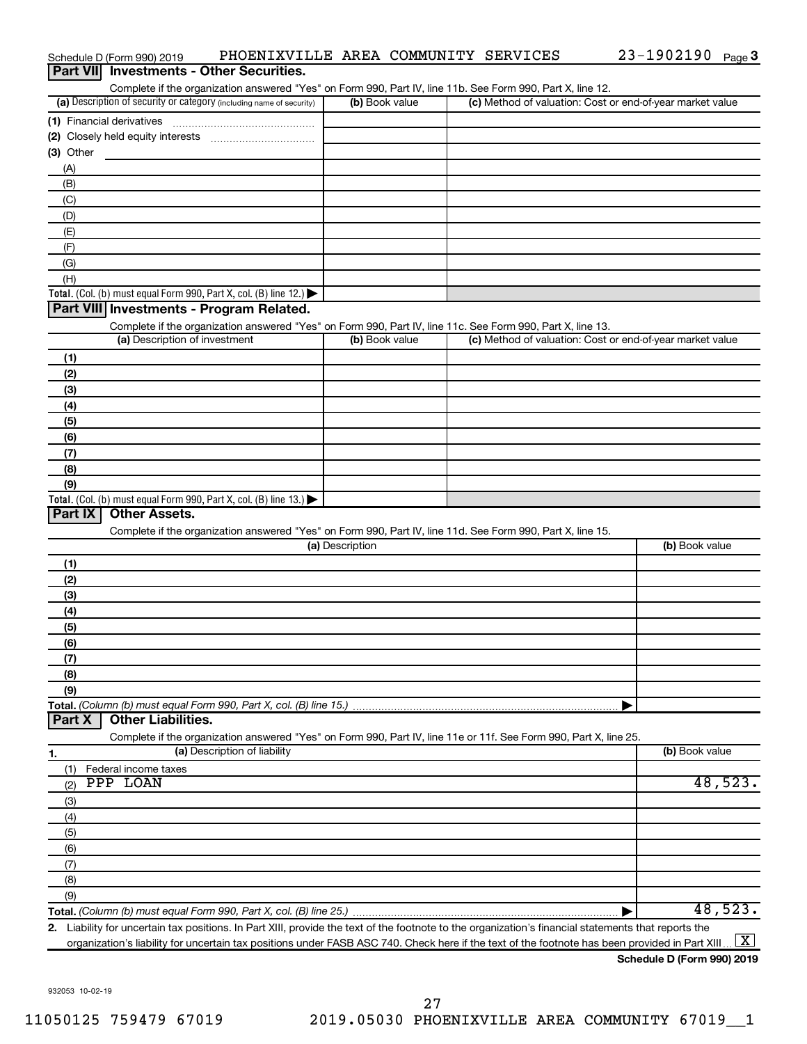Schedule D (Form 990) 2019 PHOENIXVILLE AREA COMMUNITY SERVICES 23-1902190 Page 3

## Part VII Investments - Other Securities.

Complete if the organization answered "Yes" on Form 990, Part IV, line 11b. See Form 990, Part X, line 12.

| (a) Description of security or category (including name of security) | (b) Book value | (c) Method of valuation: Cost or end-of-year market value |
|---|---|---|
| (1) Financial derivatives | | |
| (2) Closely held equity interests | | |
| (3) Other | | |
| (A) | | |
| (B) | | |
| (C) | | |
| (D) | | |
| (E) | | |
| (F) | | |
| (G) | | |
| (H) | | |
| **Total.** (Col. (b) must equal Form 990, Part X, col. (B) line 12.) | | |

## Part VIII Investments - Program Related.

Complete if the organization answered "Yes" on Form 990, Part IV, line 11c. See Form 990, Part X, line 13.

| (a) Description of investment | (b) Book value | (c) Method of valuation: Cost or end-of-year market value |
|---|---|---|
| (1) | | |
| (2) | | |
| (3) | | |
| (4) | | |
| (5) | | |
| (6) | | |
| (7) | | |
| (8) | | |
| (9) | | |
| **Total.** (Col. (b) must equal Form 990, Part X, col. (B) line 13.) | | |

## Part IX Other Assets.

Complete if the organization answered "Yes" on Form 990, Part IV, line 11d. See Form 990, Part X, line 15.

| (a) Description | (b) Book value |
|---|---|
| (1) | |
| (2) | |
| (3) | |
| (4) | |
| (5) | |
| (6) | |
| (7) | |
| (8) | |
| (9) | |
| **Total.** *(Column (b) must equal Form 990, Part X, col. (B) line 15.)* | |

## Part X Other Liabilities.

Complete if the organization answered "Yes" on Form 990, Part IV, line 11e or 11f. See Form 990, Part X, line 25.

| 1. (a) Description of liability | (b) Book value |
|---|---|
| (1) Federal income taxes | |
| (2) PPP LOAN | 48,523. |
| (3) | |
| (4) | |
| (5) | |
| (6) | |
| (7) | |
| (8) | |
| (9) | |
| **Total.** *(Column (b) must equal Form 990, Part X, col. (B) line 25.)* | 48,523. |

2. Liability for uncertain tax positions. In Part XIII, provide the text of the footnote to the organization's financial statements that reports the organization's liability for uncertain tax positions under FASB ASC 740. Check here if the text of the footnote has been provided in Part XIII [X]

**Schedule D (Form 990) 2019**

932053 10-02-19

11050125 759479 67019 2019.05030 PHOENIXVILLE AREA COMMUNITY 67019__1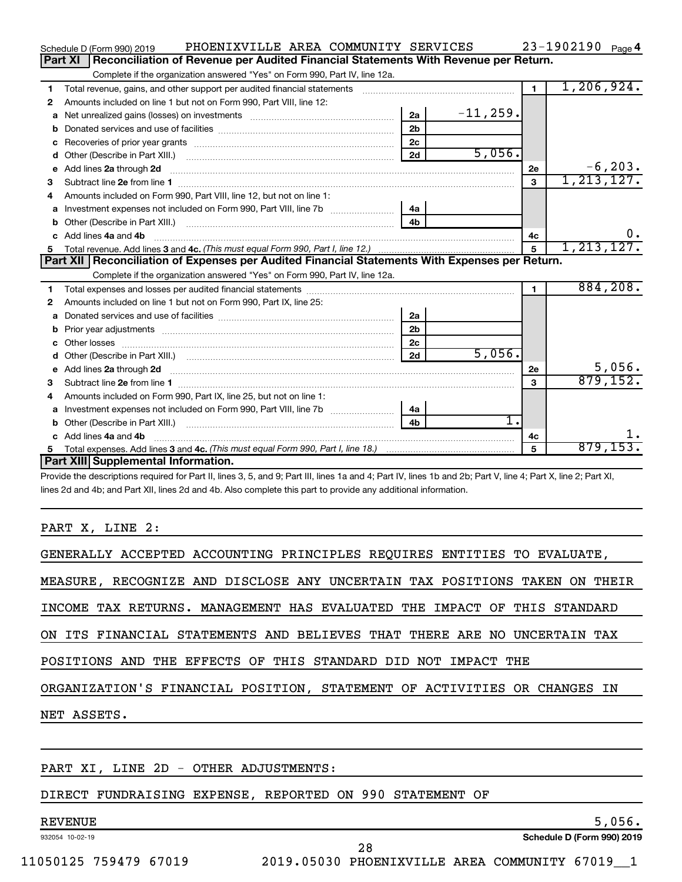Schedule D (Form 990) 2019 PHOENIXVILLE AREA COMMUNITY SERVICES 23-1902190 Page 4

**Part XI Reconciliation of Revenue per Audited Financial Statements With Revenue per Return.**

Complete if the organization answered "Yes" on Form 990, Part IV, line 12a.

| | | | | | |
|---|---|---|---|---|---|
| 1 | Total revenue, gains, and other support per audited financial statements | | | 1 | 1,206,924. |
| 2 | Amounts included on line 1 but not on Form 990, Part VIII, line 12: | | | | |
| a | Net unrealized gains (losses) on investments | 2a | -11,259. | | |
| b | Donated services and use of facilities | 2b | | | |
| c | Recoveries of prior year grants | 2c | | | |
| d | Other (Describe in Part XIII.) | 2d | 5,056. | | |
| e | Add lines 2a through 2d | | | 2e | -6,203. |
| 3 | Subtract line 2e from line 1 | | | 3 | 1,213,127. |
| 4 | Amounts included on Form 990, Part VIII, line 12, but not on line 1: | | | | |
| a | Investment expenses not included on Form 990, Part VIII, line 7b | 4a | | | |
| b | Other (Describe in Part XIII.) | 4b | | | |
| c | Add lines 4a and 4b | | | 4c | 0. |
| 5 | Total revenue. Add lines 3 and 4c. *(This must equal Form 990, Part I, line 12.)* | | | 5 | 1,213,127. |

**Part XII Reconciliation of Expenses per Audited Financial Statements With Expenses per Return.**

Complete if the organization answered "Yes" on Form 990, Part IV, line 12a.

| | | | | | |
|---|---|---|---|---|---|
| 1 | Total expenses and losses per audited financial statements | | | 1 | 884,208. |
| 2 | Amounts included on line 1 but not on Form 990, Part IX, line 25: | | | | |
| a | Donated services and use of facilities | 2a | | | |
| b | Prior year adjustments | 2b | | | |
| c | Other losses | 2c | | | |
| d | Other (Describe in Part XIII.) | 2d | 5,056. | | |
| e | Add lines 2a through 2d | | | 2e | 5,056. |
| 3 | Subtract line 2e from line 1 | | | 3 | 879,152. |
| 4 | Amounts included on Form 990, Part IX, line 25, but not on line 1: | | | | |
| a | Investment expenses not included on Form 990, Part VIII, line 7b | 4a | | | |
| b | Other (Describe in Part XIII.) | 4b | 1. | | |
| c | Add lines 4a and 4b | | | 4c | 1. |
| 5 | Total expenses. Add lines 3 and 4c. *(This must equal Form 990, Part I, line 18.)* | | | 5 | 879,153. |

**Part XIII Supplemental Information.**

Provide the descriptions required for Part II, lines 3, 5, and 9; Part III, lines 1a and 4; Part IV, lines 1b and 2b; Part V, line 4; Part X, line 2; Part XI, lines 2d and 4b; and Part XII, lines 2d and 4b. Also complete this part to provide any additional information.

PART X, LINE 2:

GENERALLY ACCEPTED ACCOUNTING PRINCIPLES REQUIRES ENTITIES TO EVALUATE, MEASURE, RECOGNIZE AND DISCLOSE ANY UNCERTAIN TAX POSITIONS TAKEN ON THEIR INCOME TAX RETURNS. MANAGEMENT HAS EVALUATED THE IMPACT OF THIS STANDARD ON ITS FINANCIAL STATEMENTS AND BELIEVES THAT THERE ARE NO UNCERTAIN TAX POSITIONS AND THE EFFECTS OF THIS STANDARD DID NOT IMPACT THE ORGANIZATION'S FINANCIAL POSITION, STATEMENT OF ACTIVITIES OR CHANGES IN NET ASSETS.

PART XI, LINE 2D - OTHER ADJUSTMENTS:

DIRECT FUNDRAISING EXPENSE, REPORTED ON 990 STATEMENT OF REVENUE 5,056.

932054 10-02-19 Schedule D (Form 990) 2019

11050125 759479 67019 2019.05030 PHOENIXVILLE AREA COMMUNITY 67019__1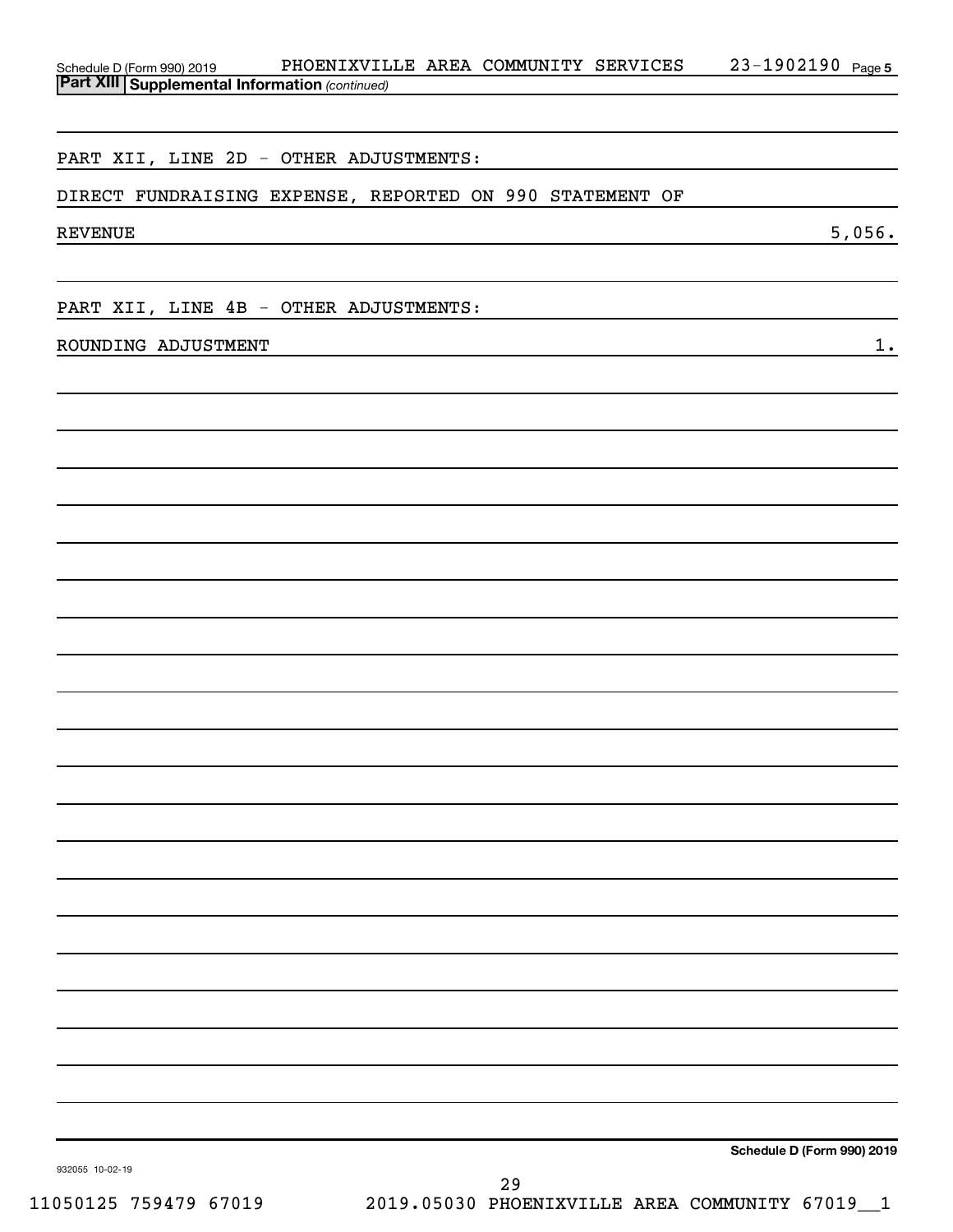Schedule D (Form 990) 2019 PHOENIXVILLE AREA COMMUNITY SERVICES 23-1902190 Page 5

**Part XIII Supplemental Information** *(continued)*

PART XII, LINE 2D - OTHER ADJUSTMENTS:

DIRECT FUNDRAISING EXPENSE, REPORTED ON 990 STATEMENT OF REVENUE 5,056.

PART XII, LINE 4B - OTHER ADJUSTMENTS:

ROUNDING ADJUSTMENT 1.

**Schedule D (Form 990) 2019**

932055 10-02-19

11050125 759479 67019 2019.05030 PHOENIXVILLE AREA COMMUNITY 67019__1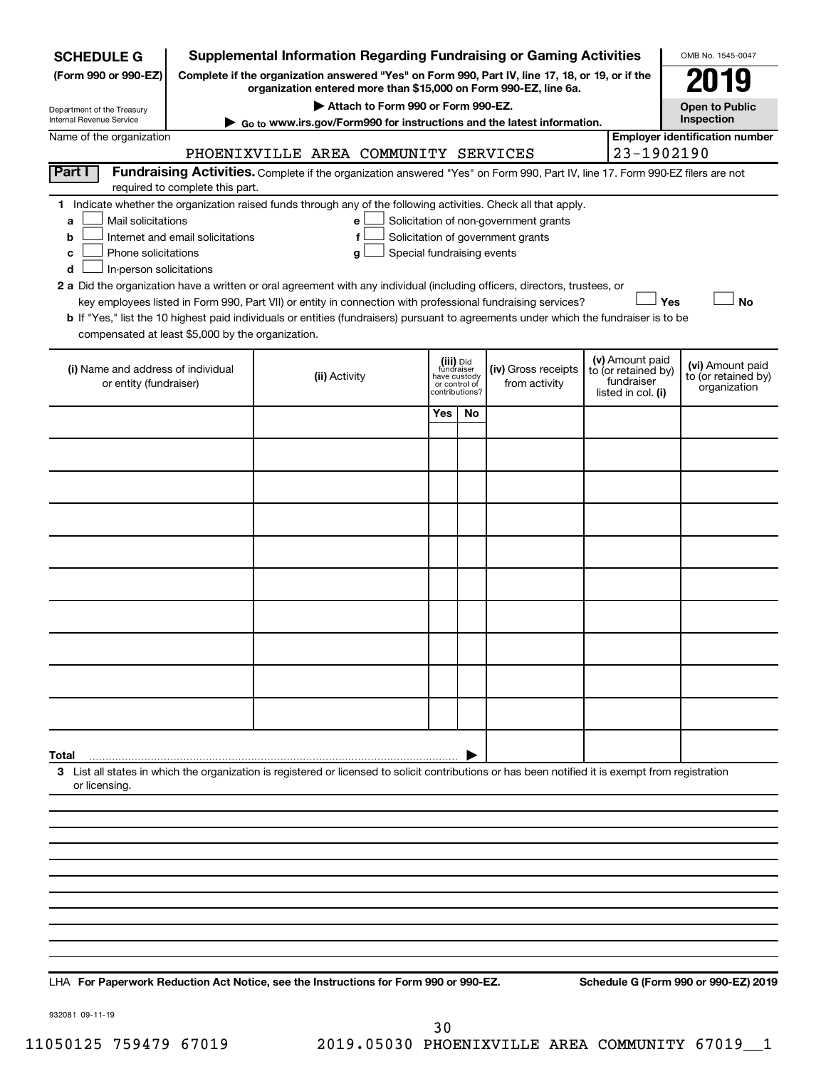**SCHEDULE G** (Form 990 or 990-EZ)

Department of the Treasury
Internal Revenue Service

# Supplemental Information Regarding Fundraising or Gaming Activities

**Complete if the organization answered "Yes" on Form 990, Part IV, line 17, 18, or 19, or if the organization entered more than $15,000 on Form 990-EZ, line 6a.**

**▶ Attach to Form 990 or Form 990-EZ.**

**▶ Go to www.irs.gov/Form990 for instructions and the latest information.**

OMB No. 1545-0047

**2019**

**Open to Public Inspection**

Name of the organization: PHOENIXVILLE AREA COMMUNITY SERVICES

**Employer identification number:** 23-1902190

**Part I** **Fundraising Activities.** Complete if the organization answered "Yes" on Form 990, Part IV, line 17. Form 990-EZ filers are not required to complete this part.

**1** Indicate whether the organization raised funds through any of the following activities. Check all that apply.

- **a** ☐ Mail solicitations
- **b** ☐ Internet and email solicitations
- **c** ☐ Phone solicitations
- **d** ☐ In-person solicitations
- **e** ☐ Solicitation of non-government grants
- **f** ☐ Solicitation of government grants
- **g** ☐ Special fundraising events

**2 a** Did the organization have a written or oral agreement with any individual (including officers, directors, trustees, or key employees listed in Form 990, Part VII) or entity in connection with professional fundraising services? ☐ **Yes** ☐ **No**

**b** If "Yes," list the 10 highest paid individuals or entities (fundraisers) pursuant to agreements under which the fundraiser is to be compensated at least $5,000 by the organization.

| (i) Name and address of individual or entity (fundraiser) | (ii) Activity | (iii) Did fundraiser have custody or control of contributions? | | (iv) Gross receipts from activity | (v) Amount paid to (or retained by) fundraiser listed in col. (i) | (vi) Amount paid to (or retained by) organization |
|---|---|---|---|---|---|---|
| | | Yes | No | | | |
| | | | | | | |
| | | | | | | |
| | | | | | | |
| | | | | | | |
| | | | | | | |
| | | | | | | |
| | | | | | | |
| | | | | | | |
| | | | | | | |
| | | | | | | |
| **Total** ▶ | | | | | | |

**3** List all states in which the organization is registered or licensed to solicit contributions or has been notified it is exempt from registration or licensing.

LHA **For Paperwork Reduction Act Notice, see the Instructions for Form 990 or 990-EZ.** **Schedule G (Form 990 or 990-EZ) 2019**

932081 09-11-19

11050125 759479 67019 2019.05030 PHOENIXVILLE AREA COMMUNITY 67019__1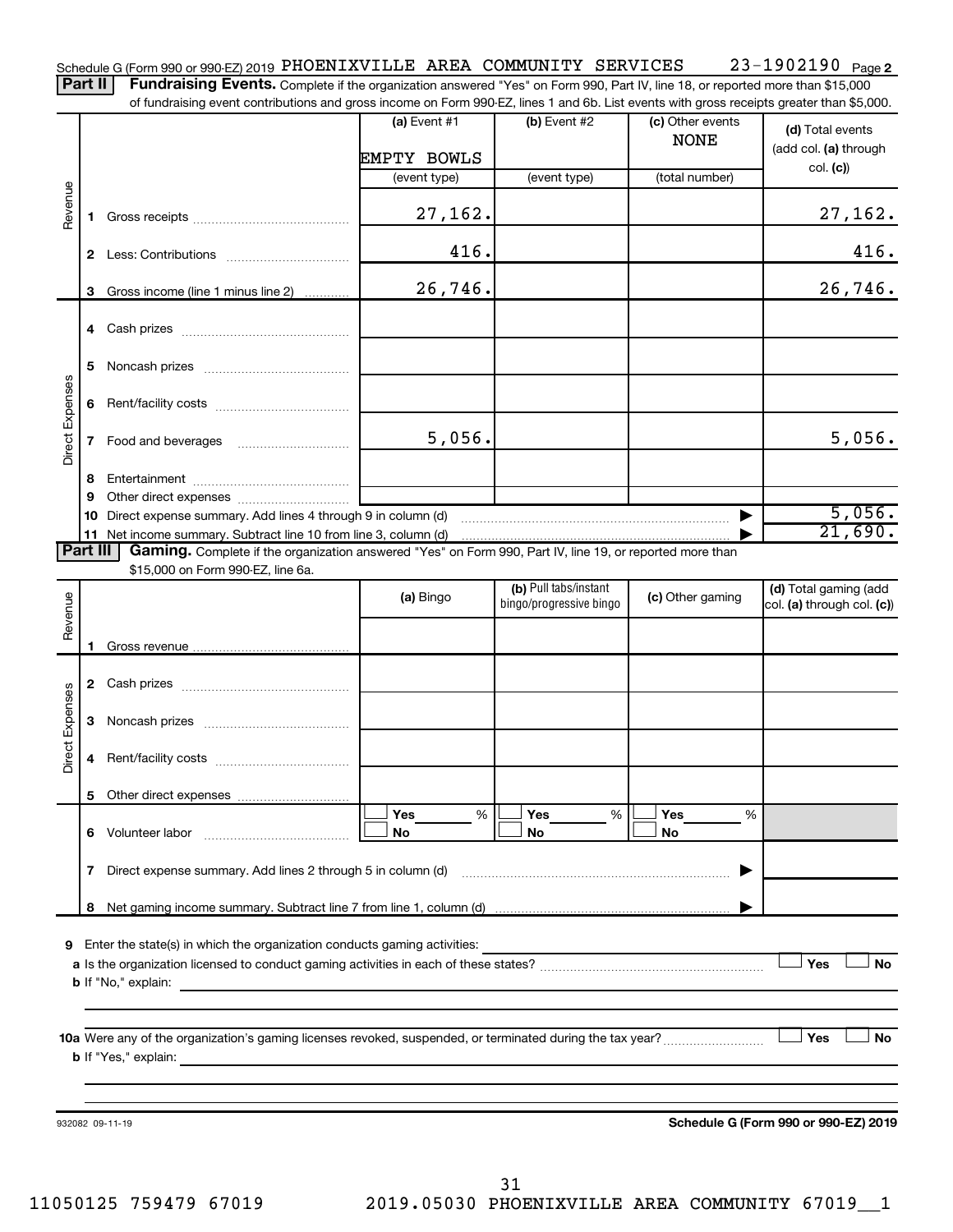Schedule G (Form 990 or 990-EZ) 2019 PHOENIXVILLE AREA COMMUNITY SERVICES 23-1902190 Page 2

**Part II** **Fundraising Events.** Complete if the organization answered "Yes" on Form 990, Part IV, line 18, or reported more than $15,000 of fundraising event contributions and gross income on Form 990-EZ, lines 1 and 6b. List events with gross receipts greater than $5,000.

| | | (a) Event #1 EMPTY BOWLS (event type) | (b) Event #2 (event type) | (c) Other events NONE (total number) | (d) Total events (add col. (a) through col. (c)) |
|---|---|---|---|---|---|
| Revenue | 1 Gross receipts | 27,162. | | | 27,162. |
| | 2 Less: Contributions | 416. | | | 416. |
| | 3 Gross income (line 1 minus line 2) | 26,746. | | | 26,746. |
| Direct Expenses | 4 Cash prizes | | | | |
| | 5 Noncash prizes | | | | |
| | 6 Rent/facility costs | | | | |
| | 7 Food and beverages | 5,056. | | | 5,056. |
| | 8 Entertainment | | | | |
| | 9 Other direct expenses | | | | |
| | 10 Direct expense summary. Add lines 4 through 9 in column (d) | | | | 5,056. |
| | 11 Net income summary. Subtract line 10 from line 3, column (d) | | | | 21,690. |

**Part III** **Gaming.** Complete if the organization answered "Yes" on Form 990, Part IV, line 19, or reported more than $15,000 on Form 990-EZ, line 6a.

| | | (a) Bingo | (b) Pull tabs/instant bingo/progressive bingo | (c) Other gaming | (d) Total gaming (add col. (a) through col. (c)) |
|---|---|---|---|---|---|
| Revenue | 1 Gross revenue | | | | |
| Direct Expenses | 2 Cash prizes | | | | |
| | 3 Noncash prizes | | | | |
| | 4 Rent/facility costs | | | | |
| | 5 Other direct expenses | | | | |
| | 6 Volunteer labor | ☐ Yes ___% ☐ No | ☐ Yes ___% ☐ No | ☐ Yes ___% ☐ No | |
| | 7 Direct expense summary. Add lines 2 through 5 in column (d) | | | | |
| | 8 Net gaming income summary. Subtract line 7 from line 1, column (d) | | | | |

**9** Enter the state(s) in which the organization conducts gaming activities:

**a** Is the organization licensed to conduct gaming activities in each of these states? ☐ Yes ☐ No

**b** If "No," explain:

**10a** Were any of the organization's gaming licenses revoked, suspended, or terminated during the tax year? ☐ Yes ☐ No

**b** If "Yes," explain:

932082 09-11-19

**Schedule G (Form 990 or 990-EZ) 2019**

11050125 759479 67019 2019.05030 PHOENIXVILLE AREA COMMUNITY 67019__1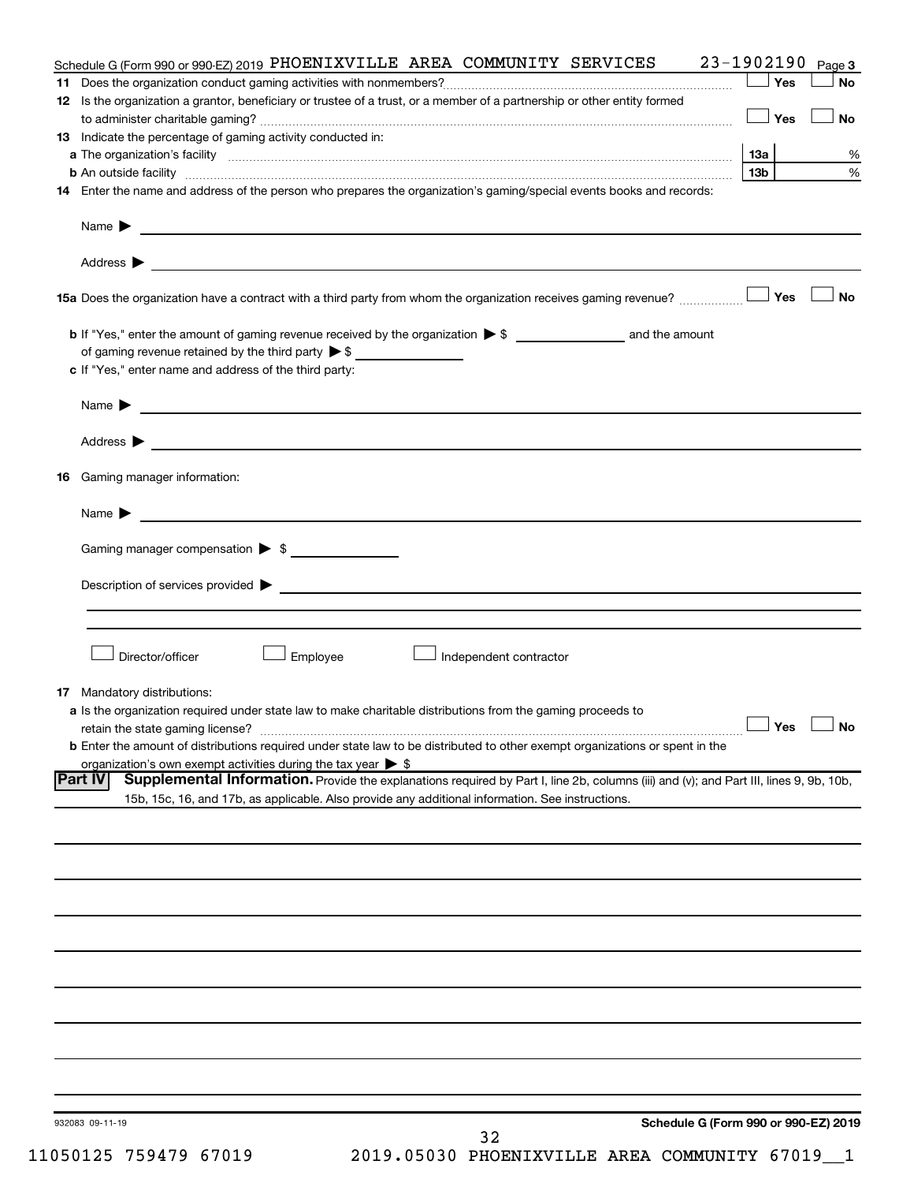Schedule G (Form 990 or 990-EZ) 2019 PHOENIXVILLE AREA COMMUNITY SERVICES 23-1902190 Page 3

**11** Does the organization conduct gaming activities with nonmembers? ☐ Yes ☐ No

**12** Is the organization a grantor, beneficiary or trustee of a trust, or a member of a partnership or other entity formed to administer charitable gaming? ☐ Yes ☐ No

**13** Indicate the percentage of gaming activity conducted in:

**a** The organization's facility **13a** %

**b** An outside facility **13b** %

**14** Enter the name and address of the person who prepares the organization's gaming/special events books and records:

Name ▶

Address ▶

**15a** Does the organization have a contract with a third party from whom the organization receives gaming revenue? ☐ Yes ☐ No

**b** If "Yes," enter the amount of gaming revenue received by the organization ▶ $ _______ and the amount of gaming revenue retained by the third party ▶ $ _______

**c** If "Yes," enter name and address of the third party:

Name ▶

Address ▶

**16** Gaming manager information:

Name ▶

Gaming manager compensation ▶ $ _______

Description of services provided ▶

☐ Director/officer ☐ Employee ☐ Independent contractor

**17** Mandatory distributions:

**a** Is the organization required under state law to make charitable distributions from the gaming proceeds to retain the state gaming license? ☐ Yes ☐ No

**b** Enter the amount of distributions required under state law to be distributed to other exempt organizations or spent in the organization's own exempt activities during the tax year ▶ $

**Part IV** **Supplemental Information.** Provide the explanations required by Part I, line 2b, columns (iii) and (v); and Part III, lines 9, 9b, 10b, 15b, 15c, 16, and 17b, as applicable. Also provide any additional information. See instructions.

932083 09-11-19 **Schedule G (Form 990 or 990-EZ) 2019**

11050125 759479 67019 2019.05030 PHOENIXVILLE AREA COMMUNITY 67019__1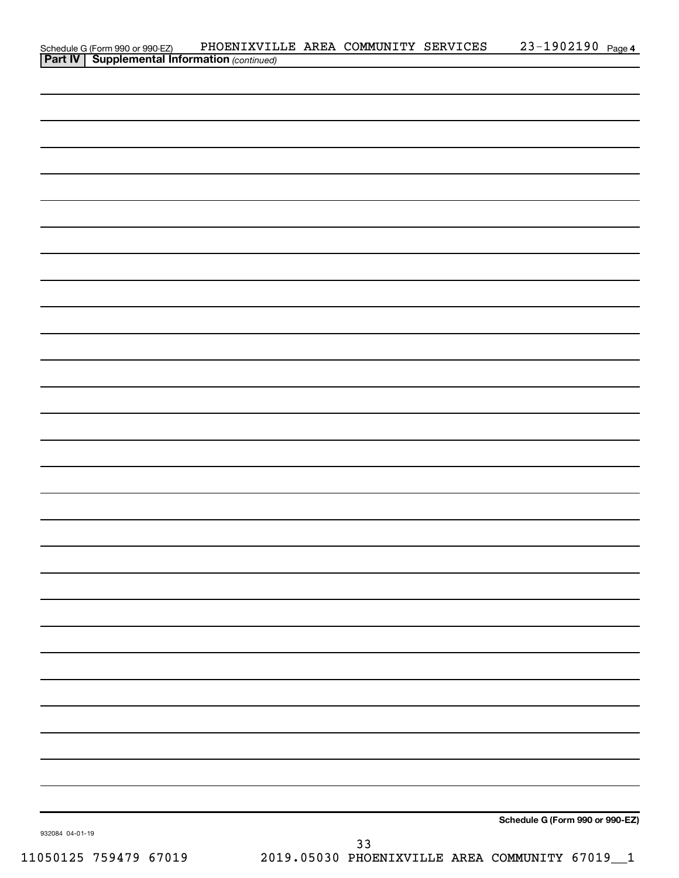Schedule G (Form 990 or 990-EZ) PHOENIXVILLE AREA COMMUNITY SERVICES 23-1902190 Page 4

**Part IV** **Supplemental Information** *(continued)*

**Schedule G (Form 990 or 990-EZ)**

932084 04-01-19

11050125 759479 67019 2019.05030 PHOENIXVILLE AREA COMMUNITY 67019__1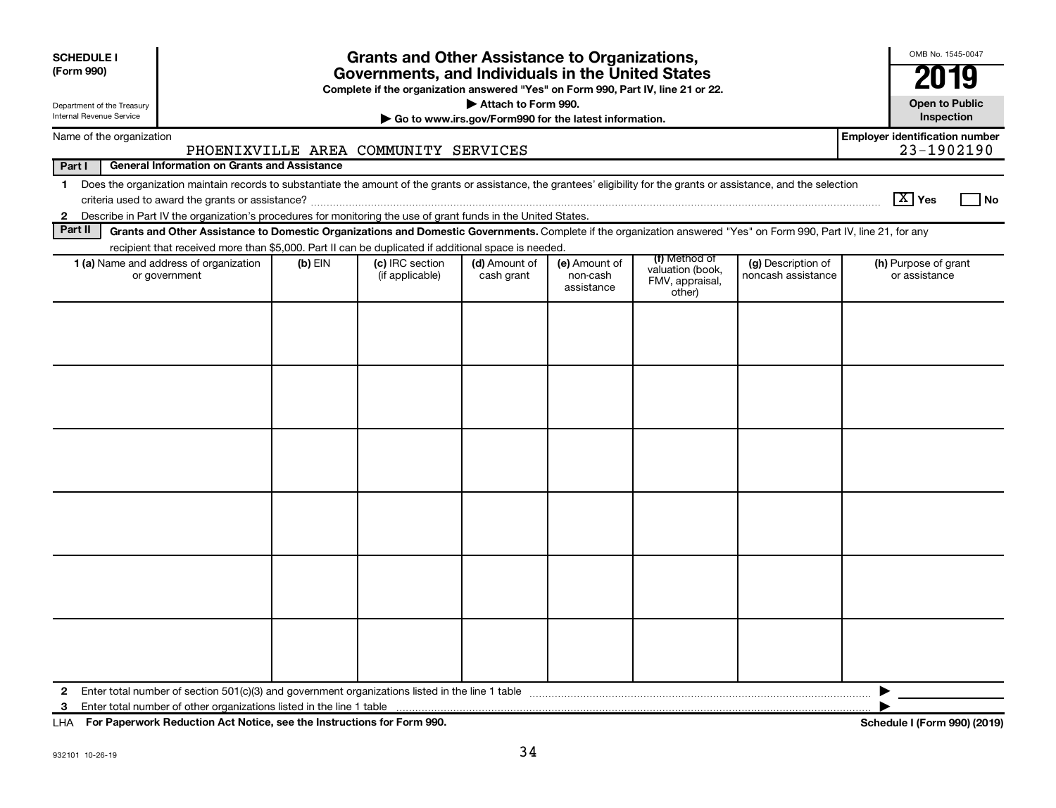**SCHEDULE I**
**(Form 990)**

Department of the Treasury
Internal Revenue Service

# Grants and Other Assistance to Organizations, Governments, and Individuals in the United States

**Complete if the organization answered "Yes" on Form 990, Part IV, line 21 or 22.**
**▶ Attach to Form 990.**
**▶ Go to www.irs.gov/Form990 for the latest information.**

OMB No. 1545-0047
**2019**
**Open to Public Inspection**

Name of the organization: PHOENIXVILLE AREA COMMUNITY SERVICES

**Employer identification number:** 23-1902190

**Part I — General Information on Grants and Assistance**

1 Does the organization maintain records to substantiate the amount of the grants or assistance, the grantees' eligibility for the grants or assistance, and the selection criteria used to award the grants or assistance? [X] Yes [ ] No

2 Describe in Part IV the organization's procedures for monitoring the use of grant funds in the United States.

**Part II — Grants and Other Assistance to Domestic Organizations and Domestic Governments.** Complete if the organization answered "Yes" on Form 990, Part IV, line 21, for any recipient that received more than $5,000. Part II can be duplicated if additional space is needed.

| 1 (a) Name and address of organization or government | (b) EIN | (c) IRC section (if applicable) | (d) Amount of cash grant | (e) Amount of non-cash assistance | (f) Method of valuation (book, FMV, appraisal, other) | (g) Description of noncash assistance | (h) Purpose of grant or assistance |
|---|---|---|---|---|---|---|---|
| | | | | | | | |
| | | | | | | | |
| | | | | | | | |
| | | | | | | | |
| | | | | | | | |
| | | | | | | | |

2 Enter total number of section 501(c)(3) and government organizations listed in the line 1 table ▶

3 Enter total number of other organizations listed in the line 1 table ▶

LHA **For Paperwork Reduction Act Notice, see the Instructions for Form 990.** **Schedule I (Form 990) (2019)**

932101 10-26-19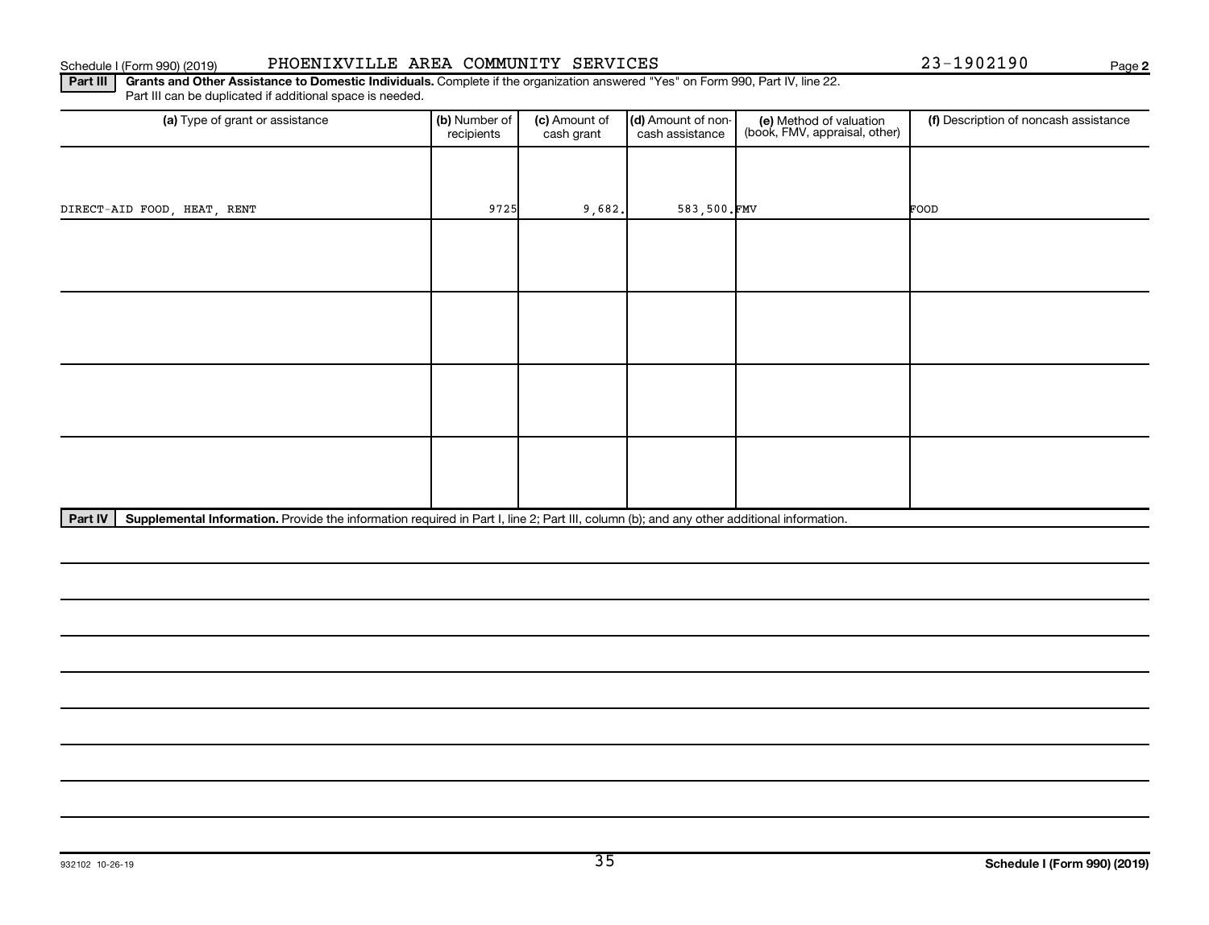Schedule I (Form 990) (2019) PHOENIXVILLE AREA COMMUNITY SERVICES 23-1902190 Page **2**

**Part III** **Grants and Other Assistance to Domestic Individuals.** Complete if the organization answered "Yes" on Form 990, Part IV, line 22. Part III can be duplicated if additional space is needed.

| (a) Type of grant or assistance | (b) Number of recipients | (c) Amount of cash grant | (d) Amount of non-cash assistance | (e) Method of valuation (book, FMV, appraisal, other) | (f) Description of noncash assistance |
|---|---|---|---|---|---|
| DIRECT-AID FOOD, HEAT, RENT | 9725 | 9,682. | 583,500. | FMV | FOOD |
| | | | | | |
| | | | | | |
| | | | | | |
| | | | | | |

**Part IV** **Supplemental Information.** Provide the information required in Part I, line 2; Part III, column (b); and any other additional information.

932102 10-26-19

**Schedule I (Form 990) (2019)**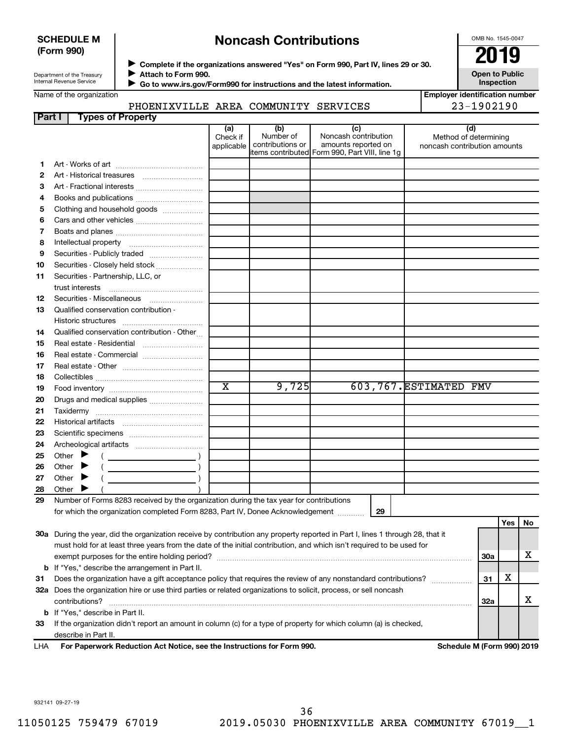**SCHEDULE M (Form 990)**

Department of the Treasury
Internal Revenue Service

# Noncash Contributions

▶ Complete if the organizations answered "Yes" on Form 990, Part IV, lines 29 or 30.
▶ Attach to Form 990.
▶ Go to www.irs.gov/Form990 for instructions and the latest information.

OMB No. 1545-0047

**2019**

**Open to Public Inspection**

Name of the organization: PHOENIXVILLE AREA COMMUNITY SERVICES

Employer identification number: 23-1902190

## Part I Types of Property

| | | (a) Check if applicable | (b) Number of contributions or items contributed | (c) Noncash contribution amounts reported on Form 990, Part VIII, line 1g | (d) Method of determining noncash contribution amounts |
|---|---|---|---|---|---|
| 1 | Art - Works of art | | | | |
| 2 | Art - Historical treasures | | | | |
| 3 | Art - Fractional interests | | | | |
| 4 | Books and publications | | | | |
| 5 | Clothing and household goods | | | | |
| 6 | Cars and other vehicles | | | | |
| 7 | Boats and planes | | | | |
| 8 | Intellectual property | | | | |
| 9 | Securities - Publicly traded | | | | |
| 10 | Securities - Closely held stock | | | | |
| 11 | Securities - Partnership, LLC, or trust interests | | | | |
| 12 | Securities - Miscellaneous | | | | |
| 13 | Qualified conservation contribution - Historic structures | | | | |
| 14 | Qualified conservation contribution - Other | | | | |
| 15 | Real estate - Residential | | | | |
| 16 | Real estate - Commercial | | | | |
| 17 | Real estate - Other | | | | |
| 18 | Collectibles | | | | |
| 19 | Food inventory | X | 9,725 | 603,767. | ESTIMATED FMV |
| 20 | Drugs and medical supplies | | | | |
| 21 | Taxidermy | | | | |
| 22 | Historical artifacts | | | | |
| 23 | Scientific specimens | | | | |
| 24 | Archeological artifacts | | | | |
| 25 | Other ▶ ( ) | | | | |
| 26 | Other ▶ ( ) | | | | |
| 27 | Other ▶ ( ) | | | | |
| 28 | Other ▶ ( ) | | | | |

29 Number of Forms 8283 received by the organization during the tax year for contributions for which the organization completed Form 8283, Part IV, Donee Acknowledgement ..... **29**

| | | | Yes | No |
|---|---|---|---|---|
| 30a | During the year, did the organization receive by contribution any property reported in Part I, lines 1 through 28, that it must hold for at least three years from the date of the initial contribution, and which isn't required to be used for exempt purposes for the entire holding period? | 30a | | X |
| b | If "Yes," describe the arrangement in Part II. | | | |
| 31 | Does the organization have a gift acceptance policy that requires the review of any nonstandard contributions? | 31 | X | |
| 32a | Does the organization hire or use third parties or related organizations to solicit, process, or sell noncash contributions? | 32a | | X |
| b | If "Yes," describe in Part II. | | | |
| 33 | If the organization didn't report an amount in column (c) for a type of property for which column (a) is checked, describe in Part II. | | | |

LHA **For Paperwork Reduction Act Notice, see the Instructions for Form 990.** **Schedule M (Form 990) 2019**

932141 09-27-19

11050125 759479 67019 2019.05030 PHOENIXVILLE AREA COMMUNITY 67019__1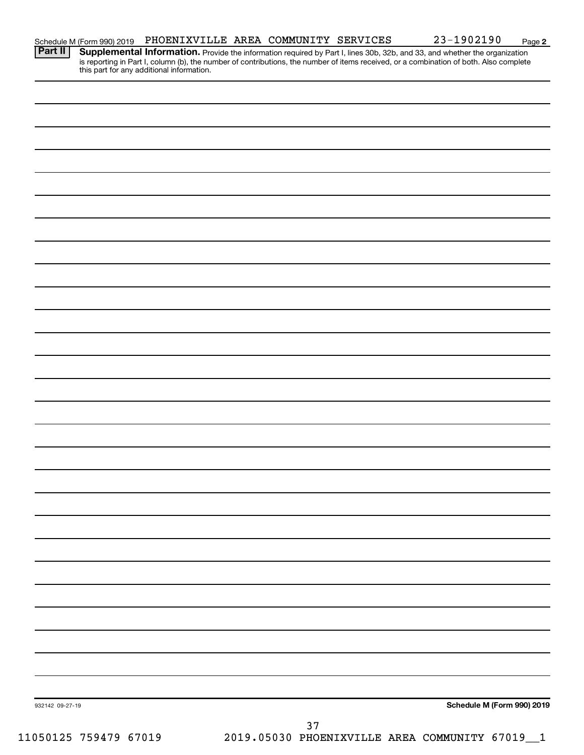Schedule M (Form 990) 2019 PHOENIXVILLE AREA COMMUNITY SERVICES 23-1902190 Page 2

**Part II** **Supplemental Information.** Provide the information required by Part I, lines 30b, 32b, and 33, and whether the organization is reporting in Part I, column (b), the number of contributions, the number of items received, or a combination of both. Also complete this part for any additional information.

932142 09-27-19 **Schedule M (Form 990) 2019**

11050125 759479 67019 2019.05030 PHOENIXVILLE AREA COMMUNITY 67019__1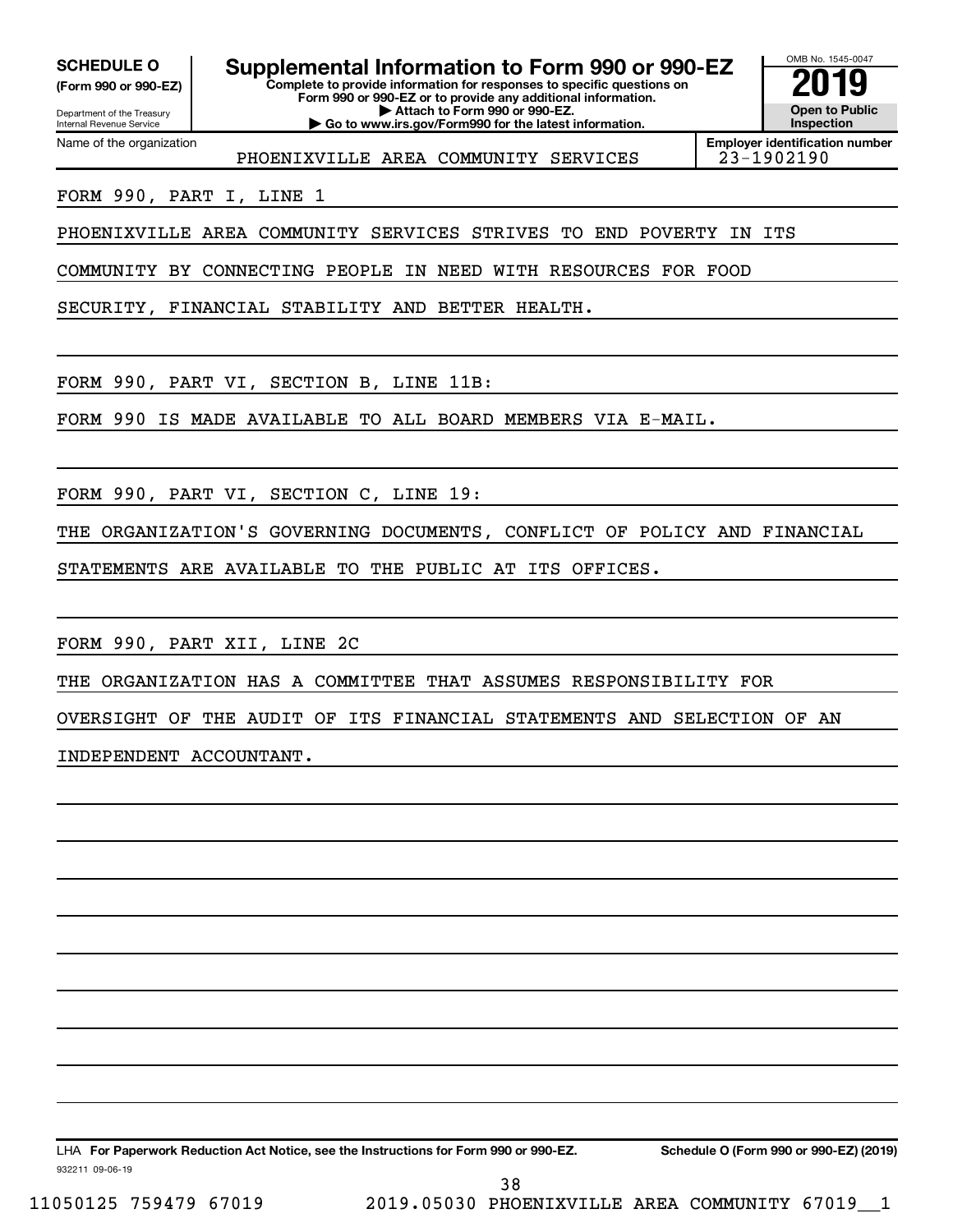**SCHEDULE O**
**(Form 990 or 990-EZ)**

Department of the Treasury
Internal Revenue Service

# Supplemental Information to Form 990 or 990-EZ

**Complete to provide information for responses to specific questions on Form 990 or 990-EZ or to provide any additional information.**
**▶ Attach to Form 990 or 990-EZ.**
**▶ Go to www.irs.gov/Form990 for the latest information.**

OMB No. 1545-0047
**2019**
**Open to Public Inspection**

Name of the organization: PHOENIXVILLE AREA COMMUNITY SERVICES

**Employer identification number:** 23-1902190

FORM 990, PART I, LINE 1

PHOENIXVILLE AREA COMMUNITY SERVICES STRIVES TO END POVERTY IN ITS COMMUNITY BY CONNECTING PEOPLE IN NEED WITH RESOURCES FOR FOOD SECURITY, FINANCIAL STABILITY AND BETTER HEALTH.

FORM 990, PART VI, SECTION B, LINE 11B:

FORM 990 IS MADE AVAILABLE TO ALL BOARD MEMBERS VIA E-MAIL.

FORM 990, PART VI, SECTION C, LINE 19:

THE ORGANIZATION'S GOVERNING DOCUMENTS, CONFLICT OF POLICY AND FINANCIAL STATEMENTS ARE AVAILABLE TO THE PUBLIC AT ITS OFFICES.

FORM 990, PART XII, LINE 2C

THE ORGANIZATION HAS A COMMITTEE THAT ASSUMES RESPONSIBILITY FOR OVERSIGHT OF THE AUDIT OF ITS FINANCIAL STATEMENTS AND SELECTION OF AN INDEPENDENT ACCOUNTANT.

LHA **For Paperwork Reduction Act Notice, see the Instructions for Form 990 or 990-EZ.** **Schedule O (Form 990 or 990-EZ) (2019)**

932211 09-06-19

11050125 759479 67019 2019.05030 PHOENIXVILLE AREA COMMUNITY 67019__1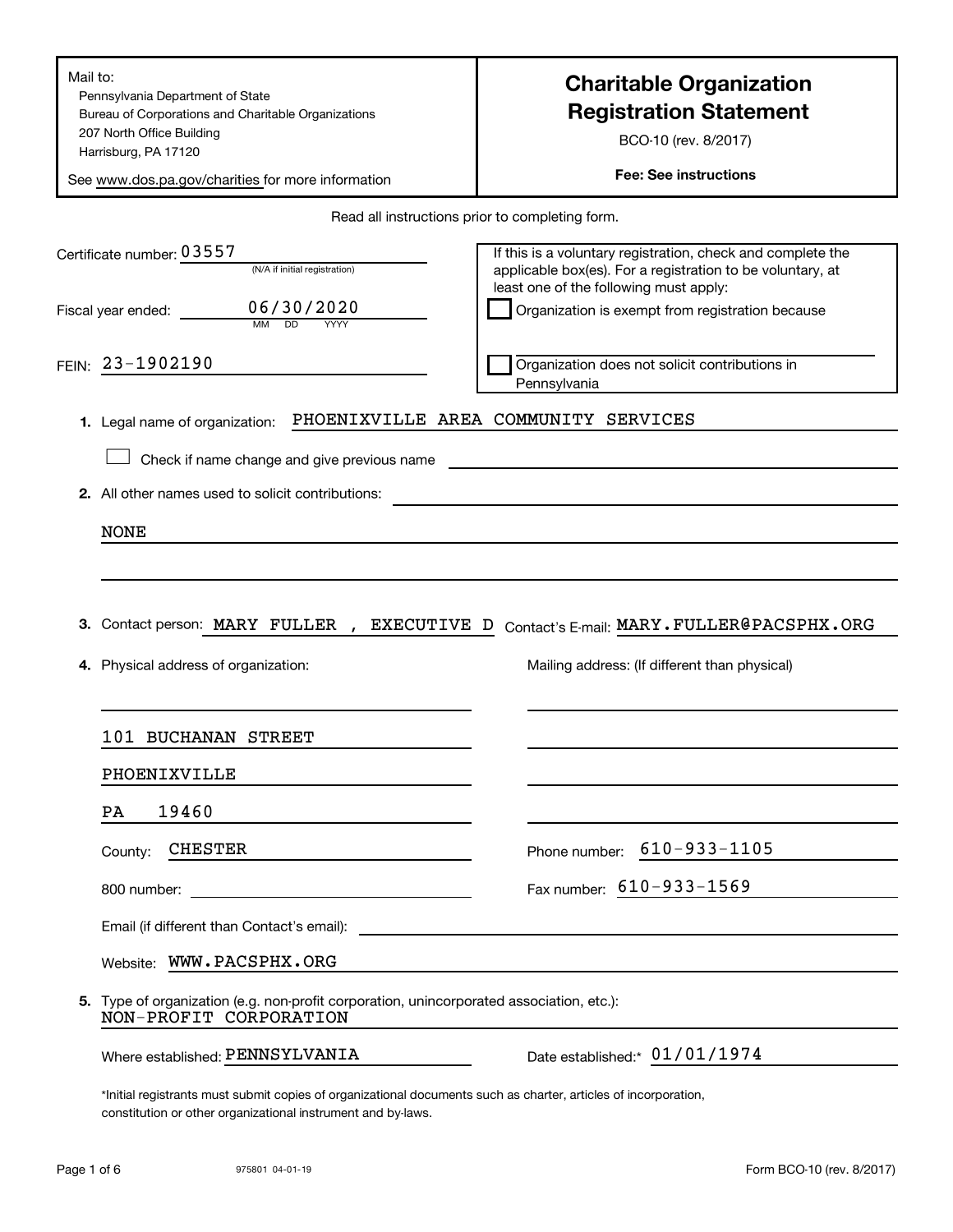Mail to:
Pennsylvania Department of State
Bureau of Corporations and Charitable Organizations
207 North Office Building
Harrisburg, PA 17120

See www.dos.pa.gov/charities for more information

# Charitable Organization Registration Statement

BCO-10 (rev. 8/2017)

**Fee: See instructions**

Read all instructions prior to completing form.

Certificate number: 03557
(N/A if initial registration)

Fiscal year ended: 06/30/2020
MM DD YYYY

FEIN: 23-1902190

If this is a voluntary registration, check and complete the applicable box(es). For a registration to be voluntary, at least one of the following must apply:

☐ Organization is exempt from registration because

☐ Organization does not solicit contributions in Pennsylvania

**1.** Legal name of organization: PHOENIXVILLE AREA COMMUNITY SERVICES

☐ Check if name change and give previous name

**2.** All other names used to solicit contributions:

NONE

**3.** Contact person: MARY FULLER , EXECUTIVE D Contact's E-mail: MARY.FULLER@PACSPHX.ORG

**4.** Physical address of organization:

101 BUCHANAN STREET
PHOENIXVILLE
PA 19460

County: CHESTER

800 number:

Mailing address: (If different than physical)

Phone number: 610-933-1105

Fax number: 610-933-1569

Email (if different than Contact's email):

Website: WWW.PACSPHX.ORG

**5.** Type of organization (e.g. non-profit corporation, unincorporated association, etc.):
NON-PROFIT CORPORATION

Where established: PENNSYLVANIA

Date established:* 01/01/1974

*Initial registrants must submit copies of organizational documents such as charter, articles of incorporation, constitution or other organizational instrument and by-laws.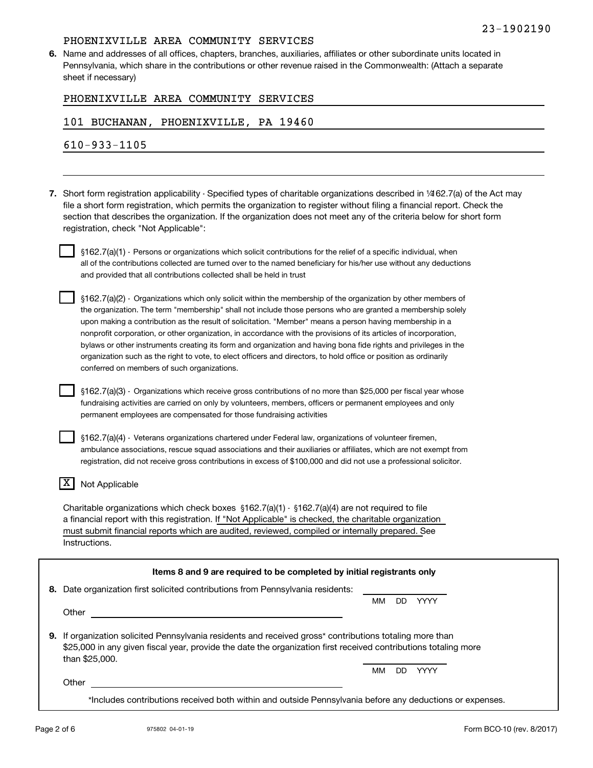23-1902190

PHOENIXVILLE AREA COMMUNITY SERVICES

**6.** Name and addresses of all offices, chapters, branches, auxiliaries, affiliates or other subordinate units located in Pennsylvania, which share in the contributions or other revenue raised in the Commonwealth: (Attach a separate sheet if necessary)

PHOENIXVILLE AREA COMMUNITY SERVICES

101 BUCHANAN, PHOENIXVILLE, PA 19460

610-933-1105

**7.** Short form registration applicability - Specified types of charitable organizations described in ¼162.7(a) of the Act may file a short form registration, which permits the organization to register without filing a financial report. Check the section that describes the organization. If the organization does not meet any of the criteria below for short form registration, check "Not Applicable":

☐ §162.7(a)(1) - Persons or organizations which solicit contributions for the relief of a specific individual, when all of the contributions collected are turned over to the named beneficiary for his/her use without any deductions and provided that all contributions collected shall be held in trust

☐ §162.7(a)(2) - Organizations which only solicit within the membership of the organization by other members of the organization. The term "membership" shall not include those persons who are granted a membership solely upon making a contribution as the result of solicitation. "Member" means a person having membership in a nonprofit corporation, or other organization, in accordance with the provisions of its articles of incorporation, bylaws or other instruments creating its form and organization and having bona fide rights and privileges in the organization such as the right to vote, to elect officers and directors, to hold office or position as ordinarily conferred on members of such organizations.

☐ §162.7(a)(3) - Organizations which receive gross contributions of no more than $25,000 per fiscal year whose fundraising activities are carried on only by volunteers, members, officers or permanent employees and only permanent employees are compensated for those fundraising activities

☐ §162.7(a)(4) - Veterans organizations chartered under Federal law, organizations of volunteer firemen, ambulance associations, rescue squad associations and their auxiliaries or affiliates, which are not exempt from registration, did not receive gross contributions in excess of $100,000 and did not use a professional solicitor.

☒ Not Applicable

Charitable organizations which check boxes §162.7(a)(1) - §162.7(a)(4) are not required to file a financial report with this registration. If "Not Applicable" is checked, the charitable organization must submit financial reports which are audited, reviewed, compiled or internally prepared. See Instructions.

**Items 8 and 9 are required to be completed by initial registrants only**

**8.** Date organization first solicited contributions from Pennsylvania residents: ____________ (MM DD YYYY)

Other ______________________________

**9.** If organization solicited Pennsylvania residents and received gross* contributions totaling more than $25,000 in any given fiscal year, provide the date the organization first received contributions totaling more than $25,000. ____________ (MM DD YYYY)

Other ______________________________

*Includes contributions received both within and outside Pennsylvania before any deductions or expenses.

975802 04-01-19

Form BCO-10 (rev. 8/2017)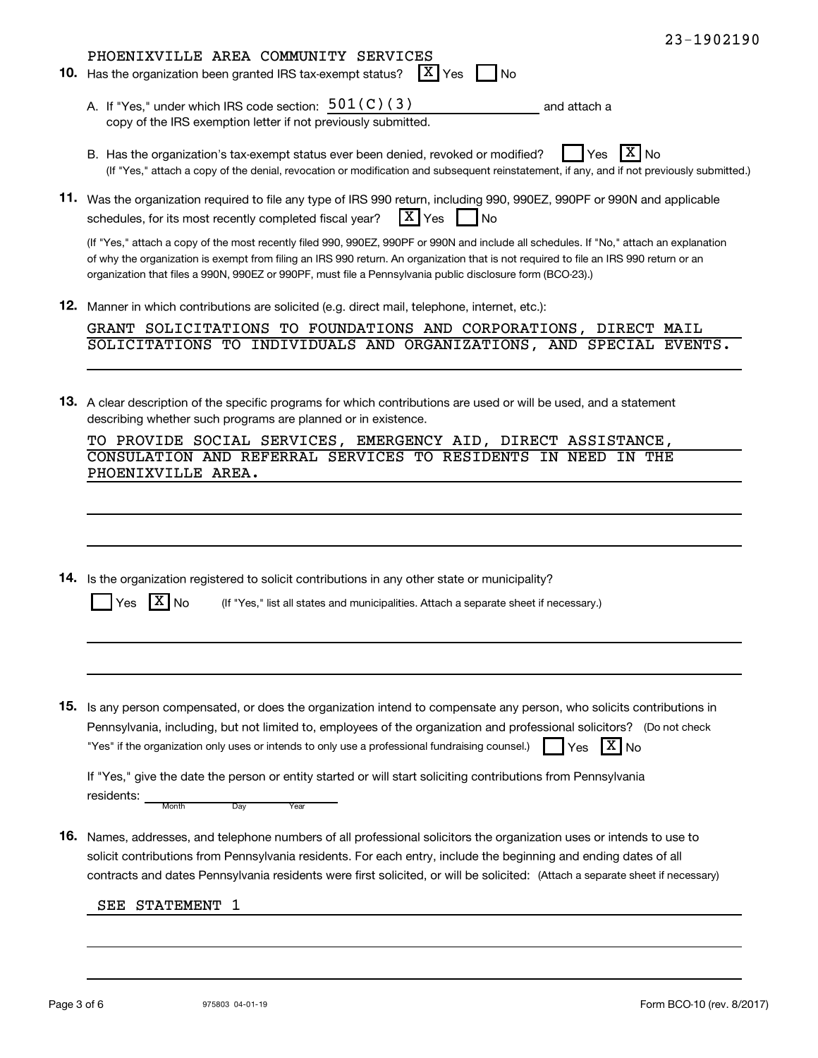23-1902190

PHOENIXVILLE AREA COMMUNITY SERVICES

**10.** Has the organization been granted IRS tax-exempt status? [X] Yes [ ] No

A. If "Yes," under which IRS code section: 501(C)(3) and attach a copy of the IRS exemption letter if not previously submitted.

B. Has the organization's tax-exempt status ever been denied, revoked or modified? [ ] Yes [X] No
(If "Yes," attach a copy of the denial, revocation or modification and subsequent reinstatement, if any, and if not previously submitted.)

**11.** Was the organization required to file any type of IRS 990 return, including 990, 990EZ, 990PF or 990N and applicable schedules, for its most recently completed fiscal year? [X] Yes [ ] No

(If "Yes," attach a copy of the most recently filed 990, 990EZ, 990PF or 990N and include all schedules. If "No," attach an explanation of why the organization is exempt from filing an IRS 990 return. An organization that is not required to file an IRS 990 return or an organization that files a 990N, 990EZ or 990PF, must file a Pennsylvania public disclosure form (BCO-23).)

**12.** Manner in which contributions are solicited (e.g. direct mail, telephone, internet, etc.):

GRANT SOLICITATIONS TO FOUNDATIONS AND CORPORATIONS, DIRECT MAIL SOLICITATIONS TO INDIVIDUALS AND ORGANIZATIONS, AND SPECIAL EVENTS.

**13.** A clear description of the specific programs for which contributions are used or will be used, and a statement describing whether such programs are planned or in existence.

TO PROVIDE SOCIAL SERVICES, EMERGENCY AID, DIRECT ASSISTANCE, CONSULATION AND REFERRAL SERVICES TO RESIDENTS IN NEED IN THE PHOENIXVILLE AREA.

**14.** Is the organization registered to solicit contributions in any other state or municipality?

[ ] Yes [X] No (If "Yes," list all states and municipalities. Attach a separate sheet if necessary.)

**15.** Is any person compensated, or does the organization intend to compensate any person, who solicits contributions in Pennsylvania, including, but not limited to, employees of the organization and professional solicitors? (Do not check "Yes" if the organization only uses or intends to only use a professional fundraising counsel.) [ ] Yes [X] No

If "Yes," give the date the person or entity started or will start soliciting contributions from Pennsylvania residents: ______ (Month Day Year)

**16.** Names, addresses, and telephone numbers of all professional solicitors the organization uses or intends to use to solicit contributions from Pennsylvania residents. For each entry, include the beginning and ending dates of all contracts and dates Pennsylvania residents were first solicited, or will be solicited: (Attach a separate sheet if necessary)

SEE STATEMENT 1

975803 04-01-19 Form BCO-10 (rev. 8/2017)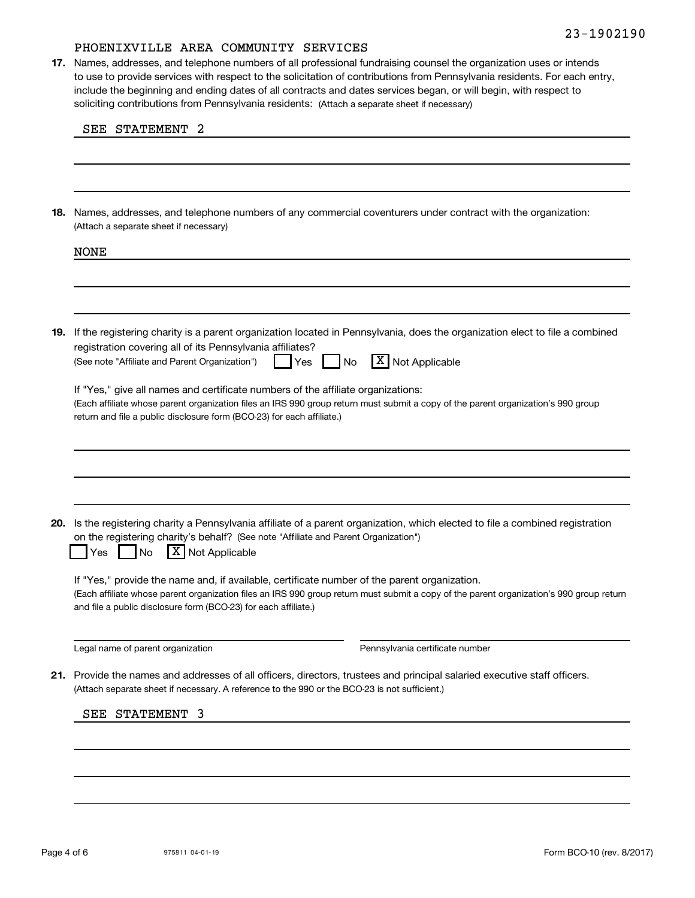23-1902190

PHOENIXVILLE AREA COMMUNITY SERVICES

**17.** Names, addresses, and telephone numbers of all professional fundraising counsel the organization uses or intends to use to provide services with respect to the solicitation of contributions from Pennsylvania residents. For each entry, include the beginning and ending dates of all contracts and dates services began, or will begin, with respect to soliciting contributions from Pennsylvania residents: (Attach a separate sheet if necessary)

SEE STATEMENT 2

**18.** Names, addresses, and telephone numbers of any commercial coventurers under contract with the organization: (Attach a separate sheet if necessary)

NONE

**19.** If the registering charity is a parent organization located in Pennsylvania, does the organization elect to file a combined registration covering all of its Pennsylvania affiliates? (See note "Affiliate and Parent Organization")

☐ Yes ☐ No ☒ Not Applicable

If "Yes," give all names and certificate numbers of the affiliate organizations:
(Each affiliate whose parent organization files an IRS 990 group return must submit a copy of the parent organization's 990 group return and file a public disclosure form (BCO-23) for each affiliate.)

**20.** Is the registering charity a Pennsylvania affiliate of a parent organization, which elected to file a combined registration on the registering charity's behalf? (See note "Affiliate and Parent Organization")

☐ Yes ☐ No ☒ Not Applicable

If "Yes," provide the name and, if available, certificate number of the parent organization.
(Each affiliate whose parent organization files an IRS 990 group return must submit a copy of the parent organization's 990 group return and file a public disclosure form (BCO-23) for each affiliate.)

Legal name of parent organization: ____________________ Pennsylvania certificate number: ____________________

**21.** Provide the names and addresses of all officers, directors, trustees and principal salaried executive staff officers. (Attach separate sheet if necessary. A reference to the 990 or the BCO-23 is not sufficient.)

SEE STATEMENT 3

975811 04-01-19

Form BCO-10 (rev. 8/2017)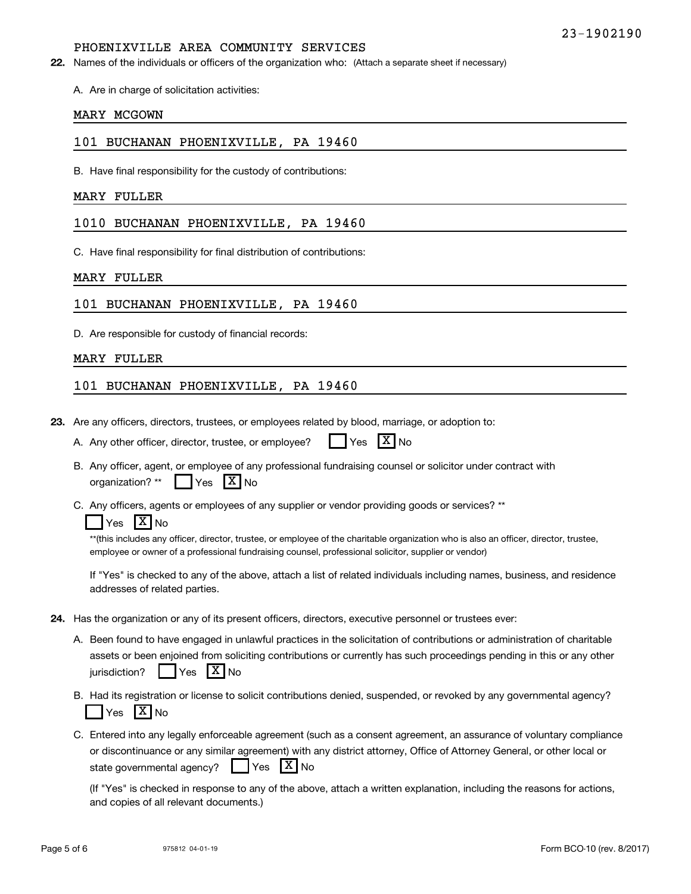23-1902190

PHOENIXVILLE AREA COMMUNITY SERVICES

**22.** Names of the individuals or officers of the organization who: (Attach a separate sheet if necessary)

A. Are in charge of solicitation activities:

MARY MCGOWN

101 BUCHANAN PHOENIXVILLE, PA 19460

B. Have final responsibility for the custody of contributions:

MARY FULLER

1010 BUCHANAN PHOENIXVILLE, PA 19460

C. Have final responsibility for final distribution of contributions:

MARY FULLER

101 BUCHANAN PHOENIXVILLE, PA 19460

D. Are responsible for custody of financial records:

MARY FULLER

101 BUCHANAN PHOENIXVILLE, PA 19460

**23.** Are any officers, directors, trustees, or employees related by blood, marriage, or adoption to:

A. Any other officer, director, trustee, or employee? [ ] Yes [X] No

B. Any officer, agent, or employee of any professional fundraising counsel or solicitor under contract with organization? ** [ ] Yes [X] No

C. Any officers, agents or employees of any supplier or vendor providing goods or services? **
[ ] Yes [X] No

**(this includes any officer, director, trustee, or employee of the charitable organization who is also an officer, director, trustee, employee or owner of a professional fundraising counsel, professional solicitor, supplier or vendor)

If "Yes" is checked to any of the above, attach a list of related individuals including names, business, and residence addresses of related parties.

**24.** Has the organization or any of its present officers, directors, executive personnel or trustees ever:

A. Been found to have engaged in unlawful practices in the solicitation of contributions or administration of charitable assets or been enjoined from soliciting contributions or currently has such proceedings pending in this or any other jurisdiction? [ ] Yes [X] No

B. Had its registration or license to solicit contributions denied, suspended, or revoked by any governmental agency?
[ ] Yes [X] No

C. Entered into any legally enforceable agreement (such as a consent agreement, an assurance of voluntary compliance or discontinuance or any similar agreement) with any district attorney, Office of Attorney General, or other local or state governmental agency? [ ] Yes [X] No

(If "Yes" is checked in response to any of the above, attach a written explanation, including the reasons for actions, and copies of all relevant documents.)

975812 04-01-19

Form BCO-10 (rev. 8/2017)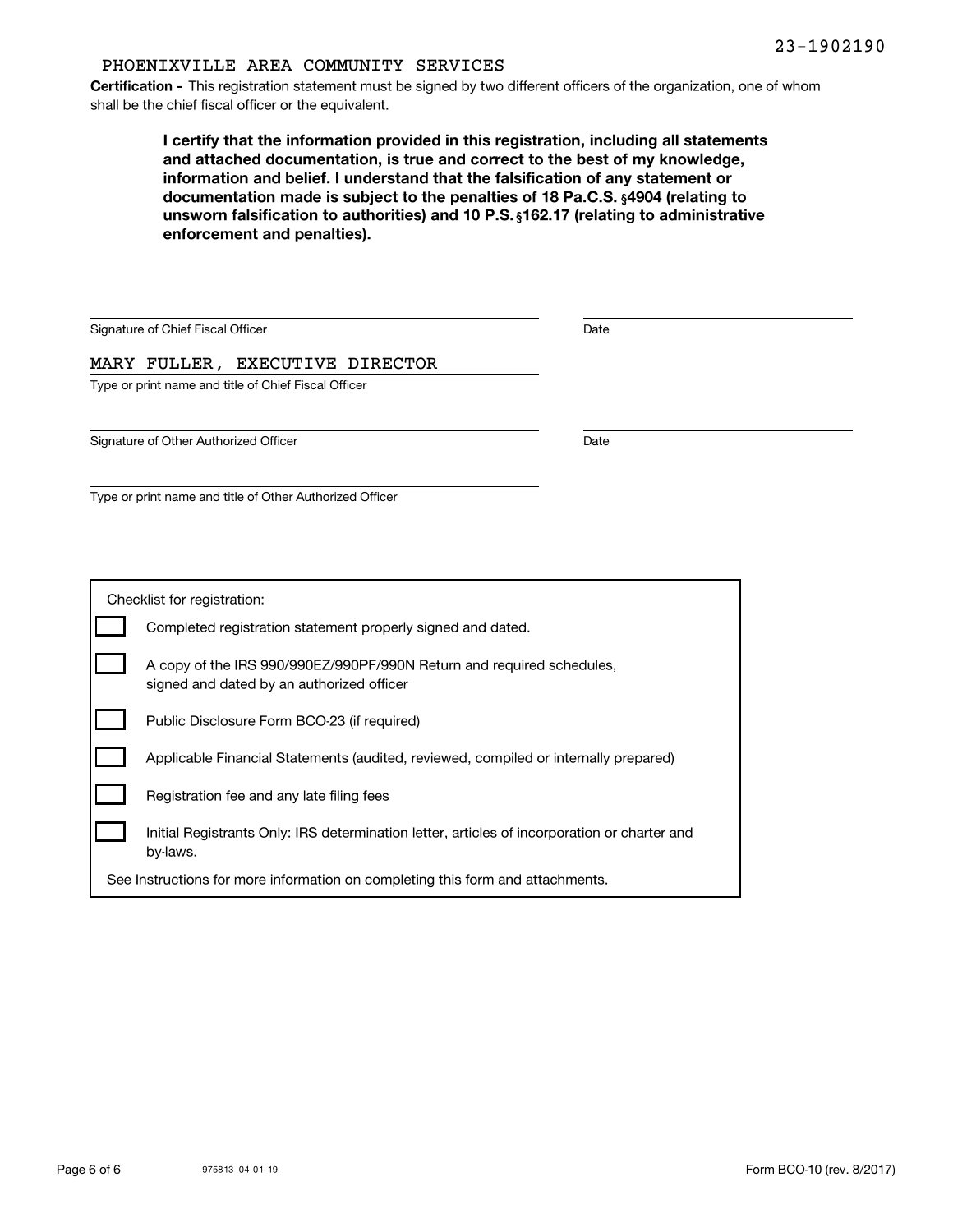23-1902190

PHOENIXVILLE AREA COMMUNITY SERVICES

**Certification -** This registration statement must be signed by two different officers of the organization, one of whom shall be the chief fiscal officer or the equivalent.

**I certify that the information provided in this registration, including all statements and attached documentation, is true and correct to the best of my knowledge, information and belief. I understand that the falsification of any statement or documentation made is subject to the penalties of 18 Pa.C.S. §4904 (relating to unsworn falsification to authorities) and 10 P.S. §162.17 (relating to administrative enforcement and penalties).**

Signature of Chief Fiscal Officer — Date

MARY FULLER, EXECUTIVE DIRECTOR

Type or print name and title of Chief Fiscal Officer

Signature of Other Authorized Officer — Date

Type or print name and title of Other Authorized Officer

Checklist for registration:

- ☐ Completed registration statement properly signed and dated.
- ☐ A copy of the IRS 990/990EZ/990PF/990N Return and required schedules, signed and dated by an authorized officer
- ☐ Public Disclosure Form BCO-23 (if required)
- ☐ Applicable Financial Statements (audited, reviewed, compiled or internally prepared)
- ☐ Registration fee and any late filing fees
- ☐ Initial Registrants Only: IRS determination letter, articles of incorporation or charter and by-laws.

See Instructions for more information on completing this form and attachments.

975813 04-01-19

Form BCO-10 (rev. 8/2017)